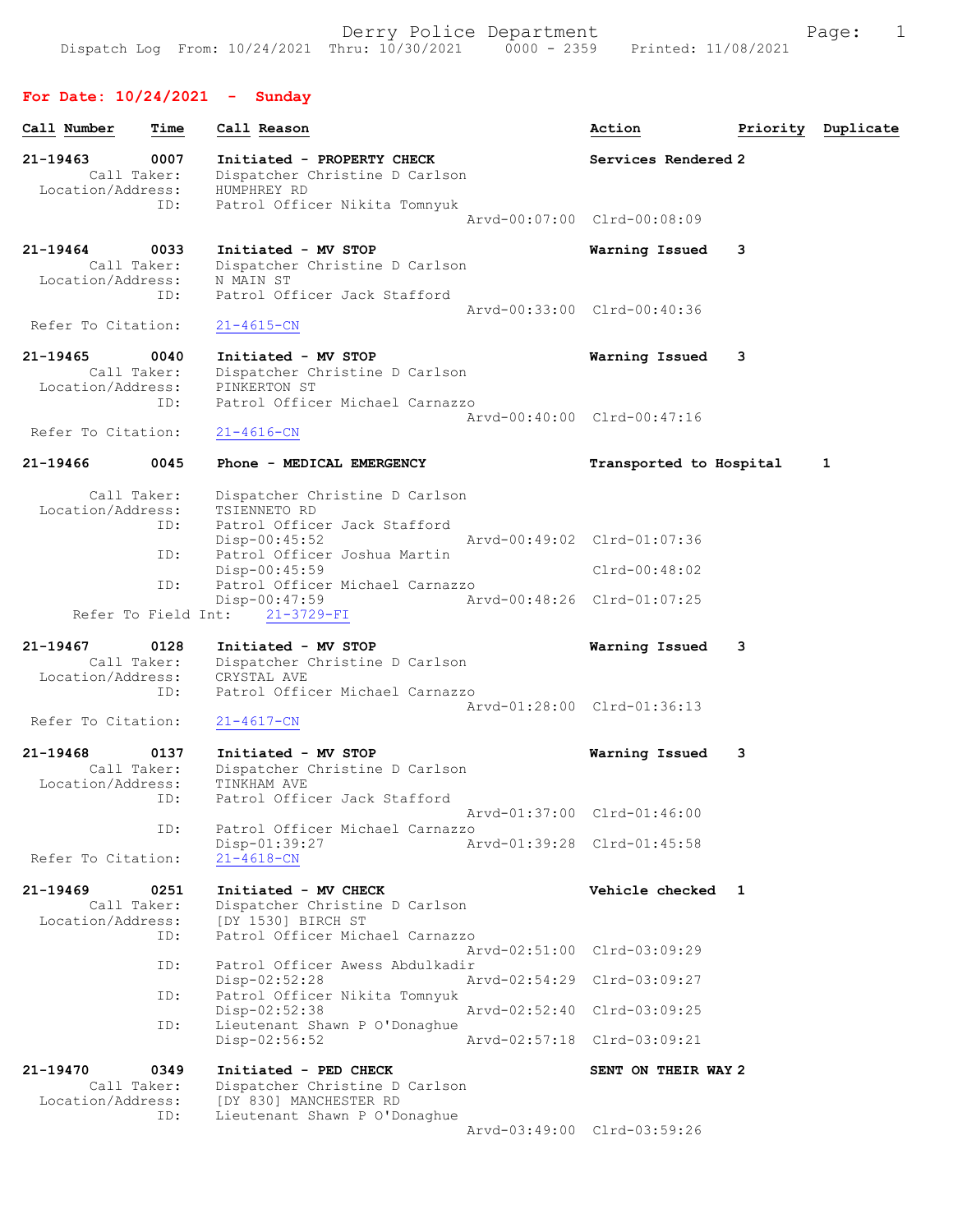Derry Police Department

Dispatch Log From: 10/24/2021 Thru: 10/30/2021 0000 - 2359 Printed: 11/08/2021

## For Date: 10/24/2021 - Sunday

| Call Number | Time | Call Reason | Action | Priority | Duplicate |
|---|---|---|---|---|---|

**21-19463** 0007 Initiated - PROPERTY CHECK — Services Rendered 2
Call Taker: Dispatcher Christine D Carlson
Location/Address: HUMPHREY RD
ID: Patrol Officer Nikita Tomnyuk
Arvd-00:07:00 Clrd-00:08:09

**21-19464** 0033 Initiated - MV STOP — Warning Issued 3
Call Taker: Dispatcher Christine D Carlson
Location/Address: N MAIN ST
ID: Patrol Officer Jack Stafford
Arvd-00:33:00 Clrd-00:40:36
Refer To Citation: 21-4615-CN

**21-19465** 0040 Initiated - MV STOP — Warning Issued 3
Call Taker: Dispatcher Christine D Carlson
Location/Address: PINKERTON ST
ID: Patrol Officer Michael Carnazzo
Arvd-00:40:00 Clrd-00:47:16
Refer To Citation: 21-4616-CN

**21-19466** 0045 Phone - MEDICAL EMERGENCY — Transported to Hospital 1
Call Taker: Dispatcher Christine D Carlson
Location/Address: TSIENNETO RD
ID: Patrol Officer Jack Stafford
Disp-00:45:52 Arvd-00:49:02 Clrd-01:07:36
ID: Patrol Officer Joshua Martin
Disp-00:45:59 Clrd-00:48:02
ID: Patrol Officer Michael Carnazzo
Disp-00:47:59 Arvd-00:48:26 Clrd-01:07:25
Refer To Field Int: 21-3729-FI

**21-19467** 0128 Initiated - MV STOP — Warning Issued 3
Call Taker: Dispatcher Christine D Carlson
Location/Address: CRYSTAL AVE
ID: Patrol Officer Michael Carnazzo
Arvd-01:28:00 Clrd-01:36:13
Refer To Citation: 21-4617-CN

**21-19468** 0137 Initiated - MV STOP — Warning Issued 3
Call Taker: Dispatcher Christine D Carlson
Location/Address: TINKHAM AVE
ID: Patrol Officer Jack Stafford
Arvd-01:37:00 Clrd-01:46:00
ID: Patrol Officer Michael Carnazzo
Disp-01:39:27 Arvd-01:39:28 Clrd-01:45:58
Refer To Citation: 21-4618-CN

**21-19469** 0251 Initiated - MV CHECK — Vehicle checked 1
Call Taker: Dispatcher Christine D Carlson
Location/Address: [DY 1530] BIRCH ST
ID: Patrol Officer Michael Carnazzo
Arvd-02:51:00 Clrd-03:09:29
ID: Patrol Officer Awess Abdulkadir
Disp-02:52:28 Arvd-02:54:29 Clrd-03:09:27
ID: Patrol Officer Nikita Tomnyuk
Disp-02:52:38 Arvd-02:52:40 Clrd-03:09:25
ID: Lieutenant Shawn P O'Donaghue
Disp-02:56:52 Arvd-02:57:18 Clrd-03:09:21

**21-19470** 0349 Initiated - PED CHECK — SENT ON THEIR WAY 2
Call Taker: Dispatcher Christine D Carlson
Location/Address: [DY 830] MANCHESTER RD
ID: Lieutenant Shawn P O'Donaghue
Arvd-03:49:00 Clrd-03:59:26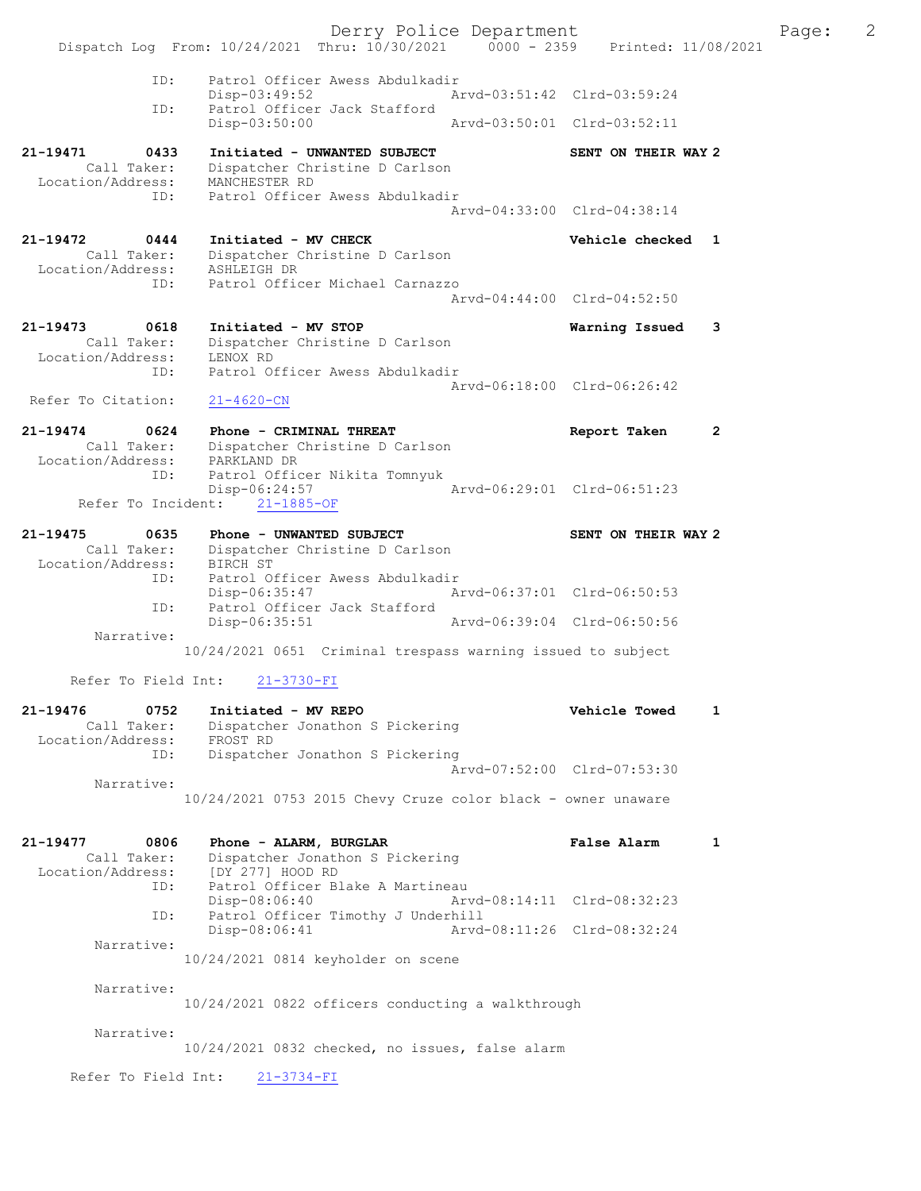ID: Patrol Officer Awess Abdulkadir
Disp-03:49:52 Arvd-03:51:42 Clrd-03:59:24
ID: Patrol Officer Jack Stafford
Disp-03:50:00 Arvd-03:50:01 Clrd-03:52:11

**21-19471 0433 Initiated - UNWANTED SUBJECT SENT ON THEIR WAY 2**
Call Taker: Dispatcher Christine D Carlson
Location/Address: MANCHESTER RD
ID: Patrol Officer Awess Abdulkadir
Arvd-04:33:00 Clrd-04:38:14

**21-19472 0444 Initiated - MV CHECK Vehicle checked 1**
Call Taker: Dispatcher Christine D Carlson
Location/Address: ASHLEIGH DR
ID: Patrol Officer Michael Carnazzo
Arvd-04:44:00 Clrd-04:52:50

**21-19473 0618 Initiated - MV STOP Warning Issued 3**
Call Taker: Dispatcher Christine D Carlson
Location/Address: LENOX RD
ID: Patrol Officer Awess Abdulkadir
Arvd-06:18:00 Clrd-06:26:42
Refer To Citation: 21-4620-CN

**21-19474 0624 Phone - CRIMINAL THREAT Report Taken 2**
Call Taker: Dispatcher Christine D Carlson
Location/Address: PARKLAND DR
ID: Patrol Officer Nikita Tomnyuk
Disp-06:24:57 Arvd-06:29:01 Clrd-06:51:23
Refer To Incident: 21-1885-OF

**21-19475 0635 Phone - UNWANTED SUBJECT SENT ON THEIR WAY 2**
Call Taker: Dispatcher Christine D Carlson
Location/Address: BIRCH ST
ID: Patrol Officer Awess Abdulkadir
Disp-06:35:47 Arvd-06:37:01 Clrd-06:50:53
ID: Patrol Officer Jack Stafford
Disp-06:35:51 Arvd-06:39:04 Clrd-06:50:56
Narrative:
10/24/2021 0651 Criminal trespass warning issued to subject

Refer To Field Int: 21-3730-FI

**21-19476 0752 Initiated - MV REPO Vehicle Towed 1**
Call Taker: Dispatcher Jonathon S Pickering
Location/Address: FROST RD
ID: Dispatcher Jonathon S Pickering
Arvd-07:52:00 Clrd-07:53:30
Narrative:
10/24/2021 0753 2015 Chevy Cruze color black - owner unaware

**21-19477 0806 Phone - ALARM, BURGLAR False Alarm 1**
Call Taker: Dispatcher Jonathon S Pickering
Location/Address: [DY 277] HOOD RD
ID: Patrol Officer Blake A Martineau
Disp-08:06:40 Arvd-08:14:11 Clrd-08:32:23
ID: Patrol Officer Timothy J Underhill
Disp-08:06:41 Arvd-08:11:26 Clrd-08:32:24
Narrative:
10/24/2021 0814 keyholder on scene

Narrative:
10/24/2021 0822 officers conducting a walkthrough

Narrative:
10/24/2021 0832 checked, no issues, false alarm

Refer To Field Int: 21-3734-FI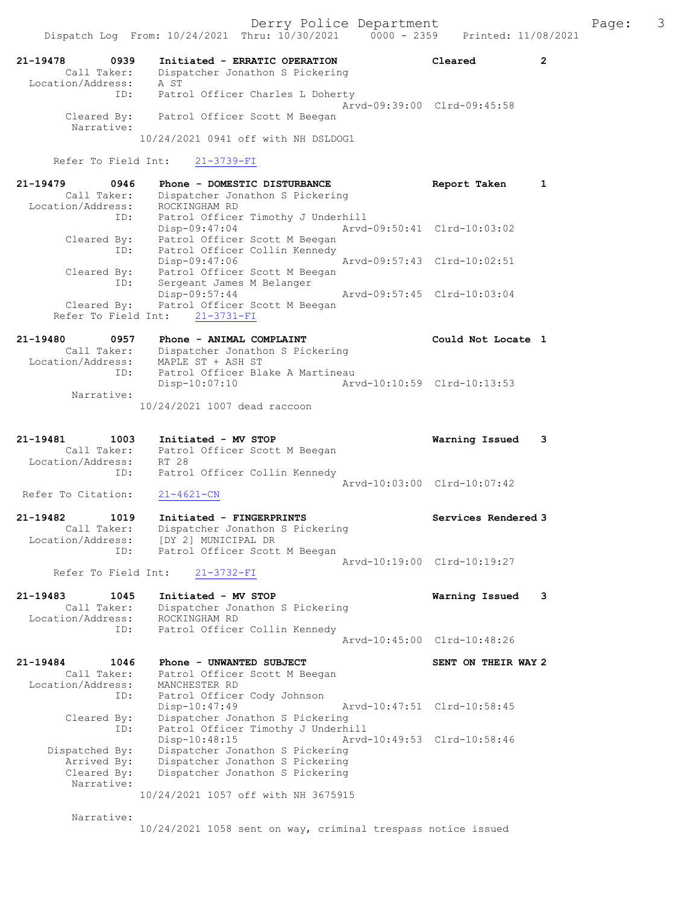```
21-19478        0939    Initiated - ERRATIC OPERATION                 Cleared          2
        Call Taker:     Dispatcher Jonathon S Pickering
  Location/Address:     A ST
                ID:     Patrol Officer Charles L Doherty
                                                  Arvd-09:39:00  Clrd-09:45:58
        Cleared By:     Patrol Officer Scott M Beegan
         Narrative:
                    10/24/2021 0941 off with NH DSLDOG1

      Refer To Field Int:     21-3739-FI

21-19479        0946    Phone - DOMESTIC DISTURBANCE                  Report Taken     1
        Call Taker:     Dispatcher Jonathon S Pickering
  Location/Address:     ROCKINGHAM RD
                ID:     Patrol Officer Timothy J Underhill
                        Disp-09:47:04             Arvd-09:50:41  Clrd-10:03:02
        Cleared By:     Patrol Officer Scott M Beegan
                ID:     Patrol Officer Collin Kennedy
                        Disp-09:47:06             Arvd-09:57:43  Clrd-10:02:51
        Cleared By:     Patrol Officer Scott M Beegan
                ID:     Sergeant James M Belanger
                        Disp-09:57:44             Arvd-09:57:45  Clrd-10:03:04
        Cleared By:     Patrol Officer Scott M Beegan
      Refer To Field Int:     21-3731-FI

21-19480        0957    Phone - ANIMAL COMPLAINT                      Could Not Locate 1
        Call Taker:     Dispatcher Jonathon S Pickering
  Location/Address:     MAPLE ST + ASH ST
                ID:     Patrol Officer Blake A Martineau
                        Disp-10:07:10             Arvd-10:10:59  Clrd-10:13:53
         Narrative:
                    10/24/2021 1007 dead raccoon

21-19481        1003    Initiated - MV STOP                           Warning Issued   3
        Call Taker:     Patrol Officer Scott M Beegan
  Location/Address:     RT 28
                ID:     Patrol Officer Collin Kennedy
                                                  Arvd-10:03:00  Clrd-10:07:42
  Refer To Citation:    21-4621-CN

21-19482        1019    Initiated - FINGERPRINTS                      Services Rendered 3
        Call Taker:     Dispatcher Jonathon S Pickering
  Location/Address:     [DY 2] MUNICIPAL DR
                ID:     Patrol Officer Scott M Beegan
                                                  Arvd-10:19:00  Clrd-10:19:27
      Refer To Field Int:     21-3732-FI

21-19483        1045    Initiated - MV STOP                           Warning Issued   3
        Call Taker:     Dispatcher Jonathon S Pickering
  Location/Address:     ROCKINGHAM RD
                ID:     Patrol Officer Collin Kennedy
                                                  Arvd-10:45:00  Clrd-10:48:26

21-19484        1046    Phone - UNWANTED SUBJECT                      SENT ON THEIR WAY 2
        Call Taker:     Patrol Officer Scott M Beegan
  Location/Address:     MANCHESTER RD
                ID:     Patrol Officer Cody Johnson
                        Disp-10:47:49             Arvd-10:47:51  Clrd-10:58:45
        Cleared By:     Dispatcher Jonathon S Pickering
                ID:     Patrol Officer Timothy J Underhill
                        Disp-10:48:15             Arvd-10:49:53  Clrd-10:58:46
     Dispatched By:     Dispatcher Jonathon S Pickering
        Arrived By:     Dispatcher Jonathon S Pickering
        Cleared By:     Dispatcher Jonathon S Pickering
         Narrative:
                    10/24/2021 1057 off with NH 3675915

         Narrative:
                    10/24/2021 1058 sent on way, criminal trespass notice issued
```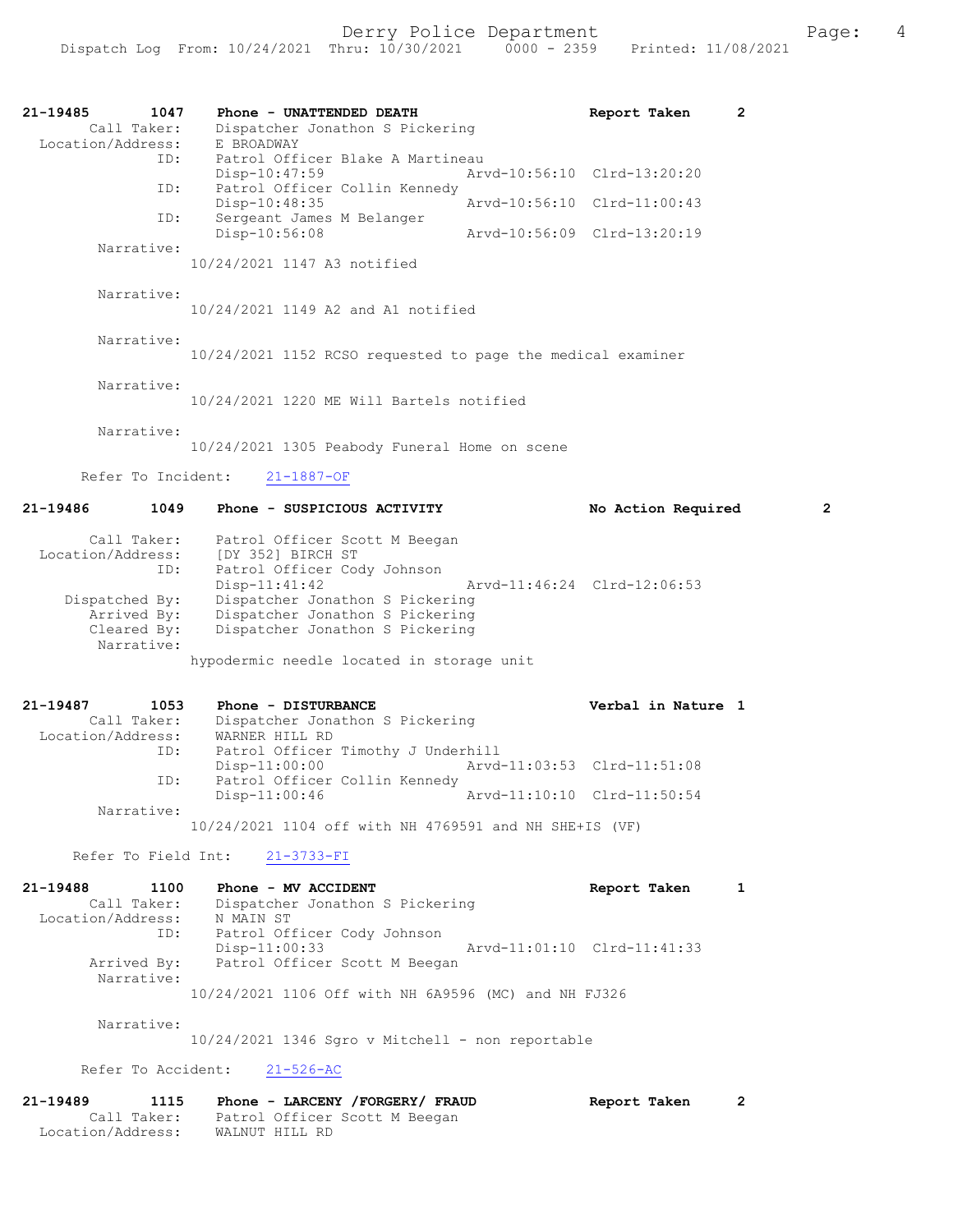```
21-19485        1047    Phone - UNATTENDED DEATH                    Report Taken       2
        Call Taker:     Dispatcher Jonathon S Pickering
  Location/Address:     E BROADWAY
                 ID:    Patrol Officer Blake A Martineau
                        Disp-10:47:59               Arvd-10:56:10  Clrd-13:20:20
                 ID:    Patrol Officer Collin Kennedy
                        Disp-10:48:35               Arvd-10:56:10  Clrd-11:00:43
                 ID:    Sergeant James M Belanger
                        Disp-10:56:08               Arvd-10:56:09  Clrd-13:20:19
          Narrative:
                      10/24/2021 1147 A3 notified

          Narrative:
                      10/24/2021 1149 A2 and A1 notified

          Narrative:
                      10/24/2021 1152 RCSO requested to page the medical examiner

          Narrative:
                      10/24/2021 1220 ME Will Bartels notified

          Narrative:
                      10/24/2021 1305 Peabody Funeral Home on scene

       Refer To Incident:     21-1887-OF

21-19486        1049    Phone - SUSPICIOUS ACTIVITY                 No Action Required         2

        Call Taker:     Patrol Officer Scott M Beegan
  Location/Address:     [DY 352] BIRCH ST
                 ID:    Patrol Officer Cody Johnson
                        Disp-11:41:42               Arvd-11:46:24  Clrd-12:06:53
     Dispatched By:     Dispatcher Jonathon S Pickering
        Arrived By:     Dispatcher Jonathon S Pickering
        Cleared By:     Dispatcher Jonathon S Pickering
         Narrative:
                      hypodermic needle located in storage unit

21-19487        1053    Phone - DISTURBANCE                         Verbal in Nature 1
        Call Taker:     Dispatcher Jonathon S Pickering
  Location/Address:     WARNER HILL RD
                 ID:    Patrol Officer Timothy J Underhill
                        Disp-11:00:00               Arvd-11:03:53  Clrd-11:51:08
                 ID:    Patrol Officer Collin Kennedy
                        Disp-11:00:46               Arvd-11:10:10  Clrd-11:50:54
         Narrative:
                      10/24/2021 1104 off with NH 4769591 and NH SHE+IS (VF)

      Refer To Field Int:     21-3733-FI

21-19488        1100    Phone - MV ACCIDENT                         Report Taken       1
        Call Taker:     Dispatcher Jonathon S Pickering
  Location/Address:     N MAIN ST
                 ID:    Patrol Officer Cody Johnson
                        Disp-11:00:33               Arvd-11:01:10  Clrd-11:41:33
        Arrived By:     Patrol Officer Scott M Beegan
         Narrative:
                      10/24/2021 1106 Off with NH 6A9596 (MC) and NH FJ326

         Narrative:
                      10/24/2021 1346 Sgro v Mitchell - non reportable

       Refer To Accident:     21-526-AC

21-19489        1115    Phone - LARCENY /FORGERY/ FRAUD             Report Taken       2
        Call Taker:     Patrol Officer Scott M Beegan
  Location/Address:     WALNUT HILL RD
```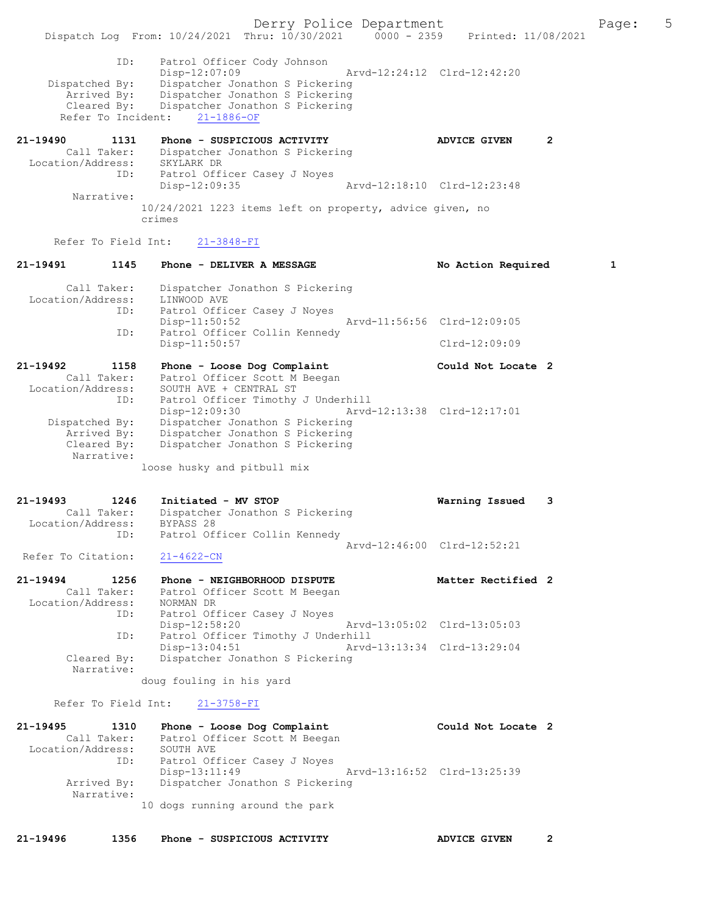```
            ID:     Patrol Officer Cody Johnson
                    Disp-12:07:09                Arvd-12:24:12  Clrd-12:42:20
   Dispatched By:   Dispatcher Jonathon S Pickering
      Arrived By:   Dispatcher Jonathon S Pickering
      Cleared By:   Dispatcher Jonathon S Pickering
   Refer To Incident:   21-1886-OF

21-19490     1131    Phone - SUSPICIOUS ACTIVITY                ADVICE GIVEN     2
      Call Taker:   Dispatcher Jonathon S Pickering
 Location/Address:  SKYLARK DR
            ID:     Patrol Officer Casey J Noyes
                    Disp-12:09:35                Arvd-12:18:10  Clrd-12:23:48
      Narrative:
                  10/24/2021 1223 items left on property, advice given, no
                  crimes

   Refer To Field Int:    21-3848-FI

21-19491     1145    Phone - DELIVER A MESSAGE                  No Action Required       1

      Call Taker:   Dispatcher Jonathon S Pickering
 Location/Address:  LINWOOD AVE
            ID:     Patrol Officer Casey J Noyes
                    Disp-11:50:52                Arvd-11:56:56  Clrd-12:09:05
            ID:     Patrol Officer Collin Kennedy
                    Disp-11:50:57                               Clrd-12:09:09

21-19492     1158    Phone - Loose Dog Complaint                Could Not Locate 2
      Call Taker:   Patrol Officer Scott M Beegan
 Location/Address:  SOUTH AVE + CENTRAL ST
            ID:     Patrol Officer Timothy J Underhill
                    Disp-12:09:30                Arvd-12:13:38  Clrd-12:17:01
   Dispatched By:   Dispatcher Jonathon S Pickering
      Arrived By:   Dispatcher Jonathon S Pickering
      Cleared By:   Dispatcher Jonathon S Pickering
      Narrative:
                  loose husky and pitbull mix


21-19493     1246    Initiated - MV STOP                        Warning Issued    3
      Call Taker:   Dispatcher Jonathon S Pickering
 Location/Address:  BYPASS 28
            ID:     Patrol Officer Collin Kennedy
                                                 Arvd-12:46:00  Clrd-12:52:21
  Refer To Citation:   21-4622-CN

21-19494     1256    Phone - NEIGHBORHOOD DISPUTE               Matter Rectified 2
      Call Taker:   Patrol Officer Scott M Beegan
 Location/Address:  NORMAN DR
            ID:     Patrol Officer Casey J Noyes
                    Disp-12:58:20                Arvd-13:05:02  Clrd-13:05:03
            ID:     Patrol Officer Timothy J Underhill
                    Disp-13:04:51                Arvd-13:13:34  Clrd-13:29:04
      Cleared By:   Dispatcher Jonathon S Pickering
      Narrative:
                  doug fouling in his yard

   Refer To Field Int:    21-3758-FI

21-19495     1310    Phone - Loose Dog Complaint                Could Not Locate 2
      Call Taker:   Patrol Officer Scott M Beegan
 Location/Address:  SOUTH AVE
            ID:     Patrol Officer Casey J Noyes
                    Disp-13:11:49                Arvd-13:16:52  Clrd-13:25:39
      Arrived By:   Dispatcher Jonathon S Pickering
      Narrative:
                  10 dogs running around the park


21-19496     1356    Phone - SUSPICIOUS ACTIVITY                ADVICE GIVEN     2
```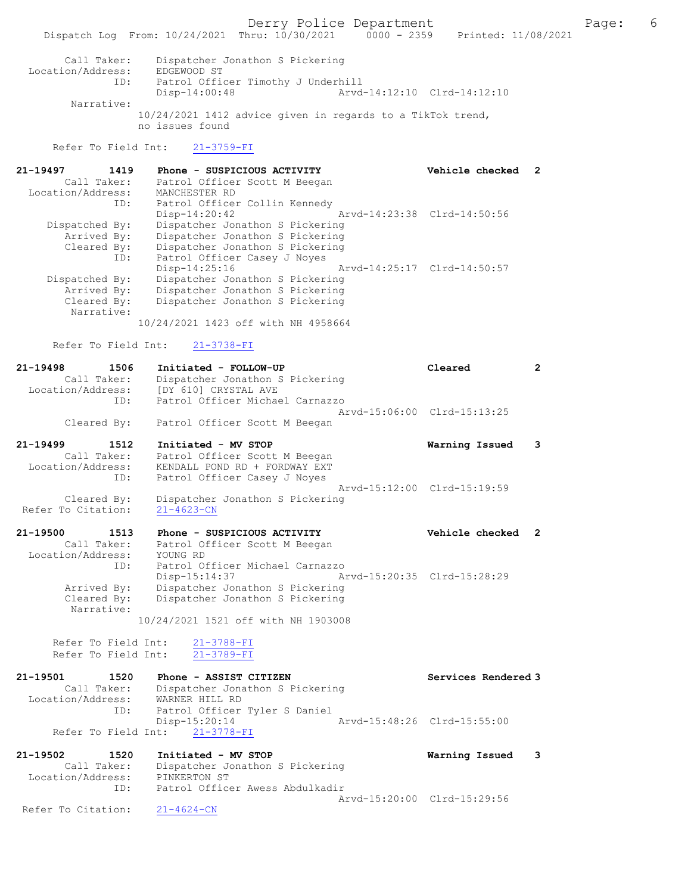```
        Call Taker:    Dispatcher Jonathon S Pickering
  Location/Address:    EDGEWOOD ST
                ID:    Patrol Officer Timothy J Underhill
                       Disp-14:00:48                 Arvd-14:12:10  Clrd-14:12:10
         Narrative:
                      10/24/2021 1412 advice given in regards to a TikTok trend,
                      no issues found

      Refer To Field Int:    21-3759-FI

21-19497        1419    Phone - SUSPICIOUS ACTIVITY                 Vehicle checked   2
        Call Taker:    Patrol Officer Scott M Beegan
  Location/Address:    MANCHESTER RD
                ID:    Patrol Officer Collin Kennedy
                       Disp-14:20:42                 Arvd-14:23:38  Clrd-14:50:56
     Dispatched By:    Dispatcher Jonathon S Pickering
        Arrived By:    Dispatcher Jonathon S Pickering
        Cleared By:    Dispatcher Jonathon S Pickering
                ID:    Patrol Officer Casey J Noyes
                       Disp-14:25:16                 Arvd-14:25:17  Clrd-14:50:57
     Dispatched By:    Dispatcher Jonathon S Pickering
        Arrived By:    Dispatcher Jonathon S Pickering
        Cleared By:    Dispatcher Jonathon S Pickering
         Narrative:
                      10/24/2021 1423 off with NH 4958664

      Refer To Field Int:    21-3738-FI

21-19498        1506    Initiated - FOLLOW-UP                       Cleared           2
        Call Taker:    Dispatcher Jonathon S Pickering
  Location/Address:    [DY 610] CRYSTAL AVE
                ID:    Patrol Officer Michael Carnazzo
                                                     Arvd-15:06:00  Clrd-15:13:25
        Cleared By:    Patrol Officer Scott M Beegan

21-19499        1512    Initiated - MV STOP                         Warning Issued    3
        Call Taker:    Patrol Officer Scott M Beegan
  Location/Address:    KENDALL POND RD + FORDWAY EXT
                ID:    Patrol Officer Casey J Noyes
                                                     Arvd-15:12:00  Clrd-15:19:59
        Cleared By:    Dispatcher Jonathon S Pickering
 Refer To Citation:    21-4623-CN

21-19500        1513    Phone - SUSPICIOUS ACTIVITY                 Vehicle checked   2
        Call Taker:    Patrol Officer Scott M Beegan
  Location/Address:    YOUNG RD
                ID:    Patrol Officer Michael Carnazzo
                       Disp-15:14:37                 Arvd-15:20:35  Clrd-15:28:29
        Arrived By:    Dispatcher Jonathon S Pickering
        Cleared By:    Dispatcher Jonathon S Pickering
         Narrative:
                      10/24/2021 1521 off with NH 1903008

      Refer To Field Int:    21-3788-FI
      Refer To Field Int:    21-3789-FI

21-19501        1520    Phone - ASSIST CITIZEN                      Services Rendered 3
        Call Taker:    Dispatcher Jonathon S Pickering
  Location/Address:    WARNER HILL RD
                ID:    Patrol Officer Tyler S Daniel
                       Disp-15:20:14                 Arvd-15:48:26  Clrd-15:55:00
      Refer To Field Int:    21-3778-FI

21-19502        1520    Initiated - MV STOP                         Warning Issued    3
        Call Taker:    Dispatcher Jonathon S Pickering
  Location/Address:    PINKERTON ST
                ID:    Patrol Officer Awess Abdulkadir
                                                     Arvd-15:20:00  Clrd-15:29:56
 Refer To Citation:    21-4624-CN
```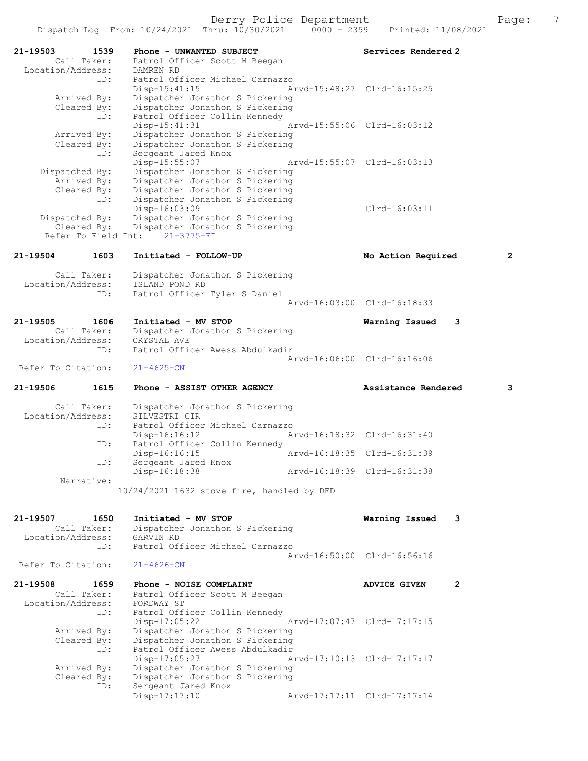```
21-19503        1539    Phone - UNWANTED SUBJECT                  Services Rendered 2
       Call Taker:      Patrol Officer Scott M Beegan
  Location/Address:     DAMREN RD
               ID:      Patrol Officer Michael Carnazzo
                        Disp-15:41:15                Arvd-15:48:27  Clrd-16:15:25
       Arrived By:      Dispatcher Jonathon S Pickering
       Cleared By:      Dispatcher Jonathon S Pickering
               ID:      Patrol Officer Collin Kennedy
                        Disp-15:41:31                Arvd-15:55:06  Clrd-16:03:12
       Arrived By:      Dispatcher Jonathon S Pickering
       Cleared By:      Dispatcher Jonathon S Pickering
               ID:      Sergeant Jared Knox
                        Disp-15:55:07                Arvd-15:55:07  Clrd-16:03:13
    Dispatched By:      Dispatcher Jonathon S Pickering
       Arrived By:      Dispatcher Jonathon S Pickering
       Cleared By:      Dispatcher Jonathon S Pickering
               ID:      Dispatcher Jonathon S Pickering
                        Disp-16:03:09                               Clrd-16:03:11
    Dispatched By:      Dispatcher Jonathon S Pickering
       Cleared By:      Dispatcher Jonathon S Pickering
    Refer To Field Int:    21-3775-FI

21-19504        1603    Initiated - FOLLOW-UP                     No Action Required       2

       Call Taker:      Dispatcher Jonathon S Pickering
  Location/Address:     ISLAND POND RD
               ID:      Patrol Officer Tyler S Daniel
                                                     Arvd-16:03:00  Clrd-16:18:33

21-19505        1606    Initiated - MV STOP                       Warning Issued    3
       Call Taker:      Dispatcher Jonathon S Pickering
  Location/Address:     CRYSTAL AVE
               ID:      Patrol Officer Awess Abdulkadir
                                                     Arvd-16:06:00  Clrd-16:16:06
  Refer To Citation:    21-4625-CN

21-19506        1615    Phone - ASSIST OTHER AGENCY               Assistance Rendered      3

       Call Taker:      Dispatcher Jonathon S Pickering
  Location/Address:     SILVESTRI CIR
               ID:      Patrol Officer Michael Carnazzo
                        Disp-16:16:12                Arvd-16:18:32  Clrd-16:31:40
               ID:      Patrol Officer Collin Kennedy
                        Disp-16:16:15                Arvd-16:18:35  Clrd-16:31:39
               ID:      Sergeant Jared Knox
                        Disp-16:18:38                Arvd-16:18:39  Clrd-16:31:38
        Narrative:
                   10/24/2021 1632 stove fire, handled by DFD


21-19507        1650    Initiated - MV STOP                       Warning Issued    3
       Call Taker:      Dispatcher Jonathon S Pickering
  Location/Address:     GARVIN RD
               ID:      Patrol Officer Michael Carnazzo
                                                     Arvd-16:50:00  Clrd-16:56:16
  Refer To Citation:    21-4626-CN

21-19508        1659    Phone - NOISE COMPLAINT                   ADVICE GIVEN      2
       Call Taker:      Patrol Officer Scott M Beegan
  Location/Address:     FORDWAY ST
               ID:      Patrol Officer Collin Kennedy
                        Disp-17:05:22                Arvd-17:07:47  Clrd-17:17:15
       Arrived By:      Dispatcher Jonathon S Pickering
       Cleared By:      Dispatcher Jonathon S Pickering
               ID:      Patrol Officer Awess Abdulkadir
                        Disp-17:05:27                Arvd-17:10:13  Clrd-17:17:17
       Arrived By:      Dispatcher Jonathon S Pickering
       Cleared By:      Dispatcher Jonathon S Pickering
               ID:      Sergeant Jared Knox
                        Disp-17:17:10                Arvd-17:17:11  Clrd-17:17:14
```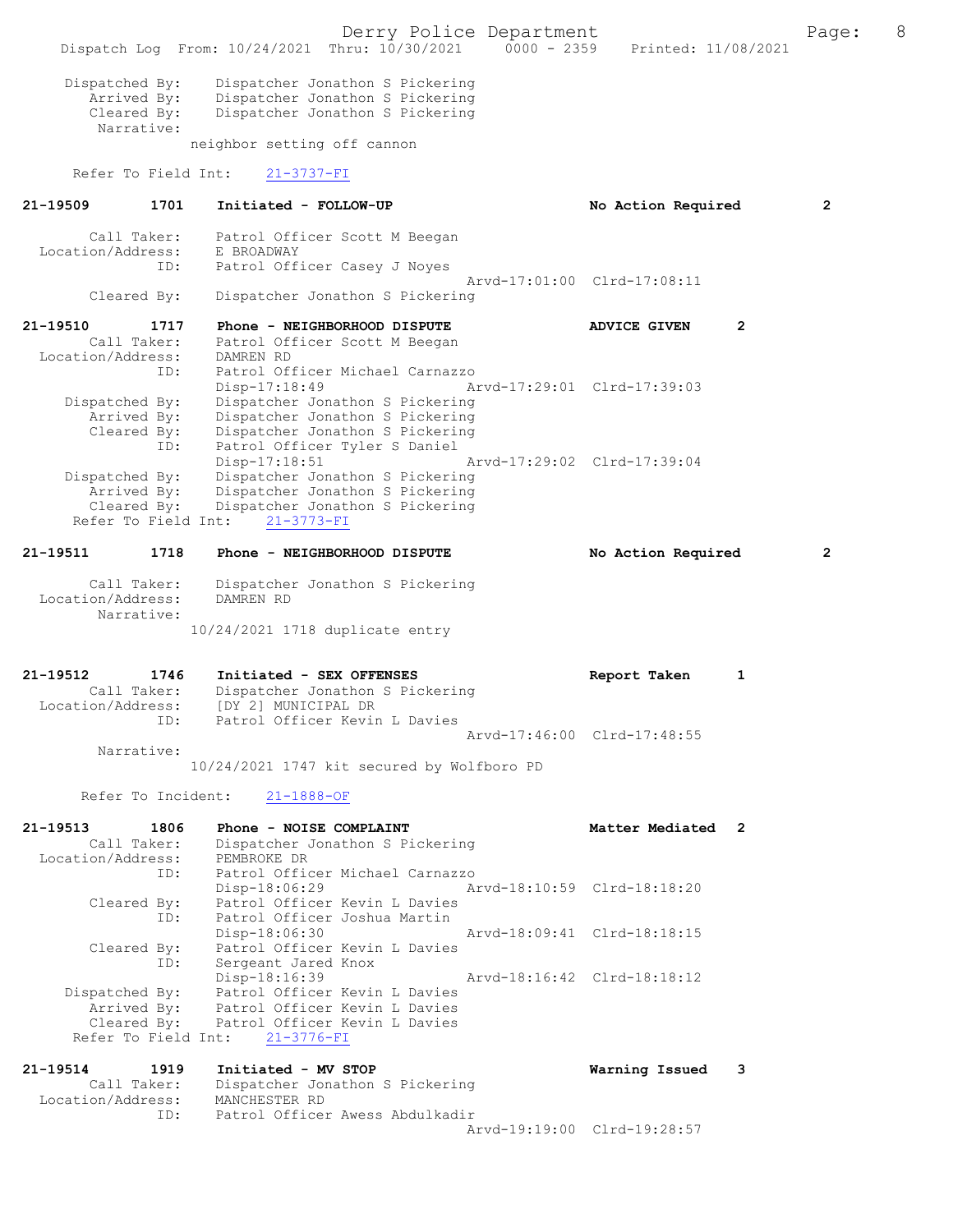```
    Dispatched By:    Dispatcher Jonathon S Pickering
       Arrived By:    Dispatcher Jonathon S Pickering
       Cleared By:    Dispatcher Jonathon S Pickering
        Narrative:
                   neighbor setting off cannon

     Refer To Field Int:    21-3737-FI

21-19509        1701    Initiated - FOLLOW-UP                      No Action Required          2

        Call Taker:    Patrol Officer Scott M Beegan
  Location/Address:    E BROADWAY
                ID:    Patrol Officer Casey J Noyes
                                                   Arvd-17:01:00  Clrd-17:08:11
       Cleared By:    Dispatcher Jonathon S Pickering

21-19510        1717    Phone - NEIGHBORHOOD DISPUTE               ADVICE GIVEN        2
        Call Taker:    Patrol Officer Scott M Beegan
  Location/Address:    DAMREN RD
                ID:    Patrol Officer Michael Carnazzo
                       Disp-17:18:49               Arvd-17:29:01  Clrd-17:39:03
    Dispatched By:    Dispatcher Jonathon S Pickering
       Arrived By:    Dispatcher Jonathon S Pickering
       Cleared By:    Dispatcher Jonathon S Pickering
                ID:    Patrol Officer Tyler S Daniel
                       Disp-17:18:51               Arvd-17:29:02  Clrd-17:39:04
    Dispatched By:    Dispatcher Jonathon S Pickering
       Arrived By:    Dispatcher Jonathon S Pickering
       Cleared By:    Dispatcher Jonathon S Pickering
     Refer To Field Int:    21-3773-FI

21-19511        1718    Phone - NEIGHBORHOOD DISPUTE               No Action Required          2

        Call Taker:    Dispatcher Jonathon S Pickering
  Location/Address:    DAMREN RD
        Narrative:
                   10/24/2021 1718 duplicate entry


21-19512        1746    Initiated - SEX OFFENSES                   Report Taken        1
        Call Taker:    Dispatcher Jonathon S Pickering
  Location/Address:    [DY 2] MUNICIPAL DR
                ID:    Patrol Officer Kevin L Davies
                                                   Arvd-17:46:00  Clrd-17:48:55
        Narrative:
                   10/24/2021 1747 kit secured by Wolfboro PD

     Refer To Incident:    21-1888-OF

21-19513        1806    Phone - NOISE COMPLAINT                    Matter Mediated   2
        Call Taker:    Dispatcher Jonathon S Pickering
  Location/Address:    PEMBROKE DR
                ID:    Patrol Officer Michael Carnazzo
                       Disp-18:06:29               Arvd-18:10:59  Clrd-18:18:20
       Cleared By:    Patrol Officer Kevin L Davies
                ID:    Patrol Officer Joshua Martin
                       Disp-18:06:30               Arvd-18:09:41  Clrd-18:18:15
       Cleared By:    Patrol Officer Kevin L Davies
                ID:    Sergeant Jared Knox
                       Disp-18:16:39               Arvd-18:16:42  Clrd-18:18:12
    Dispatched By:    Patrol Officer Kevin L Davies
       Arrived By:    Patrol Officer Kevin L Davies
       Cleared By:    Patrol Officer Kevin L Davies
     Refer To Field Int:    21-3776-FI

21-19514        1919    Initiated - MV STOP                        Warning Issued     3
        Call Taker:    Dispatcher Jonathon S Pickering
  Location/Address:    MANCHESTER RD
                ID:    Patrol Officer Awess Abdulkadir
                                                   Arvd-19:19:00  Clrd-19:28:57
```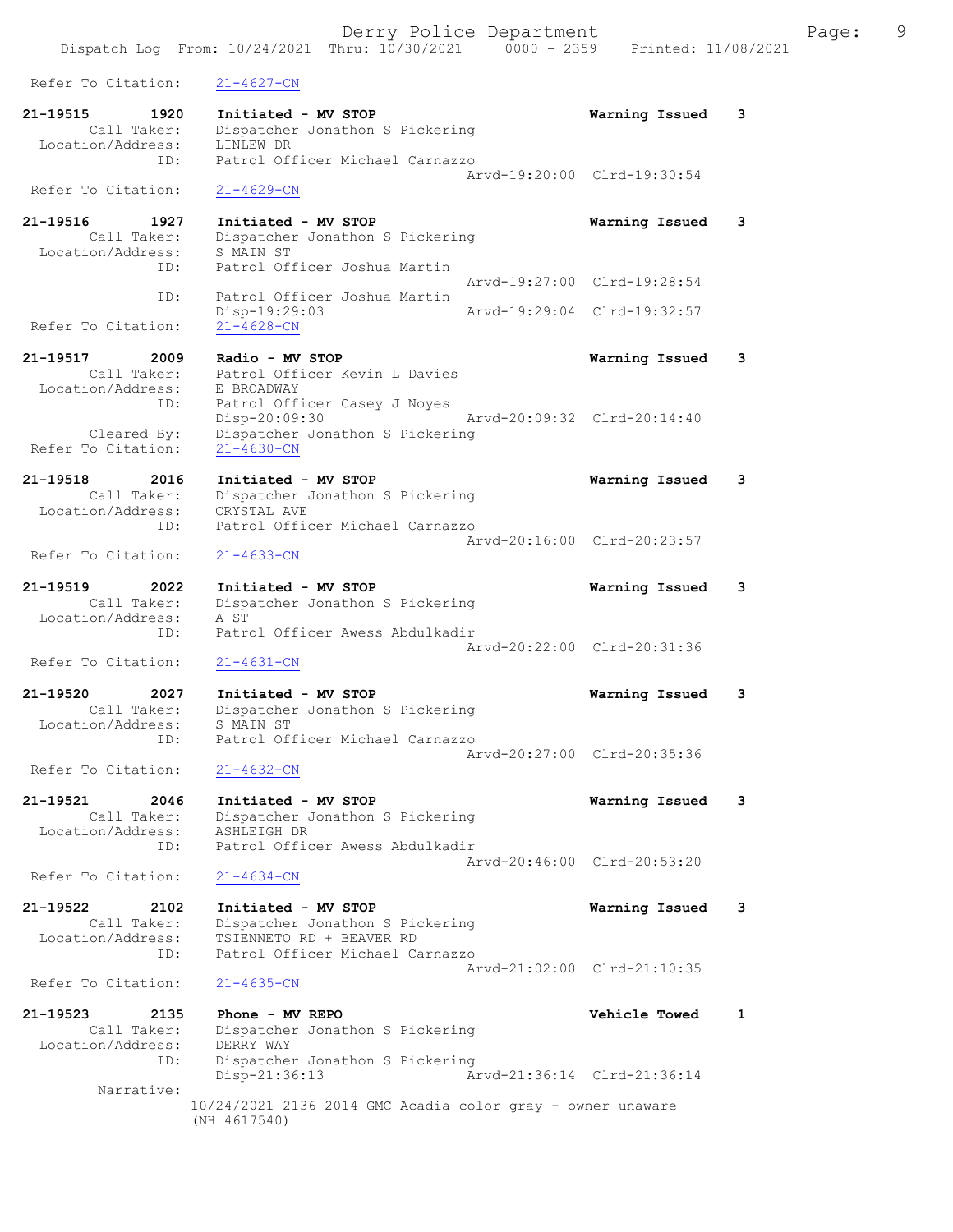Refer To Citation: 21-4627-CN

21-19515 1920 Initiated - MV STOP Warning Issued 3
Call Taker: Dispatcher Jonathon S Pickering
Location/Address: LINLEW DR
ID: Patrol Officer Michael Carnazzo
Arvd-19:20:00 Clrd-19:30:54
Refer To Citation: 21-4629-CN

21-19516 1927 Initiated - MV STOP Warning Issued 3
Call Taker: Dispatcher Jonathon S Pickering
Location/Address: S MAIN ST
ID: Patrol Officer Joshua Martin
Arvd-19:27:00 Clrd-19:28:54
ID: Patrol Officer Joshua Martin
Disp-19:29:03 Arvd-19:29:04 Clrd-19:32:57
Refer To Citation: 21-4628-CN

21-19517 2009 Radio - MV STOP Warning Issued 3
Call Taker: Patrol Officer Kevin L Davies
Location/Address: E BROADWAY
ID: Patrol Officer Casey J Noyes
Disp-20:09:30 Arvd-20:09:32 Clrd-20:14:40
Cleared By: Dispatcher Jonathon S Pickering
Refer To Citation: 21-4630-CN

21-19518 2016 Initiated - MV STOP Warning Issued 3
Call Taker: Dispatcher Jonathon S Pickering
Location/Address: CRYSTAL AVE
ID: Patrol Officer Michael Carnazzo
Arvd-20:16:00 Clrd-20:23:57
Refer To Citation: 21-4633-CN

21-19519 2022 Initiated - MV STOP Warning Issued 3
Call Taker: Dispatcher Jonathon S Pickering
Location/Address: A ST
ID: Patrol Officer Awess Abdulkadir
Arvd-20:22:00 Clrd-20:31:36
Refer To Citation: 21-4631-CN

21-19520 2027 Initiated - MV STOP Warning Issued 3
Call Taker: Dispatcher Jonathon S Pickering
Location/Address: S MAIN ST
ID: Patrol Officer Michael Carnazzo
Arvd-20:27:00 Clrd-20:35:36
Refer To Citation: 21-4632-CN

21-19521 2046 Initiated - MV STOP Warning Issued 3
Call Taker: Dispatcher Jonathon S Pickering
Location/Address: ASHLEIGH DR
ID: Patrol Officer Awess Abdulkadir
Arvd-20:46:00 Clrd-20:53:20
Refer To Citation: 21-4634-CN

21-19522 2102 Initiated - MV STOP Warning Issued 3
Call Taker: Dispatcher Jonathon S Pickering
Location/Address: TSIENNETO RD + BEAVER RD
ID: Patrol Officer Michael Carnazzo
Arvd-21:02:00 Clrd-21:10:35
Refer To Citation: 21-4635-CN

21-19523 2135 Phone - MV REPO Vehicle Towed 1
Call Taker: Dispatcher Jonathon S Pickering
Location/Address: DERRY WAY
ID: Dispatcher Jonathon S Pickering
Disp-21:36:13 Arvd-21:36:14 Clrd-21:36:14
Narrative:
10/24/2021 2136 2014 GMC Acadia color gray - owner unaware (NH 4617540)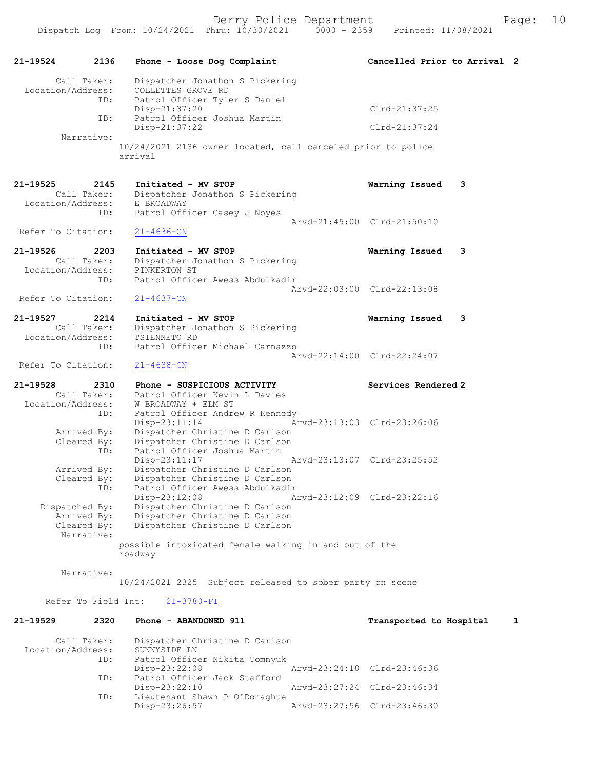**21-19524 2136 Phone - Loose Dog Complaint — Cancelled Prior to Arrival 2**

Call Taker: Dispatcher Jonathon S Pickering
Location/Address: COLLETTES GROVE RD
ID: Patrol Officer Tyler S Daniel
Disp-21:37:20 Clrd-21:37:25
ID: Patrol Officer Joshua Martin
Disp-21:37:22 Clrd-21:37:24
Narrative:
10/24/2021 2136 owner located, call canceled prior to police arrival

**21-19525 2145 Initiated - MV STOP — Warning Issued 3**

Call Taker: Dispatcher Jonathon S Pickering
Location/Address: E BROADWAY
ID: Patrol Officer Casey J Noyes
Arvd-21:45:00 Clrd-21:50:10
Refer To Citation: 21-4636-CN

**21-19526 2203 Initiated - MV STOP — Warning Issued 3**

Call Taker: Dispatcher Jonathon S Pickering
Location/Address: PINKERTON ST
ID: Patrol Officer Awess Abdulkadir
Arvd-22:03:00 Clrd-22:13:08
Refer To Citation: 21-4637-CN

**21-19527 2214 Initiated - MV STOP — Warning Issued 3**

Call Taker: Dispatcher Jonathon S Pickering
Location/Address: TSIENNETO RD
ID: Patrol Officer Michael Carnazzo
Arvd-22:14:00 Clrd-22:24:07
Refer To Citation: 21-4638-CN

**21-19528 2310 Phone - SUSPICIOUS ACTIVITY — Services Rendered 2**

Call Taker: Patrol Officer Kevin L Davies
Location/Address: W BROADWAY + ELM ST
ID: Patrol Officer Andrew R Kennedy
Disp-23:11:14 Arvd-23:13:03 Clrd-23:26:06
Arrived By: Dispatcher Christine D Carlson
Cleared By: Dispatcher Christine D Carlson
ID: Patrol Officer Joshua Martin
Disp-23:11:17 Arvd-23:13:07 Clrd-23:25:52
Arrived By: Dispatcher Christine D Carlson
Cleared By: Dispatcher Christine D Carlson
ID: Patrol Officer Awess Abdulkadir
Disp-23:12:08 Arvd-23:12:09 Clrd-23:22:16
Dispatched By: Dispatcher Christine D Carlson
Arrived By: Dispatcher Christine D Carlson
Cleared By: Dispatcher Christine D Carlson
Narrative:
possible intoxicated female walking in and out of the roadway

Narrative:
10/24/2021 2325 Subject released to sober party on scene

Refer To Field Int: 21-3780-FI

**21-19529 2320 Phone - ABANDONED 911 — Transported to Hospital 1**

Call Taker: Dispatcher Christine D Carlson
Location/Address: SUNNYSIDE LN
ID: Patrol Officer Nikita Tomnyuk
Disp-23:22:08 Arvd-23:24:18 Clrd-23:46:36
ID: Patrol Officer Jack Stafford
Disp-23:22:10 Arvd-23:27:24 Clrd-23:46:34
ID: Lieutenant Shawn P O'Donaghue
Disp-23:26:57 Arvd-23:27:56 Clrd-23:46:30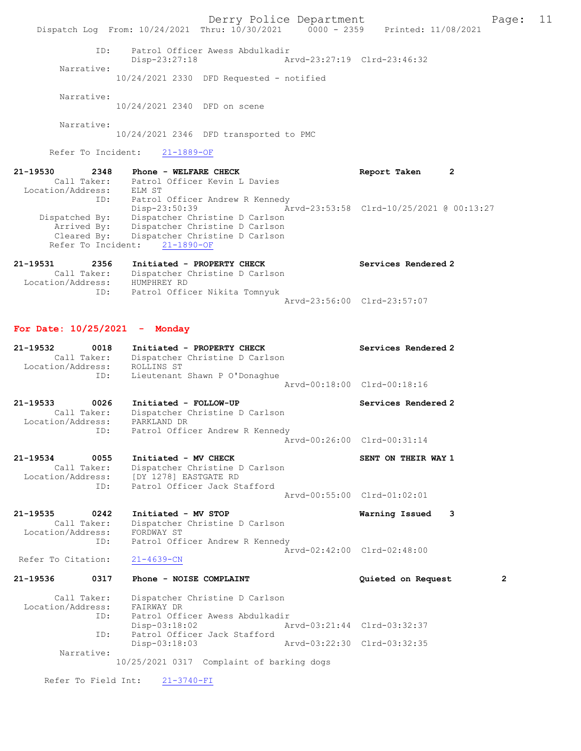```
            ID:     Patrol Officer Awess Abdulkadir
                    Disp-23:27:18                Arvd-23:27:19  Clrd-23:46:32
        Narrative:
                  10/24/2021 2330  DFD Requested - notified

        Narrative:
                  10/24/2021 2340  DFD on scene

        Narrative:
                  10/24/2021 2346  DFD transported to PMC

       Refer To Incident:    21-1889-OF

21-19530        2348    Phone - WELFARE CHECK                         Report Taken      2
         Call Taker:    Patrol Officer Kevin L Davies
   Location/Address:    ELM ST
                ID:     Patrol Officer Andrew R Kennedy
                        Disp-23:50:39                Arvd-23:53:58  Clrd-10/25/2021 @ 00:13:27
      Dispatched By:    Dispatcher Christine D Carlson
         Arrived By:    Dispatcher Christine D Carlson
         Cleared By:    Dispatcher Christine D Carlson
       Refer To Incident:    21-1890-OF

21-19531        2356    Initiated - PROPERTY CHECK                    Services Rendered 2
         Call Taker:    Dispatcher Christine D Carlson
   Location/Address:    HUMPHREY RD
                ID:     Patrol Officer Nikita Tomnyuk
                                                     Arvd-23:56:00  Clrd-23:57:07
```

**For Date: 10/25/2021 - Monday**

```
21-19532        0018    Initiated - PROPERTY CHECK                    Services Rendered 2
         Call Taker:    Dispatcher Christine D Carlson
   Location/Address:    ROLLINS ST
                ID:     Lieutenant Shawn P O'Donaghue
                                                     Arvd-00:18:00  Clrd-00:18:16

21-19533        0026    Initiated - FOLLOW-UP                         Services Rendered 2
         Call Taker:    Dispatcher Christine D Carlson
   Location/Address:    PARKLAND DR
                ID:     Patrol Officer Andrew R Kennedy
                                                     Arvd-00:26:00  Clrd-00:31:14

21-19534        0055    Initiated - MV CHECK                          SENT ON THEIR WAY 1
         Call Taker:    Dispatcher Christine D Carlson
   Location/Address:    [DY 1278] EASTGATE RD
                ID:     Patrol Officer Jack Stafford
                                                     Arvd-00:55:00  Clrd-01:02:01

21-19535        0242    Initiated - MV STOP                           Warning Issued    3
         Call Taker:    Dispatcher Christine D Carlson
   Location/Address:    FORDWAY ST
                ID:     Patrol Officer Andrew R Kennedy
                                                     Arvd-02:42:00  Clrd-02:48:00
   Refer To Citation:    21-4639-CN

21-19536        0317    Phone - NOISE COMPLAINT                       Quieted on Request        2

         Call Taker:    Dispatcher Christine D Carlson
   Location/Address:    FAIRWAY DR
                ID:     Patrol Officer Awess Abdulkadir
                        Disp-03:18:02                Arvd-03:21:44  Clrd-03:32:37
                ID:     Patrol Officer Jack Stafford
                        Disp-03:18:03                Arvd-03:22:30  Clrd-03:32:35
        Narrative:
                  10/25/2021 0317  Complaint of barking dogs

      Refer To Field Int:    21-3740-FI
```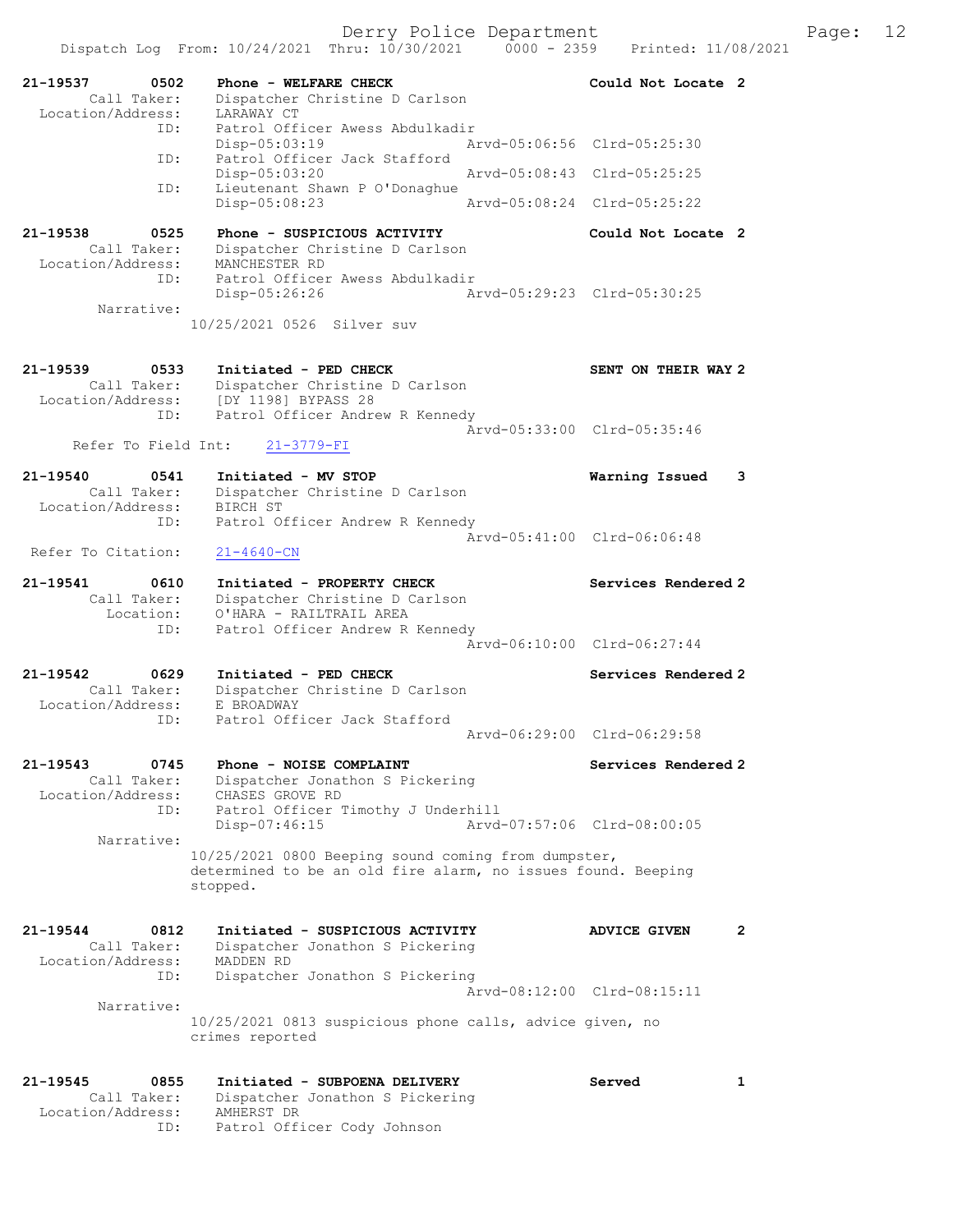Derry Police Department

Dispatch Log From: 10/24/2021 Thru: 10/30/2021 0000 - 2359 Printed: 11/08/2021

**21-19537 0502 Phone - WELFARE CHECK** — Could Not Locate 2
Call Taker: Dispatcher Christine D Carlson
Location/Address: LARAWAY CT
ID: Patrol Officer Awess Abdulkadir
Disp-05:03:19 Arvd-05:06:56 Clrd-05:25:30
ID: Patrol Officer Jack Stafford
Disp-05:03:20 Arvd-05:08:43 Clrd-05:25:25
ID: Lieutenant Shawn P O'Donaghue
Disp-05:08:23 Arvd-05:08:24 Clrd-05:25:22

**21-19538 0525 Phone - SUSPICIOUS ACTIVITY** — Could Not Locate 2
Call Taker: Dispatcher Christine D Carlson
Location/Address: MANCHESTER RD
ID: Patrol Officer Awess Abdulkadir
Disp-05:26:26 Arvd-05:29:23 Clrd-05:30:25
Narrative:
10/25/2021 0526 Silver suv

**21-19539 0533 Initiated - PED CHECK** — SENT ON THEIR WAY 2
Call Taker: Dispatcher Christine D Carlson
Location/Address: [DY 1198] BYPASS 28
ID: Patrol Officer Andrew R Kennedy
Arvd-05:33:00 Clrd-05:35:46
Refer To Field Int: 21-3779-FI

**21-19540 0541 Initiated - MV STOP** — Warning Issued 3
Call Taker: Dispatcher Christine D Carlson
Location/Address: BIRCH ST
ID: Patrol Officer Andrew R Kennedy
Arvd-05:41:00 Clrd-06:06:48
Refer To Citation: 21-4640-CN

**21-19541 0610 Initiated - PROPERTY CHECK** — Services Rendered 2
Call Taker: Dispatcher Christine D Carlson
Location: O'HARA - RAILTRAIL AREA
ID: Patrol Officer Andrew R Kennedy
Arvd-06:10:00 Clrd-06:27:44

**21-19542 0629 Initiated - PED CHECK** — Services Rendered 2
Call Taker: Dispatcher Christine D Carlson
Location/Address: E BROADWAY
ID: Patrol Officer Jack Stafford
Arvd-06:29:00 Clrd-06:29:58

**21-19543 0745 Phone - NOISE COMPLAINT** — Services Rendered 2
Call Taker: Dispatcher Jonathon S Pickering
Location/Address: CHASES GROVE RD
ID: Patrol Officer Timothy J Underhill
Disp-07:46:15 Arvd-07:57:06 Clrd-08:00:05
Narrative:
10/25/2021 0800 Beeping sound coming from dumpster, determined to be an old fire alarm, no issues found. Beeping stopped.

**21-19544 0812 Initiated - SUSPICIOUS ACTIVITY** — ADVICE GIVEN 2
Call Taker: Dispatcher Jonathon S Pickering
Location/Address: MADDEN RD
ID: Dispatcher Jonathon S Pickering
Arvd-08:12:00 Clrd-08:15:11
Narrative:
10/25/2021 0813 suspicious phone calls, advice given, no crimes reported

**21-19545 0855 Initiated - SUBPOENA DELIVERY** — Served 1
Call Taker: Dispatcher Jonathon S Pickering
Location/Address: AMHERST DR
ID: Patrol Officer Cody Johnson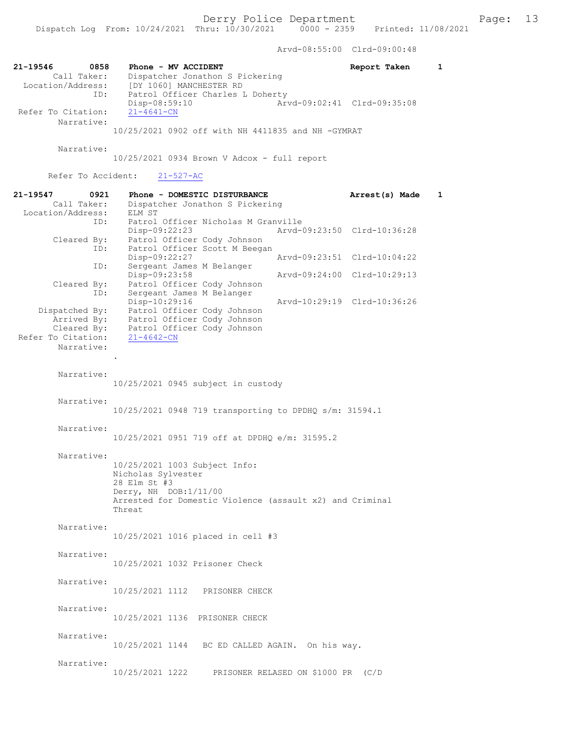Arvd-08:55:00 Clrd-09:00:48

```
21-19546        0858    Phone - MV ACCIDENT                          Report Taken      1
       Call Taker:      Dispatcher Jonathon S Pickering
  Location/Address:     [DY 1060] MANCHESTER RD
               ID:      Patrol Officer Charles L Doherty
                        Disp-08:59:10                Arvd-09:02:41  Clrd-09:35:08
 Refer To Citation:     21-4641-CN
        Narrative:
                   10/25/2021 0902 off with NH 4411835 and NH -GYMRAT

        Narrative:
                   10/25/2021 0934 Brown V Adcox - full report

      Refer To Accident:    21-527-AC

21-19547        0921    Phone - DOMESTIC DISTURBANCE                 Arrest(s) Made    1
       Call Taker:      Dispatcher Jonathon S Pickering
  Location/Address:     ELM ST
               ID:      Patrol Officer Nicholas M Granville
                        Disp-09:22:23                Arvd-09:23:50  Clrd-10:36:28
       Cleared By:      Patrol Officer Cody Johnson
               ID:      Patrol Officer Scott M Beegan
                        Disp-09:22:27                Arvd-09:23:51  Clrd-10:04:22
               ID:      Sergeant James M Belanger
                        Disp-09:23:58                Arvd-09:24:00  Clrd-10:29:13
       Cleared By:      Patrol Officer Cody Johnson
               ID:      Sergeant James M Belanger
                        Disp-10:29:16                Arvd-10:29:19  Clrd-10:36:26
    Dispatched By:      Patrol Officer Cody Johnson
       Arrived By:      Patrol Officer Cody Johnson
       Cleared By:      Patrol Officer Cody Johnson
 Refer To Citation:     21-4642-CN
        Narrative:
                   .

        Narrative:
                   10/25/2021 0945 subject in custody

        Narrative:
                   10/25/2021 0948 719 transporting to DPDHQ s/m: 31594.1

        Narrative:
                   10/25/2021 0951 719 off at DPDHQ e/m: 31595.2

        Narrative:
                   10/25/2021 1003 Subject Info:
                   Nicholas Sylvester
                   28 Elm St #3
                   Derry, NH  DOB:1/11/00
                   Arrested for Domestic Violence (assault x2) and Criminal
                   Threat

        Narrative:
                   10/25/2021 1016 placed in cell #3

        Narrative:
                   10/25/2021 1032 Prisoner Check

        Narrative:
                   10/25/2021 1112   PRISONER CHECK

        Narrative:
                   10/25/2021 1136  PRISONER CHECK

        Narrative:
                   10/25/2021 1144   BC ED CALLED AGAIN.  On his way.

        Narrative:
                   10/25/2021 1222     PRISONER RELASED ON $1000 PR  (C/D
```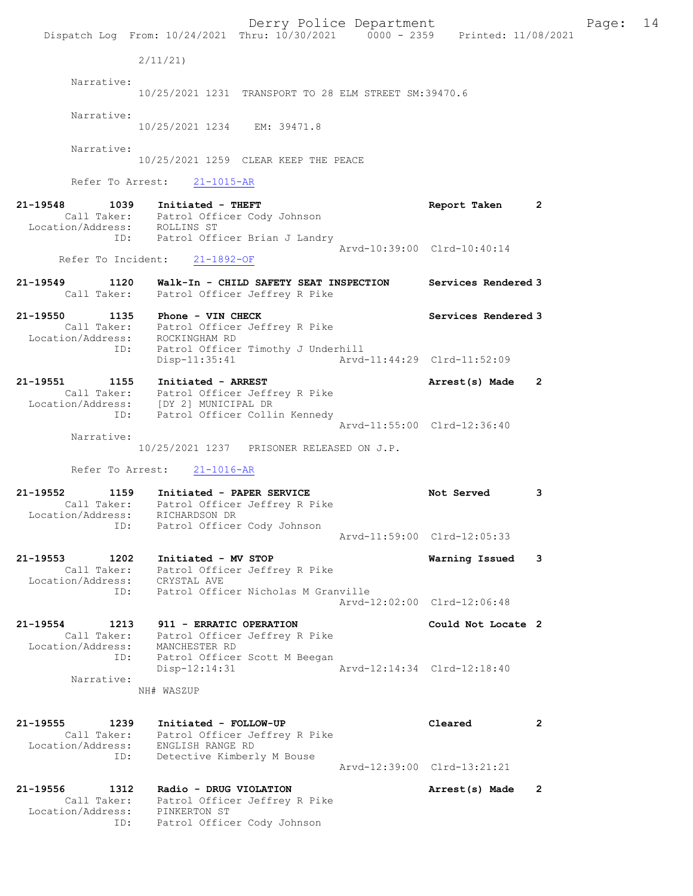2/11/21)

Narrative:
10/25/2021 1231 TRANSPORT TO 28 ELM STREET SM:39470.6

Narrative:
10/25/2021 1234 EM: 39471.8

Narrative:
10/25/2021 1259 CLEAR KEEP THE PEACE

Refer To Arrest: 21-1015-AR

```
21-19548        1039    Initiated - THEFT                         Report Taken      2
      Call Taker:       Patrol Officer Cody Johnson
  Location/Address:     ROLLINS ST
               ID:      Patrol Officer Brian J Landry
                                                 Arvd-10:39:00  Clrd-10:40:14
     Refer To Incident:    21-1892-OF

21-19549        1120    Walk-In - CHILD SAFETY SEAT INSPECTION    Services Rendered 3
      Call Taker:       Patrol Officer Jeffrey R Pike

21-19550        1135    Phone - VIN CHECK                         Services Rendered 3
      Call Taker:       Patrol Officer Jeffrey R Pike
  Location/Address:     ROCKINGHAM RD
               ID:      Patrol Officer Timothy J Underhill
                        Disp-11:35:41            Arvd-11:44:29  Clrd-11:52:09

21-19551        1155    Initiated - ARREST                        Arrest(s) Made    2
      Call Taker:       Patrol Officer Jeffrey R Pike
  Location/Address:     [DY 2] MUNICIPAL DR
               ID:      Patrol Officer Collin Kennedy
                                                 Arvd-11:55:00  Clrd-12:36:40
      Narrative:
                10/25/2021 1237   PRISONER RELEASED ON J.P.

      Refer To Arrest:    21-1016-AR

21-19552        1159    Initiated - PAPER SERVICE                 Not Served        3
      Call Taker:       Patrol Officer Jeffrey R Pike
  Location/Address:     RICHARDSON DR
               ID:      Patrol Officer Cody Johnson
                                                 Arvd-11:59:00  Clrd-12:05:33

21-19553        1202    Initiated - MV STOP                       Warning Issued    3
      Call Taker:       Patrol Officer Jeffrey R Pike
  Location/Address:     CRYSTAL AVE
               ID:      Patrol Officer Nicholas M Granville
                                                 Arvd-12:02:00  Clrd-12:06:48

21-19554        1213    911 - ERRATIC OPERATION                   Could Not Locate  2
      Call Taker:       Patrol Officer Jeffrey R Pike
  Location/Address:     MANCHESTER RD
               ID:      Patrol Officer Scott M Beegan
                        Disp-12:14:31            Arvd-12:14:34  Clrd-12:18:40
      Narrative:
                NH# WASZUP

21-19555        1239    Initiated - FOLLOW-UP                     Cleared           2
      Call Taker:       Patrol Officer Jeffrey R Pike
  Location/Address:     ENGLISH RANGE RD
               ID:      Detective Kimberly M Bouse
                                                 Arvd-12:39:00  Clrd-13:21:21

21-19556        1312    Radio - DRUG VIOLATION                    Arrest(s) Made    2
      Call Taker:       Patrol Officer Jeffrey R Pike
  Location/Address:     PINKERTON ST
               ID:      Patrol Officer Cody Johnson
```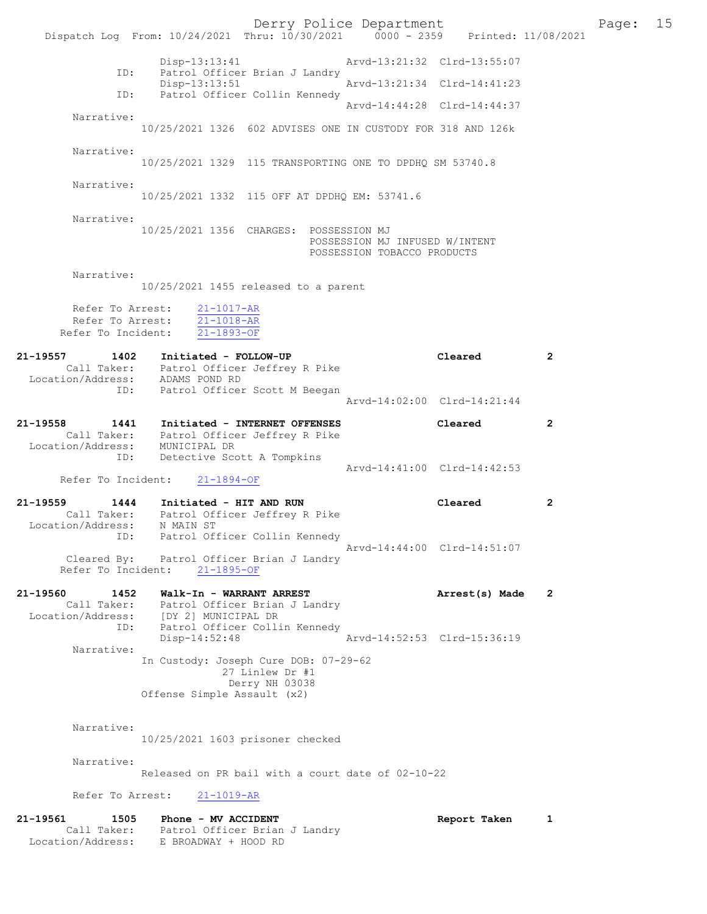```
              Disp-13:13:41                  Arvd-13:21:32  Clrd-13:55:07
          ID:  Patrol Officer Brian J Landry
              Disp-13:13:51                  Arvd-13:21:34  Clrd-14:41:23
          ID:  Patrol Officer Collin Kennedy
                                             Arvd-14:44:28  Clrd-14:44:37
  Narrative:
            10/25/2021 1326  602 ADVISES ONE IN CUSTODY FOR 318 AND 126k

  Narrative:
            10/25/2021 1329  115 TRANSPORTING ONE TO DPDHQ SM 53740.8

  Narrative:
            10/25/2021 1332  115 OFF AT DPDHQ EM: 53741.6

  Narrative:
            10/25/2021 1356  CHARGES:  POSSESSION MJ
                                       POSSESSION MJ INFUSED W/INTENT
                                       POSSESSION TOBACCO PRODUCTS

  Narrative:
            10/25/2021 1455 released to a parent

  Refer To Arrest:    21-1017-AR
  Refer To Arrest:    21-1018-AR
  Refer To Incident:  21-1893-OF

21-19557      1402   Initiated - FOLLOW-UP                      Cleared        2
      Call Taker:    Patrol Officer Jeffrey R Pike
Location/Address:    ADAMS POND RD
              ID:    Patrol Officer Scott M Beegan
                                             Arvd-14:02:00  Clrd-14:21:44

21-19558      1441   Initiated - INTERNET OFFENSES              Cleared        2
      Call Taker:    Patrol Officer Jeffrey R Pike
Location/Address:    MUNICIPAL DR
              ID:    Detective Scott A Tompkins
                                             Arvd-14:41:00  Clrd-14:42:53
  Refer To Incident:  21-1894-OF

21-19559      1444   Initiated - HIT AND RUN                    Cleared        2
      Call Taker:    Patrol Officer Jeffrey R Pike
Location/Address:    N MAIN ST
              ID:    Patrol Officer Collin Kennedy
                                             Arvd-14:44:00  Clrd-14:51:07
      Cleared By:    Patrol Officer Brian J Landry
  Refer To Incident:  21-1895-OF

21-19560      1452   Walk-In - WARRANT ARREST                   Arrest(s) Made 2
      Call Taker:    Patrol Officer Brian J Landry
Location/Address:    [DY 2] MUNICIPAL DR
              ID:    Patrol Officer Collin Kennedy
                     Disp-14:52:48           Arvd-14:52:53  Clrd-15:36:19
  Narrative:
            In Custody: Joseph Cure DOB: 07-29-62
                         27 Linlew Dr #1
                          Derry NH 03038
            Offense Simple Assault (x2)

  Narrative:
            10/25/2021 1603 prisoner checked

  Narrative:
            Released on PR bail with a court date of 02-10-22

  Refer To Arrest:    21-1019-AR

21-19561      1505   Phone - MV ACCIDENT                        Report Taken   1
      Call Taker:    Patrol Officer Brian J Landry
Location/Address:    E BROADWAY + HOOD RD
```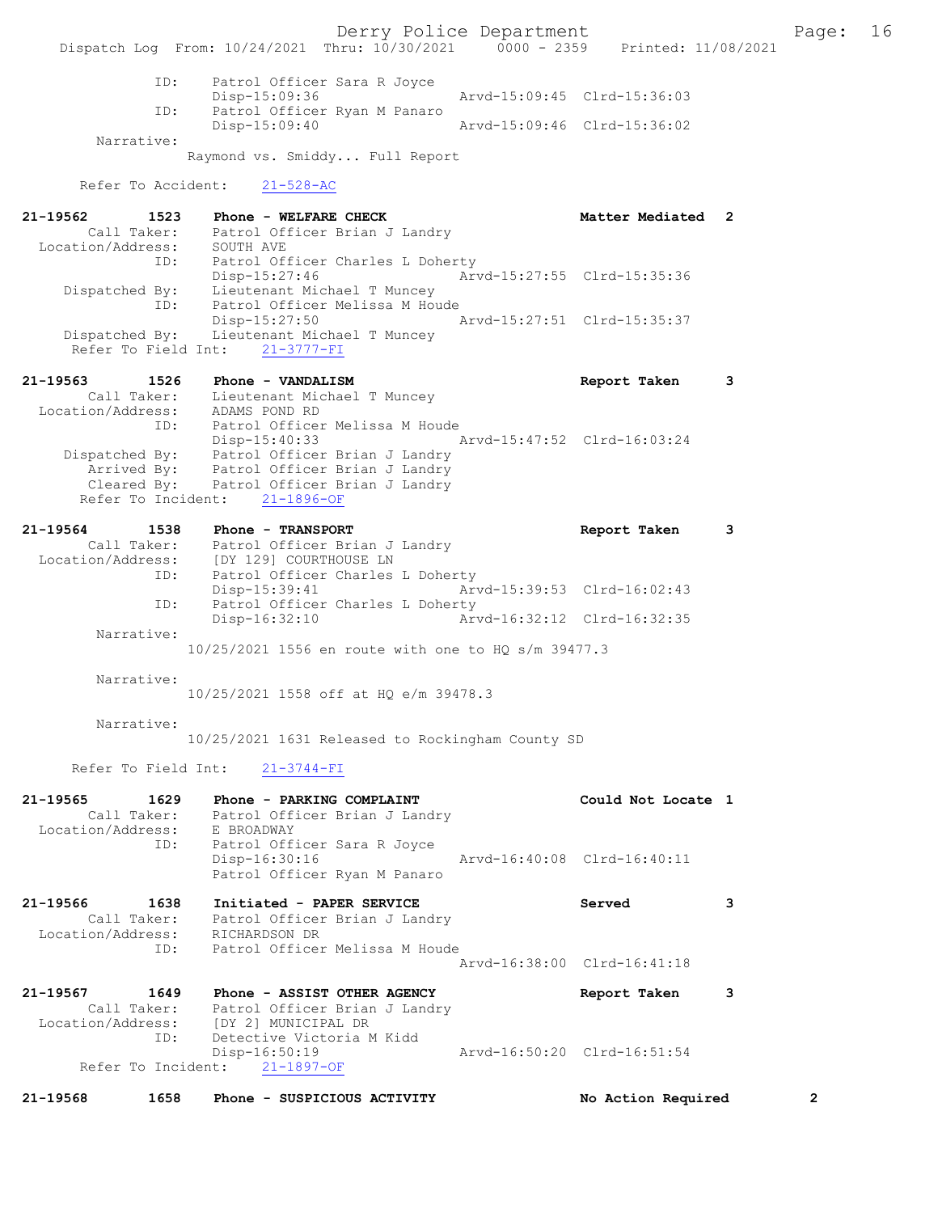```
            ID:    Patrol Officer Sara R Joyce
                   Disp-15:09:36                 Arvd-15:09:45  Clrd-15:36:03
            ID:    Patrol Officer Ryan M Panaro
                   Disp-15:09:40                 Arvd-15:09:46  Clrd-15:36:02
        Narrative:
                 Raymond vs. Smiddy... Full Report

      Refer To Accident:    21-528-AC

21-19562       1523    Phone - WELFARE CHECK                     Matter Mediated  2
         Call Taker:    Patrol Officer Brian J Landry
   Location/Address:    SOUTH AVE
                ID:    Patrol Officer Charles L Doherty
                       Disp-15:27:46                 Arvd-15:27:55  Clrd-15:35:36
      Dispatched By:    Lieutenant Michael T Muncey
                ID:    Patrol Officer Melissa M Houde
                       Disp-15:27:50                 Arvd-15:27:51  Clrd-15:35:37
      Dispatched By:    Lieutenant Michael T Muncey
     Refer To Field Int:    21-3777-FI

21-19563       1526    Phone - VANDALISM                         Report Taken     3
         Call Taker:    Lieutenant Michael T Muncey
   Location/Address:    ADAMS POND RD
                ID:    Patrol Officer Melissa M Houde
                       Disp-15:40:33                 Arvd-15:47:52  Clrd-16:03:24
      Dispatched By:    Patrol Officer Brian J Landry
         Arrived By:    Patrol Officer Brian J Landry
         Cleared By:    Patrol Officer Brian J Landry
     Refer To Incident:    21-1896-OF

21-19564       1538    Phone - TRANSPORT                         Report Taken     3
         Call Taker:    Patrol Officer Brian J Landry
   Location/Address:    [DY 129] COURTHOUSE LN
                ID:    Patrol Officer Charles L Doherty
                       Disp-15:39:41                 Arvd-15:39:53  Clrd-16:02:43
                ID:    Patrol Officer Charles L Doherty
                       Disp-16:32:10                 Arvd-16:32:12  Clrd-16:32:35
        Narrative:
                 10/25/2021 1556 en route with one to HQ s/m 39477.3

        Narrative:
                 10/25/2021 1558 off at HQ e/m 39478.3

        Narrative:
                 10/25/2021 1631 Released to Rockingham County SD

     Refer To Field Int:    21-3744-FI

21-19565       1629    Phone - PARKING COMPLAINT                 Could Not Locate 1
         Call Taker:    Patrol Officer Brian J Landry
   Location/Address:    E BROADWAY
                ID:    Patrol Officer Sara R Joyce
                       Disp-16:30:16                 Arvd-16:40:08  Clrd-16:40:11
                       Patrol Officer Ryan M Panaro

21-19566       1638    Initiated - PAPER SERVICE                 Served           3
         Call Taker:    Patrol Officer Brian J Landry
   Location/Address:    RICHARDSON DR
                ID:    Patrol Officer Melissa M Houde
                                                     Arvd-16:38:00  Clrd-16:41:18

21-19567       1649    Phone - ASSIST OTHER AGENCY               Report Taken     3
         Call Taker:    Patrol Officer Brian J Landry
   Location/Address:    [DY 2] MUNICIPAL DR
                ID:    Detective Victoria M Kidd
                       Disp-16:50:19                 Arvd-16:50:20  Clrd-16:51:54
      Refer To Incident:    21-1897-OF

21-19568       1658    Phone - SUSPICIOUS ACTIVITY               No Action Required       2
```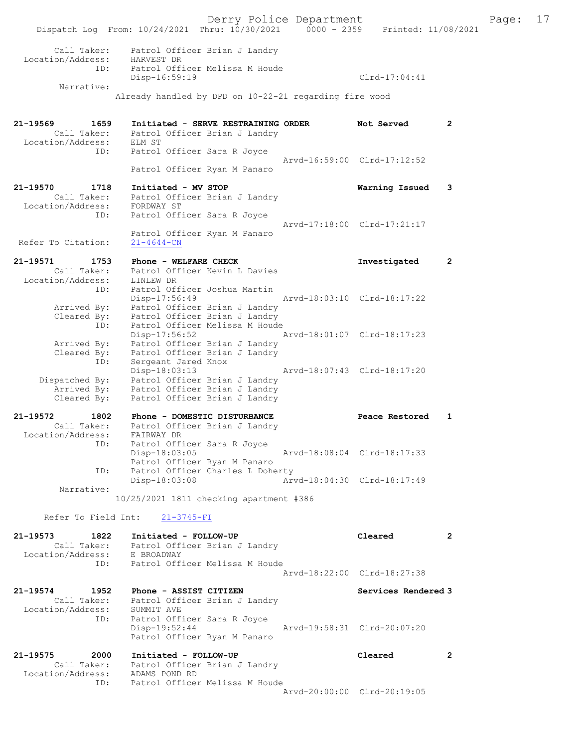```
        Call Taker:    Patrol Officer Brian J Landry
  Location/Address:    HARVEST DR
                ID:    Patrol Officer Melissa M Houde
                       Disp-16:59:19                              Clrd-17:04:41
         Narrative:
                   Already handled by DPD on 10-22-21 regarding fire wood


21-19569        1659    Initiated - SERVE RESTRAINING ORDER        Not Served       2
        Call Taker:    Patrol Officer Brian J Landry
  Location/Address:    ELM ST
                ID:    Patrol Officer Sara R Joyce
                                                  Arvd-16:59:00  Clrd-17:12:52
                       Patrol Officer Ryan M Panaro

21-19570        1718    Initiated - MV STOP                        Warning Issued   3
        Call Taker:    Patrol Officer Brian J Landry
  Location/Address:    FORDWAY ST
                ID:    Patrol Officer Sara R Joyce
                                                  Arvd-17:18:00  Clrd-17:21:17
                       Patrol Officer Ryan M Panaro
 Refer To Citation:    21-4644-CN

21-19571        1753    Phone - WELFARE CHECK                      Investigated     2
        Call Taker:    Patrol Officer Kevin L Davies
  Location/Address:    LINLEW DR
                ID:    Patrol Officer Joshua Martin
                       Disp-17:56:49              Arvd-18:03:10  Clrd-18:17:22
        Arrived By:    Patrol Officer Brian J Landry
        Cleared By:    Patrol Officer Brian J Landry
                ID:    Patrol Officer Melissa M Houde
                       Disp-17:56:52              Arvd-18:01:07  Clrd-18:17:23
        Arrived By:    Patrol Officer Brian J Landry
        Cleared By:    Patrol Officer Brian J Landry
                ID:    Sergeant Jared Knox
                       Disp-18:03:13              Arvd-18:07:43  Clrd-18:17:20
     Dispatched By:    Patrol Officer Brian J Landry
        Arrived By:    Patrol Officer Brian J Landry
        Cleared By:    Patrol Officer Brian J Landry

21-19572        1802    Phone - DOMESTIC DISTURBANCE               Peace Restored   1
        Call Taker:    Patrol Officer Brian J Landry
  Location/Address:    FAIRWAY DR
                ID:    Patrol Officer Sara R Joyce
                       Disp-18:03:05              Arvd-18:08:04  Clrd-18:17:33
                       Patrol Officer Ryan M Panaro
                ID:    Patrol Officer Charles L Doherty
                       Disp-18:03:08              Arvd-18:04:30  Clrd-18:17:49
         Narrative:
                   10/25/2021 1811 checking apartment #386

      Refer To Field Int:    21-3745-FI

21-19573        1822    Initiated - FOLLOW-UP                      Cleared          2
        Call Taker:    Patrol Officer Brian J Landry
  Location/Address:    E BROADWAY
                ID:    Patrol Officer Melissa M Houde
                                                  Arvd-18:22:00  Clrd-18:27:38

21-19574        1952    Phone - ASSIST CITIZEN                     Services Rendered 3
        Call Taker:    Patrol Officer Brian J Landry
  Location/Address:    SUMMIT AVE
                ID:    Patrol Officer Sara R Joyce
                       Disp-19:52:44              Arvd-19:58:31  Clrd-20:07:20
                       Patrol Officer Ryan M Panaro

21-19575        2000    Initiated - FOLLOW-UP                      Cleared          2
        Call Taker:    Patrol Officer Brian J Landry
  Location/Address:    ADAMS POND RD
                ID:    Patrol Officer Melissa M Houde
                                                  Arvd-20:00:00  Clrd-20:19:05
```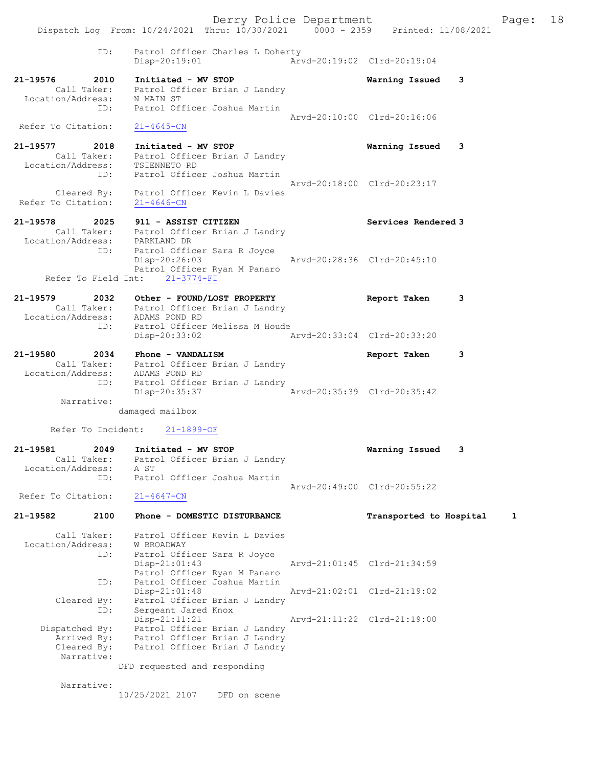```
              ID:    Patrol Officer Charles L Doherty
                     Disp-20:19:01              Arvd-20:19:02  Clrd-20:19:04

21-19576        2010    Initiated - MV STOP                        Warning Issued    3
          Call Taker:    Patrol Officer Brian J Landry
    Location/Address:    N MAIN ST
                 ID:    Patrol Officer Joshua Martin
                                                Arvd-20:10:00  Clrd-20:16:06
  Refer To Citation:    21-4645-CN

21-19577        2018    Initiated - MV STOP                        Warning Issued    3
          Call Taker:    Patrol Officer Brian J Landry
    Location/Address:    TSIENNETO RD
                 ID:    Patrol Officer Joshua Martin
                                                Arvd-20:18:00  Clrd-20:23:17
          Cleared By:    Patrol Officer Kevin L Davies
  Refer To Citation:    21-4646-CN

21-19578        2025    911 - ASSIST CITIZEN                       Services Rendered 3
          Call Taker:    Patrol Officer Brian J Landry
    Location/Address:    PARKLAND DR
                 ID:    Patrol Officer Sara R Joyce
                        Disp-20:26:03              Arvd-20:28:36  Clrd-20:45:10
                        Patrol Officer Ryan M Panaro
       Refer To Field Int:    21-3774-FI

21-19579        2032    Other - FOUND/LOST PROPERTY                Report Taken      3
          Call Taker:    Patrol Officer Brian J Landry
    Location/Address:    ADAMS POND RD
                 ID:    Patrol Officer Melissa M Houde
                        Disp-20:33:02              Arvd-20:33:04  Clrd-20:33:20

21-19580        2034    Phone - VANDALISM                          Report Taken      3
          Call Taker:    Patrol Officer Brian J Landry
    Location/Address:    ADAMS POND RD
                 ID:    Patrol Officer Brian J Landry
                        Disp-20:35:37              Arvd-20:35:39  Clrd-20:35:42
          Narrative:
                      damaged mailbox

       Refer To Incident:    21-1899-OF

21-19581        2049    Initiated - MV STOP                        Warning Issued    3
          Call Taker:    Patrol Officer Brian J Landry
    Location/Address:    A ST
                 ID:    Patrol Officer Joshua Martin
                                                Arvd-20:49:00  Clrd-20:55:22
  Refer To Citation:    21-4647-CN

21-19582        2100    Phone - DOMESTIC DISTURBANCE               Transported to Hospital     1

          Call Taker:    Patrol Officer Kevin L Davies
    Location/Address:    W BROADWAY
                 ID:    Patrol Officer Sara R Joyce
                        Disp-21:01:43              Arvd-21:01:45  Clrd-21:34:59
                        Patrol Officer Ryan M Panaro
                 ID:    Patrol Officer Joshua Martin
                        Disp-21:01:48              Arvd-21:02:01  Clrd-21:19:02
          Cleared By:    Patrol Officer Brian J Landry
                 ID:    Sergeant Jared Knox
                        Disp-21:11:21              Arvd-21:11:22  Clrd-21:19:00
       Dispatched By:    Patrol Officer Brian J Landry
          Arrived By:    Patrol Officer Brian J Landry
          Cleared By:    Patrol Officer Brian J Landry
          Narrative:
                      DFD requested and responding

          Narrative:
                      10/25/2021 2107    DFD on scene
```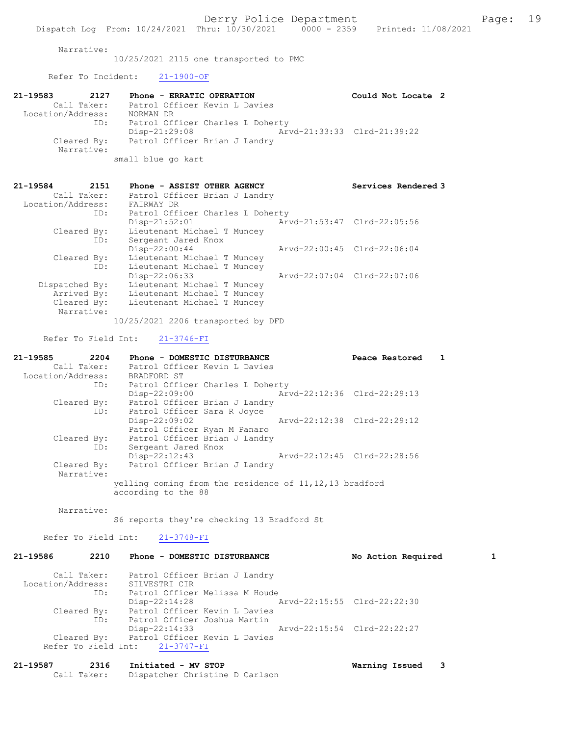Narrative:
10/25/2021 2115 one transported to PMC

Refer To Incident: 21-1900-OF

**21-19583 2127 Phone - ERRATIC OPERATION Could Not Locate 2**

Call Taker: Patrol Officer Kevin L Davies
Location/Address: NORMAN DR
ID: Patrol Officer Charles L Doherty
Disp-21:29:08 Arvd-21:33:33 Clrd-21:39:22
Cleared By: Patrol Officer Brian J Landry
Narrative:
small blue go kart

**21-19584 2151 Phone - ASSIST OTHER AGENCY Services Rendered 3**

Call Taker: Patrol Officer Brian J Landry
Location/Address: FAIRWAY DR
ID: Patrol Officer Charles L Doherty
Disp-21:52:01 Arvd-21:53:47 Clrd-22:05:56
Cleared By: Lieutenant Michael T Muncey
ID: Sergeant Jared Knox
Disp-22:00:44 Arvd-22:00:45 Clrd-22:06:04
Cleared By: Lieutenant Michael T Muncey
ID: Lieutenant Michael T Muncey
Disp-22:06:33 Arvd-22:07:04 Clrd-22:07:06
Dispatched By: Lieutenant Michael T Muncey
Arrived By: Lieutenant Michael T Muncey
Cleared By: Lieutenant Michael T Muncey
Narrative:
10/25/2021 2206 transported by DFD

Refer To Field Int: 21-3746-FI

**21-19585 2204 Phone - DOMESTIC DISTURBANCE Peace Restored 1**

Call Taker: Patrol Officer Kevin L Davies
Location/Address: BRADFORD ST
ID: Patrol Officer Charles L Doherty
Disp-22:09:00 Arvd-22:12:36 Clrd-22:29:13
Cleared By: Patrol Officer Brian J Landry
ID: Patrol Officer Sara R Joyce
Disp-22:09:02 Arvd-22:12:38 Clrd-22:29:12
Patrol Officer Ryan M Panaro
Cleared By: Patrol Officer Brian J Landry
ID: Sergeant Jared Knox
Disp-22:12:43 Arvd-22:12:45 Clrd-22:28:56
Cleared By: Patrol Officer Brian J Landry
Narrative:
yelling coming from the residence of 11,12,13 bradford according to the 88

Narrative:
S6 reports they're checking 13 Bradford St

Refer To Field Int: 21-3748-FI

**21-19586 2210 Phone - DOMESTIC DISTURBANCE No Action Required 1**

Call Taker: Patrol Officer Brian J Landry
Location/Address: SILVESTRI CIR
ID: Patrol Officer Melissa M Houde
Disp-22:14:28 Arvd-22:15:55 Clrd-22:22:30
Cleared By: Patrol Officer Kevin L Davies
ID: Patrol Officer Joshua Martin
Disp-22:14:33 Arvd-22:15:54 Clrd-22:22:27
Cleared By: Patrol Officer Kevin L Davies
Refer To Field Int: 21-3747-FI

**21-19587 2316 Initiated - MV STOP Warning Issued 3**

Call Taker: Dispatcher Christine D Carlson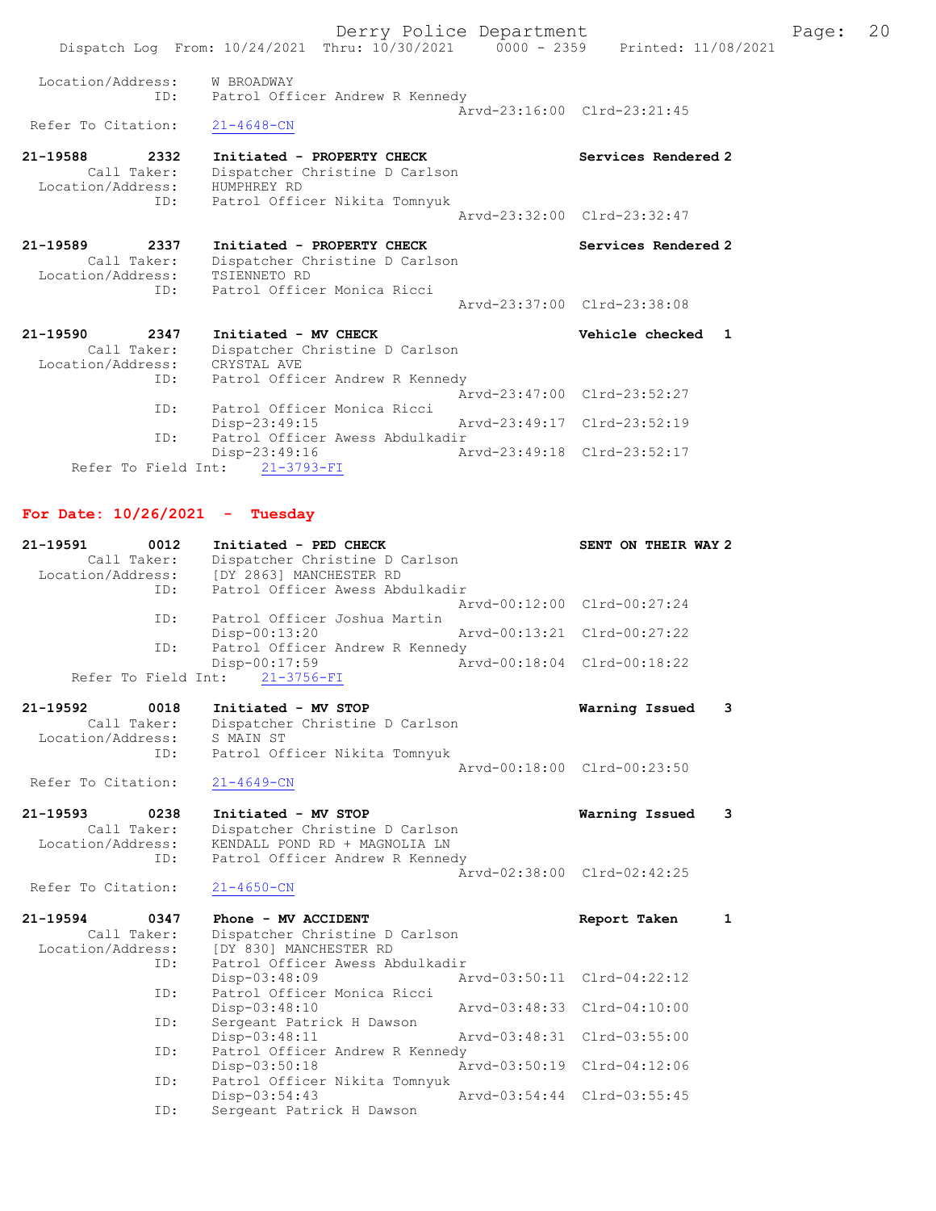```
Location/Address:    W BROADWAY
             ID:     Patrol Officer Andrew R Kennedy
                                             Arvd-23:16:00  Clrd-23:21:45
 Refer To Citation:  21-4648-CN

21-19588        2332    Initiated - PROPERTY CHECK                Services Rendered 2
        Call Taker:     Dispatcher Christine D Carlson
  Location/Address:     HUMPHREY RD
                ID:     Patrol Officer Nikita Tomnyuk
                                             Arvd-23:32:00  Clrd-23:32:47

21-19589        2337    Initiated - PROPERTY CHECK                Services Rendered 2
        Call Taker:     Dispatcher Christine D Carlson
  Location/Address:     TSIENNETO RD
                ID:     Patrol Officer Monica Ricci
                                             Arvd-23:37:00  Clrd-23:38:08

21-19590        2347    Initiated - MV CHECK                      Vehicle checked  1
        Call Taker:     Dispatcher Christine D Carlson
  Location/Address:     CRYSTAL AVE
                ID:     Patrol Officer Andrew R Kennedy
                                             Arvd-23:47:00  Clrd-23:52:27
                ID:     Patrol Officer Monica Ricci
                        Disp-23:49:15        Arvd-23:49:17  Clrd-23:52:19
                ID:     Patrol Officer Awess Abdulkadir
                        Disp-23:49:16        Arvd-23:49:18  Clrd-23:52:17
      Refer To Field Int:    21-3793-FI
```

**For Date: 10/26/2021 - Tuesday**

```
21-19591        0012    Initiated - PED CHECK                     SENT ON THEIR WAY 2
        Call Taker:     Dispatcher Christine D Carlson
  Location/Address:     [DY 2863] MANCHESTER RD
                ID:     Patrol Officer Awess Abdulkadir
                                             Arvd-00:12:00  Clrd-00:27:24
                ID:     Patrol Officer Joshua Martin
                        Disp-00:13:20        Arvd-00:13:21  Clrd-00:27:22
                ID:     Patrol Officer Andrew R Kennedy
                        Disp-00:17:59        Arvd-00:18:04  Clrd-00:18:22
      Refer To Field Int:    21-3756-FI

21-19592        0018    Initiated - MV STOP                       Warning Issued   3
        Call Taker:     Dispatcher Christine D Carlson
  Location/Address:     S MAIN ST
                ID:     Patrol Officer Nikita Tomnyuk
                                             Arvd-00:18:00  Clrd-00:23:50
 Refer To Citation:     21-4649-CN

21-19593        0238    Initiated - MV STOP                       Warning Issued   3
        Call Taker:     Dispatcher Christine D Carlson
  Location/Address:     KENDALL POND RD + MAGNOLIA LN
                ID:     Patrol Officer Andrew R Kennedy
                                             Arvd-02:38:00  Clrd-02:42:25
 Refer To Citation:     21-4650-CN

21-19594        0347    Phone - MV ACCIDENT                       Report Taken     1
        Call Taker:     Dispatcher Christine D Carlson
  Location/Address:     [DY 830] MANCHESTER RD
                ID:     Patrol Officer Awess Abdulkadir
                        Disp-03:48:09        Arvd-03:50:11  Clrd-04:22:12
                ID:     Patrol Officer Monica Ricci
                        Disp-03:48:10        Arvd-03:48:33  Clrd-04:10:00
                ID:     Sergeant Patrick H Dawson
                        Disp-03:48:11        Arvd-03:48:31  Clrd-03:55:00
                ID:     Patrol Officer Andrew R Kennedy
                        Disp-03:50:18        Arvd-03:50:19  Clrd-04:12:06
                ID:     Patrol Officer Nikita Tomnyuk
                        Disp-03:54:43        Arvd-03:54:44  Clrd-03:55:45
                ID:     Sergeant Patrick H Dawson
```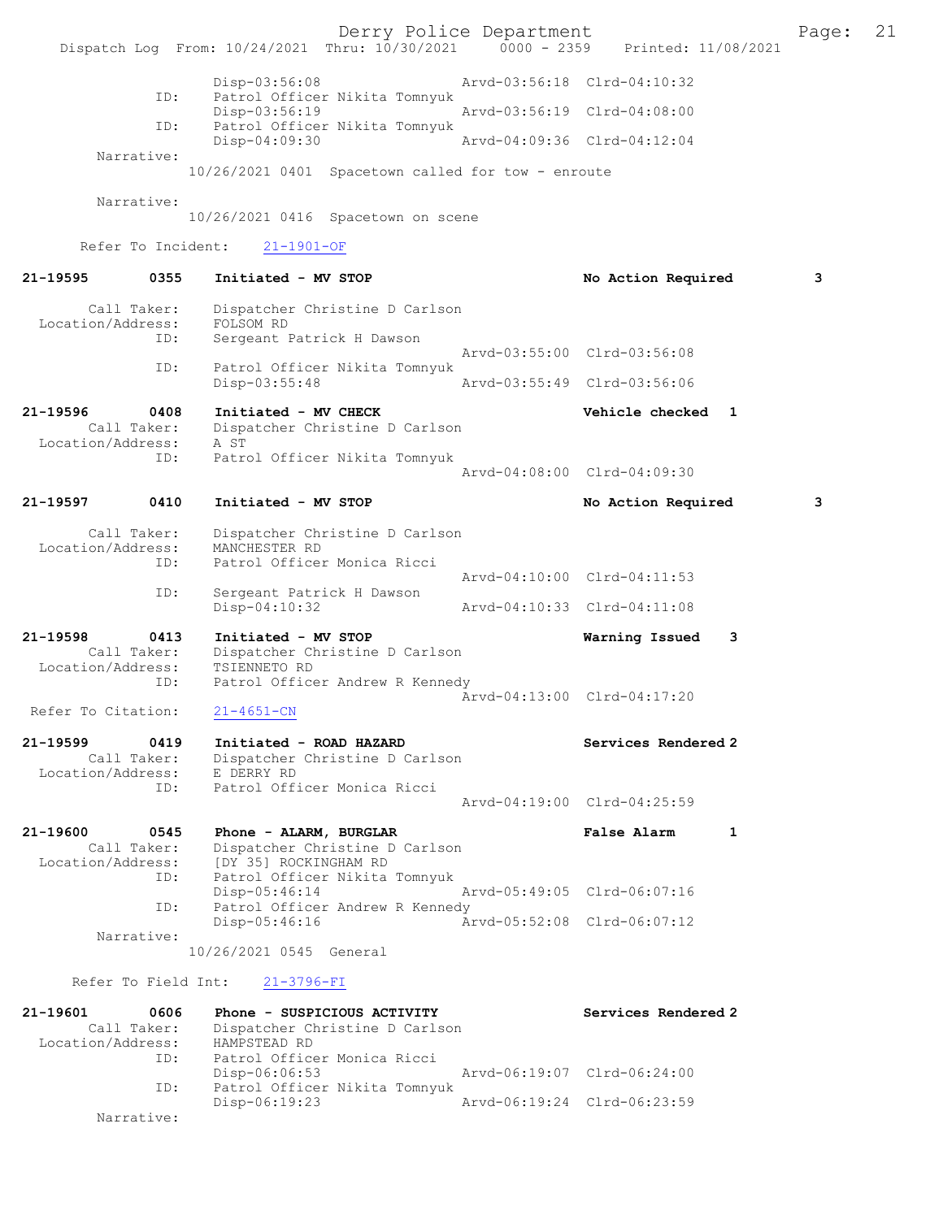```
                Disp-03:56:08                 Arvd-03:56:18  Clrd-04:10:32
           ID:  Patrol Officer Nikita Tomnyuk
                Disp-03:56:19                 Arvd-03:56:19  Clrd-04:08:00
           ID:  Patrol Officer Nikita Tomnyuk
                Disp-04:09:30                 Arvd-04:09:36  Clrd-04:12:04
    Narrative:
              10/26/2021 0401  Spacetown called for tow - enroute

    Narrative:
              10/26/2021 0416  Spacetown on scene

   Refer To Incident:    21-1901-OF

21-19595        0355    Initiated - MV STOP                          No Action Required        3

       Call Taker:      Dispatcher Christine D Carlson
  Location/Address:     FOLSOM RD
               ID:      Sergeant Patrick H Dawson
                                              Arvd-03:55:00  Clrd-03:56:08
               ID:      Patrol Officer Nikita Tomnyuk
                        Disp-03:55:48         Arvd-03:55:49  Clrd-03:56:06

21-19596        0408    Initiated - MV CHECK                         Vehicle checked   1
       Call Taker:      Dispatcher Christine D Carlson
  Location/Address:     A ST
               ID:      Patrol Officer Nikita Tomnyuk
                                              Arvd-04:08:00  Clrd-04:09:30

21-19597        0410    Initiated - MV STOP                          No Action Required        3

       Call Taker:      Dispatcher Christine D Carlson
  Location/Address:     MANCHESTER RD
               ID:      Patrol Officer Monica Ricci
                                              Arvd-04:10:00  Clrd-04:11:53
               ID:      Sergeant Patrick H Dawson
                        Disp-04:10:32         Arvd-04:10:33  Clrd-04:11:08

21-19598        0413    Initiated - MV STOP                          Warning Issued    3
       Call Taker:      Dispatcher Christine D Carlson
  Location/Address:     TSIENNETO RD
               ID:      Patrol Officer Andrew R Kennedy
                                              Arvd-04:13:00  Clrd-04:17:20
 Refer To Citation:     21-4651-CN

21-19599        0419    Initiated - ROAD HAZARD                      Services Rendered 2
       Call Taker:      Dispatcher Christine D Carlson
  Location/Address:     E DERRY RD
               ID:      Patrol Officer Monica Ricci
                                              Arvd-04:19:00  Clrd-04:25:59

21-19600        0545    Phone - ALARM, BURGLAR                       False Alarm       1
       Call Taker:      Dispatcher Christine D Carlson
  Location/Address:     [DY 35] ROCKINGHAM RD
               ID:      Patrol Officer Nikita Tomnyuk
                        Disp-05:46:14         Arvd-05:49:05  Clrd-06:07:16
               ID:      Patrol Officer Andrew R Kennedy
                        Disp-05:46:16         Arvd-05:52:08  Clrd-06:07:12
        Narrative:
              10/26/2021 0545  General

   Refer To Field Int:    21-3796-FI

21-19601        0606    Phone - SUSPICIOUS ACTIVITY                  Services Rendered 2
       Call Taker:      Dispatcher Christine D Carlson
  Location/Address:     HAMPSTEAD RD
               ID:      Patrol Officer Monica Ricci
                        Disp-06:06:53         Arvd-06:19:07  Clrd-06:24:00
               ID:      Patrol Officer Nikita Tomnyuk
                        Disp-06:19:23         Arvd-06:19:24  Clrd-06:23:59
        Narrative:
```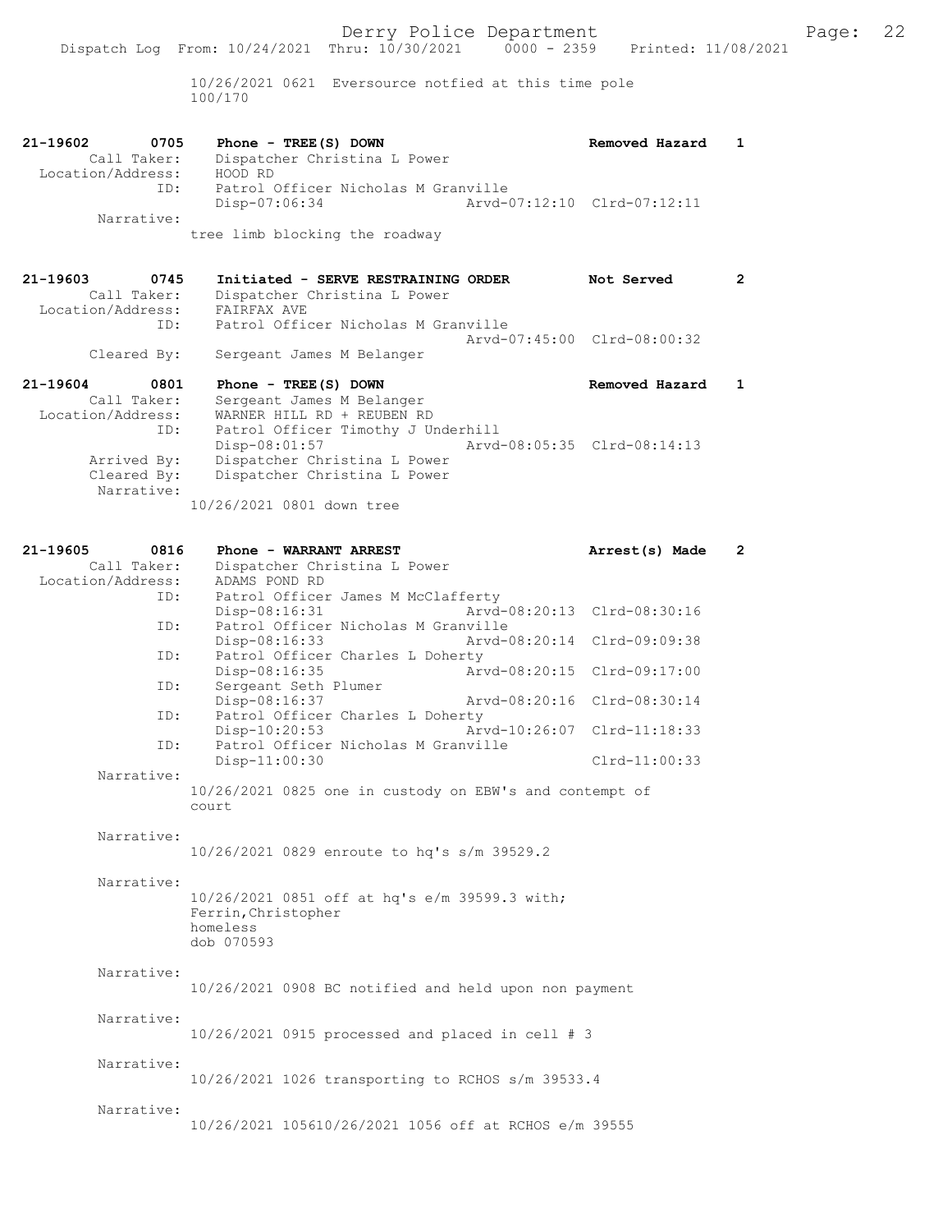10/26/2021 0621 Eversource notfied at this time pole 100/170

**21-19602 0705 Phone - TREE(S) DOWN** — Removed Hazard — 1

Call Taker: Dispatcher Christina L Power
Location/Address: HOOD RD
ID: Patrol Officer Nicholas M Granville
Disp-07:06:34 Arvd-07:12:10 Clrd-07:12:11
Narrative:
tree limb blocking the roadway

**21-19603 0745 Initiated - SERVE RESTRAINING ORDER** — Not Served — 2

Call Taker: Dispatcher Christina L Power
Location/Address: FAIRFAX AVE
ID: Patrol Officer Nicholas M Granville
Arvd-07:45:00 Clrd-08:00:32
Cleared By: Sergeant James M Belanger

**21-19604 0801 Phone - TREE(S) DOWN** — Removed Hazard — 1

Call Taker: Sergeant James M Belanger
Location/Address: WARNER HILL RD + REUBEN RD
ID: Patrol Officer Timothy J Underhill
Disp-08:01:57 Arvd-08:05:35 Clrd-08:14:13
Arrived By: Dispatcher Christina L Power
Cleared By: Dispatcher Christina L Power
Narrative:
10/26/2021 0801 down tree

**21-19605 0816 Phone - WARRANT ARREST** — Arrest(s) Made — 2

Call Taker: Dispatcher Christina L Power
Location/Address: ADAMS POND RD
ID: Patrol Officer James M McClafferty
Disp-08:16:31 Arvd-08:20:13 Clrd-08:30:16
ID: Patrol Officer Nicholas M Granville
Disp-08:16:33 Arvd-08:20:14 Clrd-09:09:38
ID: Patrol Officer Charles L Doherty
Disp-08:16:35 Arvd-08:20:15 Clrd-09:17:00
ID: Sergeant Seth Plumer
Disp-08:16:37 Arvd-08:20:16 Clrd-08:30:14
ID: Patrol Officer Charles L Doherty
Disp-10:20:53 Arvd-10:26:07 Clrd-11:18:33
ID: Patrol Officer Nicholas M Granville
Disp-11:00:30 Clrd-11:00:33
Narrative:
10/26/2021 0825 one in custody on EBW's and contempt of court

Narrative:
10/26/2021 0829 enroute to hq's s/m 39529.2

Narrative:
10/26/2021 0851 off at hq's e/m 39599.3 with;
Ferrin,Christopher
homeless
dob 070593

Narrative:
10/26/2021 0908 BC notified and held upon non payment

Narrative:
10/26/2021 0915 processed and placed in cell # 3

Narrative:
10/26/2021 1026 transporting to RCHOS s/m 39533.4

Narrative:
10/26/2021 105610/26/2021 1056 off at RCHOS e/m 39555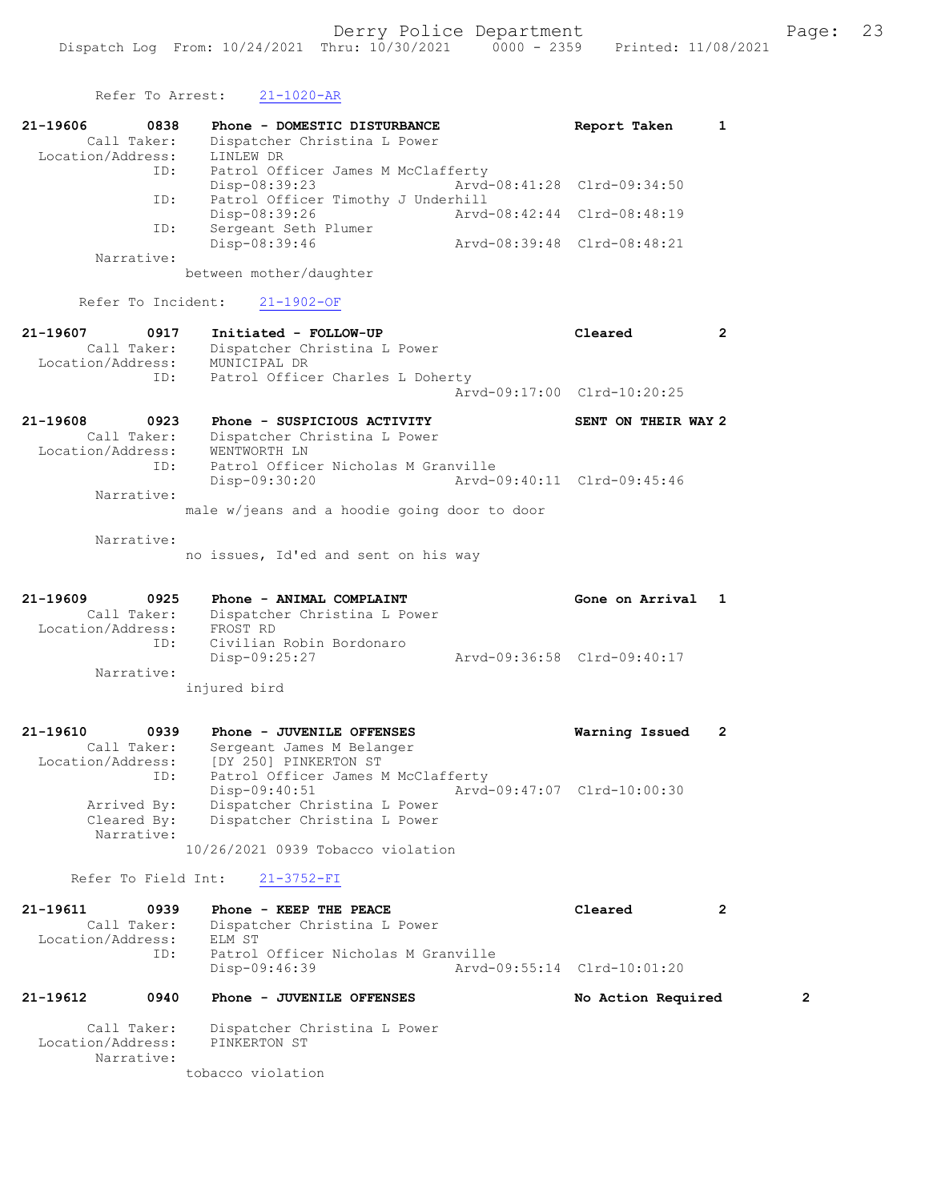Refer To Arrest: 21-1020-AR

```
21-19606        0838    Phone - DOMESTIC DISTURBANCE              Report Taken      1
        Call Taker:     Dispatcher Christina L Power
  Location/Address:     LINLEW DR
               ID:      Patrol Officer James M McClafferty
                        Disp-08:39:23               Arvd-08:41:28  Clrd-09:34:50
               ID:      Patrol Officer Timothy J Underhill
                        Disp-08:39:26               Arvd-08:42:44  Clrd-08:48:19
               ID:      Sergeant Seth Plumer
                        Disp-08:39:46               Arvd-08:39:48  Clrd-08:48:21
         Narrative:
                    between mother/daughter

      Refer To Incident:    21-1902-OF

21-19607        0917    Initiated - FOLLOW-UP                     Cleared           2
        Call Taker:     Dispatcher Christina L Power
  Location/Address:     MUNICIPAL DR
               ID:      Patrol Officer Charles L Doherty
                                                    Arvd-09:17:00  Clrd-10:20:25

21-19608        0923    Phone - SUSPICIOUS ACTIVITY               SENT ON THEIR WAY 2
        Call Taker:     Dispatcher Christina L Power
  Location/Address:     WENTWORTH LN
               ID:      Patrol Officer Nicholas M Granville
                        Disp-09:30:20               Arvd-09:40:11  Clrd-09:45:46
         Narrative:
                    male w/jeans and a hoodie going door to door

         Narrative:
                    no issues, Id'ed and sent on his way

21-19609        0925    Phone - ANIMAL COMPLAINT                  Gone on Arrival   1
        Call Taker:     Dispatcher Christina L Power
  Location/Address:     FROST RD
               ID:      Civilian Robin Bordonaro
                        Disp-09:25:27               Arvd-09:36:58  Clrd-09:40:17
         Narrative:
                    injured bird

21-19610        0939    Phone - JUVENILE OFFENSES                 Warning Issued    2
        Call Taker:     Sergeant James M Belanger
  Location/Address:     [DY 250] PINKERTON ST
               ID:      Patrol Officer James M McClafferty
                        Disp-09:40:51               Arvd-09:47:07  Clrd-10:00:30
        Arrived By:     Dispatcher Christina L Power
        Cleared By:     Dispatcher Christina L Power
         Narrative:
                    10/26/2021 0939 Tobacco violation

      Refer To Field Int:    21-3752-FI

21-19611        0939    Phone - KEEP THE PEACE                    Cleared           2
        Call Taker:     Dispatcher Christina L Power
  Location/Address:     ELM ST
               ID:      Patrol Officer Nicholas M Granville
                        Disp-09:46:39               Arvd-09:55:14  Clrd-10:01:20

21-19612        0940    Phone - JUVENILE OFFENSES                 No Action Required        2

        Call Taker:     Dispatcher Christina L Power
  Location/Address:     PINKERTON ST
         Narrative:
                    tobacco violation
```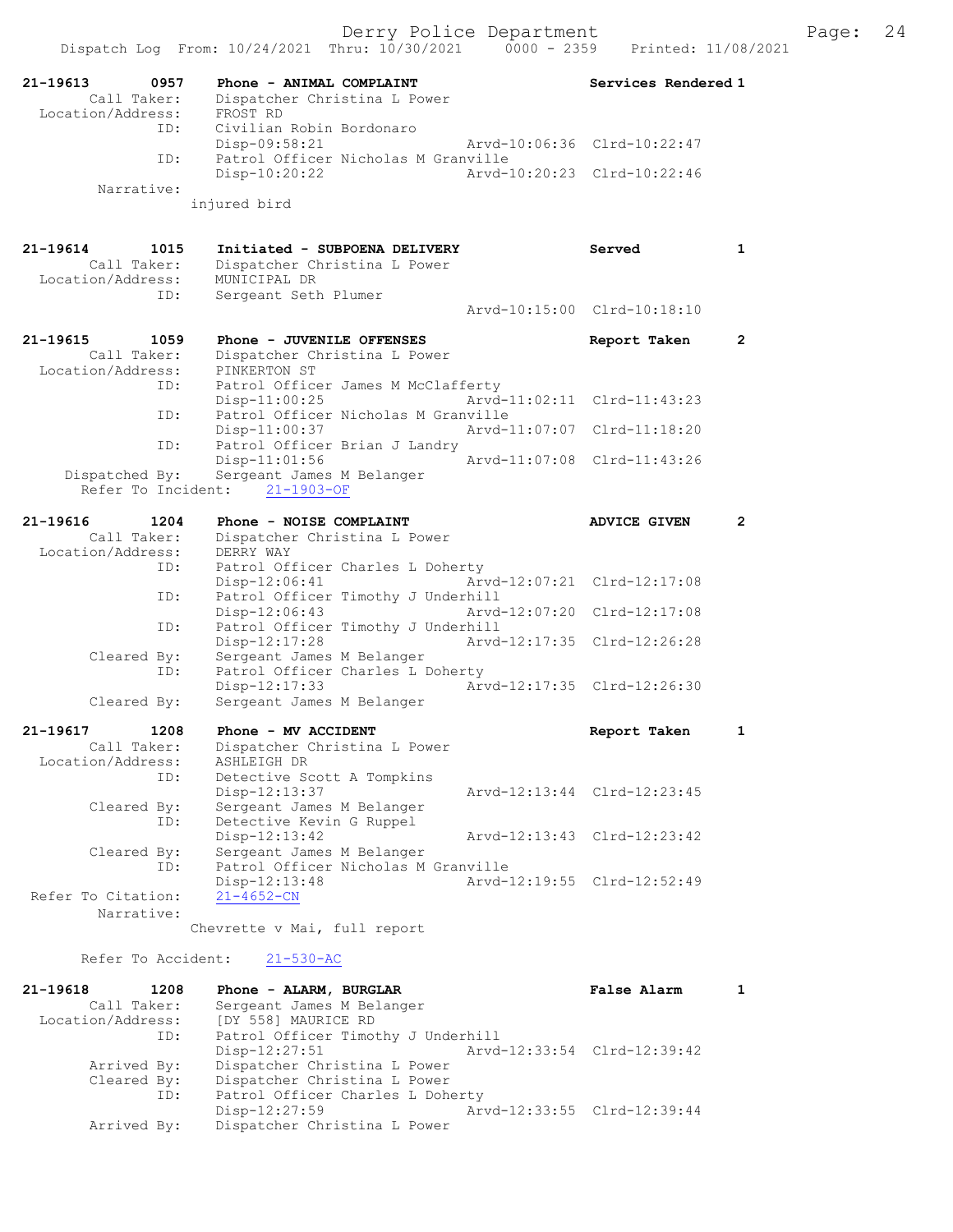Dispatch Log From: 10/24/2021 Thru: 10/30/2021 0000 - 2359 Printed: 11/08/2021

```
21-19613        0957    Phone - ANIMAL COMPLAINT                  Services Rendered 1
         Call Taker:    Dispatcher Christina L Power
   Location/Address:    FROST RD
                 ID:    Civilian Robin Bordonaro
                        Disp-09:58:21                 Arvd-10:06:36  Clrd-10:22:47
                 ID:    Patrol Officer Nicholas M Granville
                        Disp-10:20:22                 Arvd-10:20:23  Clrd-10:22:46
          Narrative:
                      injured bird

21-19614        1015    Initiated - SUBPOENA DELIVERY             Served           1
         Call Taker:    Dispatcher Christina L Power
   Location/Address:    MUNICIPAL DR
                 ID:    Sergeant Seth Plumer
                                                      Arvd-10:15:00  Clrd-10:18:10

21-19615        1059    Phone - JUVENILE OFFENSES                 Report Taken     2
         Call Taker:    Dispatcher Christina L Power
   Location/Address:    PINKERTON ST
                 ID:    Patrol Officer James M McClafferty
                        Disp-11:00:25                 Arvd-11:02:11  Clrd-11:43:23
                 ID:    Patrol Officer Nicholas M Granville
                        Disp-11:00:37                 Arvd-11:07:07  Clrd-11:18:20
                 ID:    Patrol Officer Brian J Landry
                        Disp-11:01:56                 Arvd-11:07:08  Clrd-11:43:26
      Dispatched By:    Sergeant James M Belanger
     Refer To Incident:    21-1903-OF

21-19616        1204    Phone - NOISE COMPLAINT                   ADVICE GIVEN     2
         Call Taker:    Dispatcher Christina L Power
   Location/Address:    DERRY WAY
                 ID:    Patrol Officer Charles L Doherty
                        Disp-12:06:41                 Arvd-12:07:21  Clrd-12:17:08
                 ID:    Patrol Officer Timothy J Underhill
                        Disp-12:06:43                 Arvd-12:07:20  Clrd-12:17:08
                 ID:    Patrol Officer Timothy J Underhill
                        Disp-12:17:28                 Arvd-12:17:35  Clrd-12:26:28
         Cleared By:    Sergeant James M Belanger
                 ID:    Patrol Officer Charles L Doherty
                        Disp-12:17:33                 Arvd-12:17:35  Clrd-12:26:30
         Cleared By:    Sergeant James M Belanger

21-19617        1208    Phone - MV ACCIDENT                       Report Taken     1
         Call Taker:    Dispatcher Christina L Power
   Location/Address:    ASHLEIGH DR
                 ID:    Detective Scott A Tompkins
                        Disp-12:13:37                 Arvd-12:13:44  Clrd-12:23:45
         Cleared By:    Sergeant James M Belanger
                 ID:    Detective Kevin G Ruppel
                        Disp-12:13:42                 Arvd-12:13:43  Clrd-12:23:42
         Cleared By:    Sergeant James M Belanger
                 ID:    Patrol Officer Nicholas M Granville
                        Disp-12:13:48                 Arvd-12:19:55  Clrd-12:52:49
 Refer To Citation:     21-4652-CN
          Narrative:
                      Chevrette v Mai, full report

     Refer To Accident:    21-530-AC

21-19618        1208    Phone - ALARM, BURGLAR                    False Alarm      1
         Call Taker:    Sergeant James M Belanger
   Location/Address:    [DY 558] MAURICE RD
                 ID:    Patrol Officer Timothy J Underhill
                        Disp-12:27:51                 Arvd-12:33:54  Clrd-12:39:42
         Arrived By:    Dispatcher Christina L Power
         Cleared By:    Dispatcher Christina L Power
                 ID:    Patrol Officer Charles L Doherty
                        Disp-12:27:59                 Arvd-12:33:55  Clrd-12:39:44
         Arrived By:    Dispatcher Christina L Power
```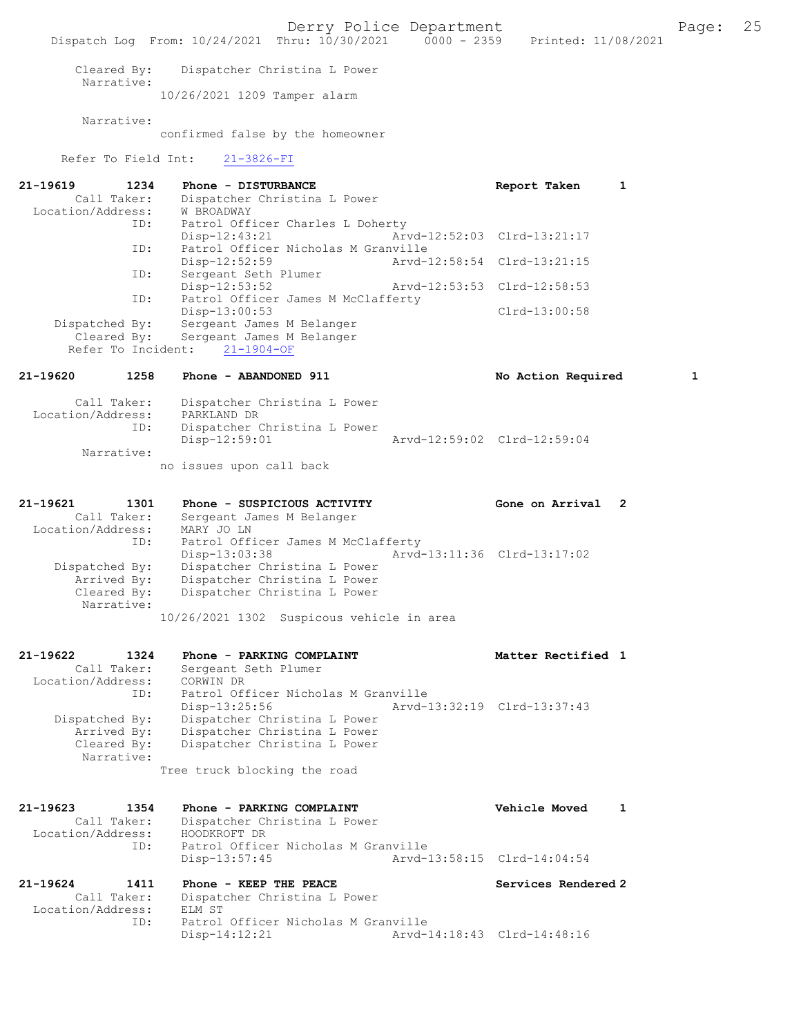Cleared By: Dispatcher Christina L Power
Narrative:
10/26/2021 1209 Tamper alarm

Narrative:
confirmed false by the homeowner

Refer To Field Int: 21-3826-FI

**21-19619 1234 Phone - DISTURBANCE — Report Taken 1**

Call Taker: Dispatcher Christina L Power
Location/Address: W BROADWAY
ID: Patrol Officer Charles L Doherty
Disp-12:43:21 Arvd-12:52:03 Clrd-13:21:17
ID: Patrol Officer Nicholas M Granville
Disp-12:52:59 Arvd-12:58:54 Clrd-13:21:15
ID: Sergeant Seth Plumer
Disp-12:53:52 Arvd-12:53:53 Clrd-12:58:53
ID: Patrol Officer James M McClafferty
Disp-13:00:53 Clrd-13:00:58
Dispatched By: Sergeant James M Belanger
Cleared By: Sergeant James M Belanger
Refer To Incident: 21-1904-OF

**21-19620 1258 Phone - ABANDONED 911 — No Action Required 1**

Call Taker: Dispatcher Christina L Power
Location/Address: PARKLAND DR
ID: Dispatcher Christina L Power
Disp-12:59:01 Arvd-12:59:02 Clrd-12:59:04
Narrative:
no issues upon call back

**21-19621 1301 Phone - SUSPICIOUS ACTIVITY — Gone on Arrival 2**

Call Taker: Sergeant James M Belanger
Location/Address: MARY JO LN
ID: Patrol Officer James M McClafferty
Disp-13:03:38 Arvd-13:11:36 Clrd-13:17:02
Dispatched By: Dispatcher Christina L Power
Arrived By: Dispatcher Christina L Power
Cleared By: Dispatcher Christina L Power
Narrative:
10/26/2021 1302 Suspicous vehicle in area

**21-19622 1324 Phone - PARKING COMPLAINT — Matter Rectified 1**

Call Taker: Sergeant Seth Plumer
Location/Address: CORWIN DR
ID: Patrol Officer Nicholas M Granville
Disp-13:25:56 Arvd-13:32:19 Clrd-13:37:43
Dispatched By: Dispatcher Christina L Power
Arrived By: Dispatcher Christina L Power
Cleared By: Dispatcher Christina L Power
Narrative:
Tree truck blocking the road

**21-19623 1354 Phone - PARKING COMPLAINT — Vehicle Moved 1**

Call Taker: Dispatcher Christina L Power
Location/Address: HOODKROFT DR
ID: Patrol Officer Nicholas M Granville
Disp-13:57:45 Arvd-13:58:15 Clrd-14:04:54

**21-19624 1411 Phone - KEEP THE PEACE — Services Rendered 2**

Call Taker: Dispatcher Christina L Power
Location/Address: ELM ST
ID: Patrol Officer Nicholas M Granville
Disp-14:12:21 Arvd-14:18:43 Clrd-14:48:16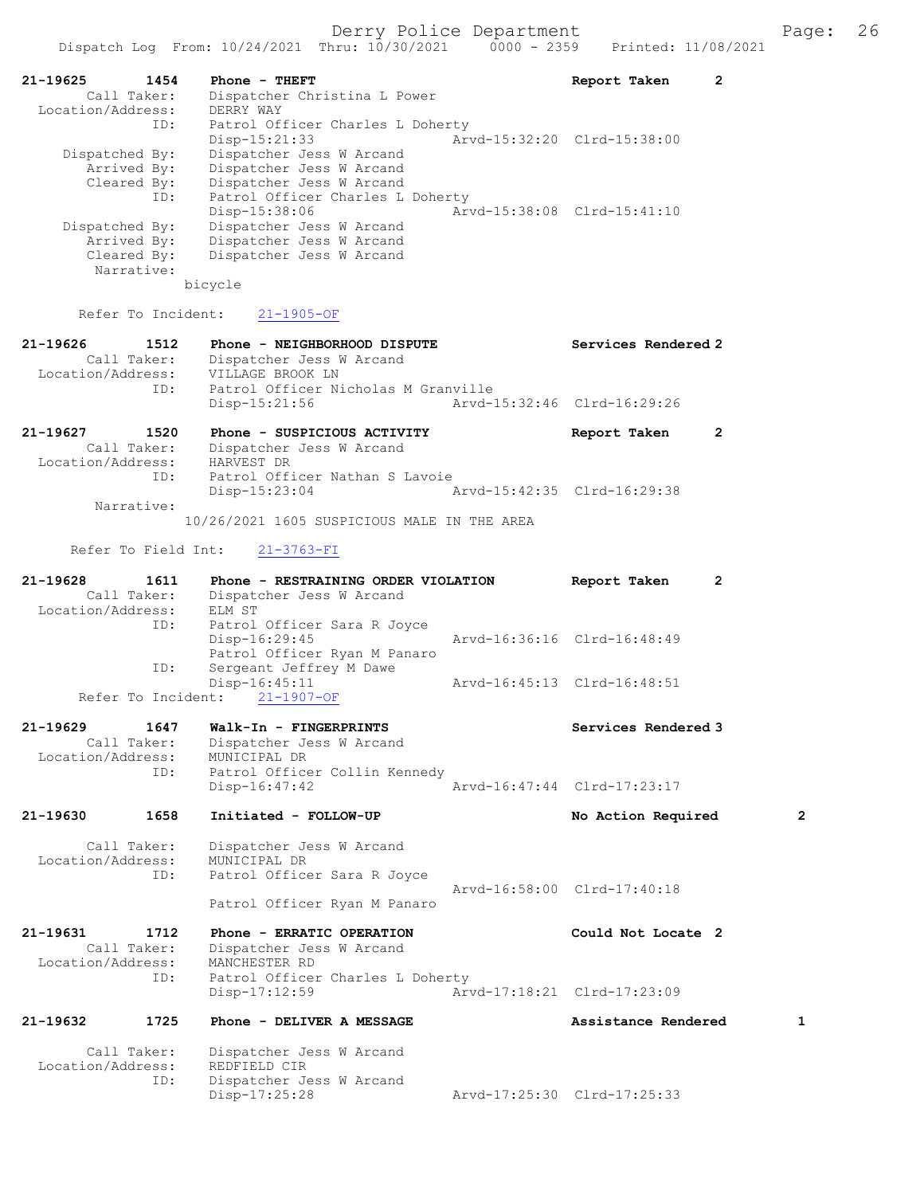```
21-19625        1454    Phone - THEFT                                  Report Taken        2
        Call Taker:     Dispatcher Christina L Power
  Location/Address:     DERRY WAY
                ID:     Patrol Officer Charles L Doherty
                        Disp-15:21:33                   Arvd-15:32:20  Clrd-15:38:00
     Dispatched By:     Dispatcher Jess W Arcand
        Arrived By:     Dispatcher Jess W Arcand
        Cleared By:     Dispatcher Jess W Arcand
                ID:     Patrol Officer Charles L Doherty
                        Disp-15:38:06                   Arvd-15:38:08  Clrd-15:41:10
     Dispatched By:     Dispatcher Jess W Arcand
        Arrived By:     Dispatcher Jess W Arcand
        Cleared By:     Dispatcher Jess W Arcand
         Narrative:
                      bicycle

       Refer To Incident:    21-1905-OF

21-19626        1512    Phone - NEIGHBORHOOD DISPUTE                   Services Rendered 2
        Call Taker:     Dispatcher Jess W Arcand
  Location/Address:     VILLAGE BROOK LN
                ID:     Patrol Officer Nicholas M Granville
                        Disp-15:21:56                   Arvd-15:32:46  Clrd-16:29:26

21-19627        1520    Phone - SUSPICIOUS ACTIVITY                    Report Taken        2
        Call Taker:     Dispatcher Jess W Arcand
  Location/Address:     HARVEST DR
                ID:     Patrol Officer Nathan S Lavoie
                        Disp-15:23:04                   Arvd-15:42:35  Clrd-16:29:38
         Narrative:
                      10/26/2021 1605 SUSPICIOUS MALE IN THE AREA

      Refer To Field Int:    21-3763-FI

21-19628        1611    Phone - RESTRAINING ORDER VIOLATION            Report Taken        2
        Call Taker:     Dispatcher Jess W Arcand
  Location/Address:     ELM ST
                ID:     Patrol Officer Sara R Joyce
                        Disp-16:29:45                   Arvd-16:36:16  Clrd-16:48:49
                        Patrol Officer Ryan M Panaro
                ID:     Sergeant Jeffrey M Dawe
                        Disp-16:45:11                   Arvd-16:45:13  Clrd-16:48:51
       Refer To Incident:    21-1907-OF

21-19629        1647    Walk-In - FINGERPRINTS                         Services Rendered 3
        Call Taker:     Dispatcher Jess W Arcand
  Location/Address:     MUNICIPAL DR
                ID:     Patrol Officer Collin Kennedy
                        Disp-16:47:42                   Arvd-16:47:44  Clrd-17:23:17

21-19630        1658    Initiated - FOLLOW-UP                          No Action Required          2

        Call Taker:     Dispatcher Jess W Arcand
  Location/Address:     MUNICIPAL DR
                ID:     Patrol Officer Sara R Joyce
                                                        Arvd-16:58:00  Clrd-17:40:18
                        Patrol Officer Ryan M Panaro

21-19631        1712    Phone - ERRATIC OPERATION                      Could Not Locate  2
        Call Taker:     Dispatcher Jess W Arcand
  Location/Address:     MANCHESTER RD
                ID:     Patrol Officer Charles L Doherty
                        Disp-17:12:59                   Arvd-17:18:21  Clrd-17:23:09

21-19632        1725    Phone - DELIVER A MESSAGE                      Assistance Rendered         1

        Call Taker:     Dispatcher Jess W Arcand
  Location/Address:     REDFIELD CIR
                ID:     Dispatcher Jess W Arcand
                        Disp-17:25:28                   Arvd-17:25:30  Clrd-17:25:33
```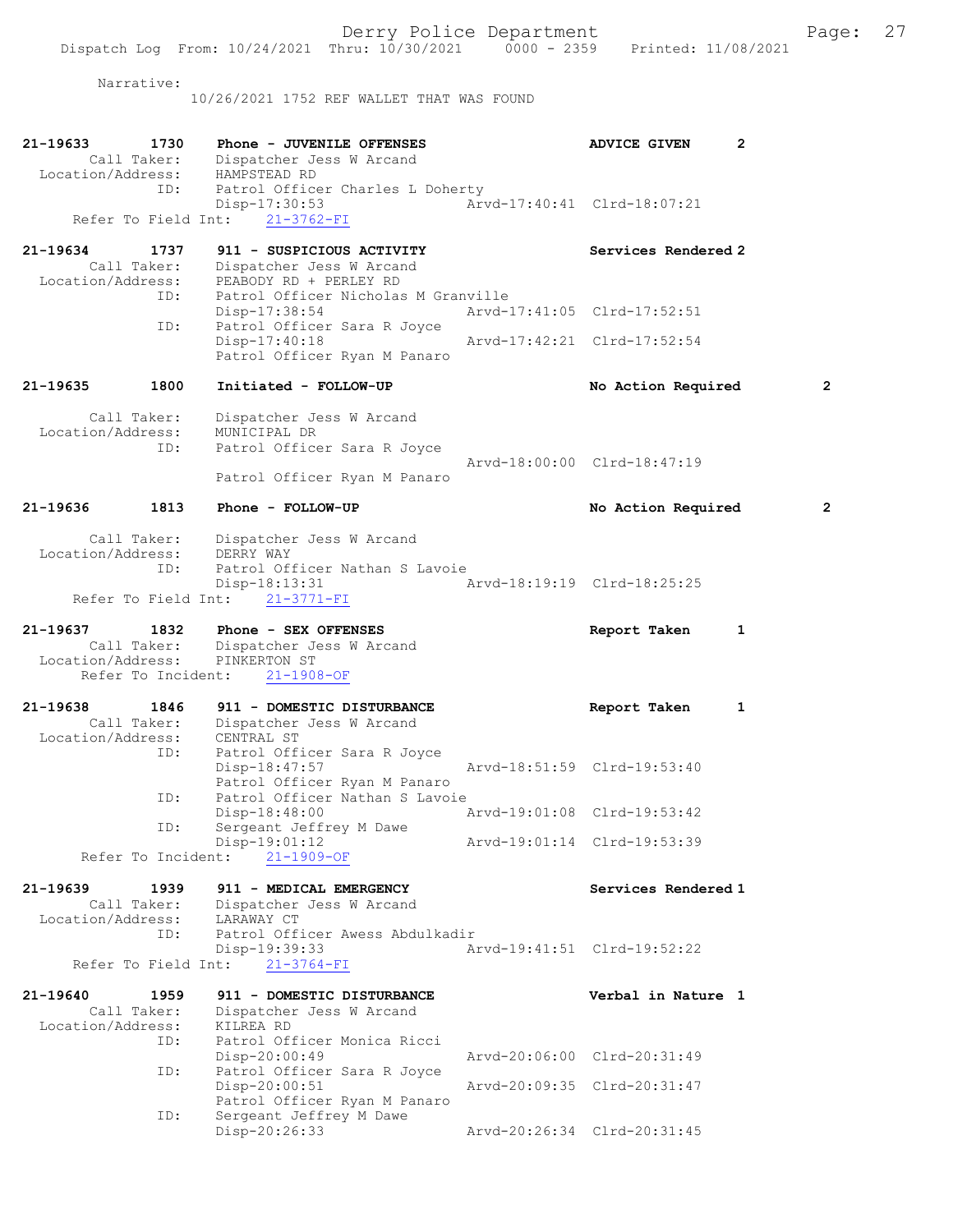Narrative:
10/26/2021 1752 REF WALLET THAT WAS FOUND

```
21-19633        1730    Phone - JUVENILE OFFENSES                    ADVICE GIVEN      2
         Call Taker:    Dispatcher Jess W Arcand
   Location/Address:    HAMPSTEAD RD
                 ID:    Patrol Officer Charles L Doherty
                        Disp-17:30:53                  Arvd-17:40:41  Clrd-18:07:21
     Refer To Field Int:    21-3762-FI

21-19634        1737    911 - SUSPICIOUS ACTIVITY                    Services Rendered 2
         Call Taker:    Dispatcher Jess W Arcand
   Location/Address:    PEABODY RD + PERLEY RD
                 ID:    Patrol Officer Nicholas M Granville
                        Disp-17:38:54                  Arvd-17:41:05  Clrd-17:52:51
                 ID:    Patrol Officer Sara R Joyce
                        Disp-17:40:18                  Arvd-17:42:21  Clrd-17:52:54
                        Patrol Officer Ryan M Panaro

21-19635        1800    Initiated - FOLLOW-UP                        No Action Required        2

         Call Taker:    Dispatcher Jess W Arcand
   Location/Address:    MUNICIPAL DR
                 ID:    Patrol Officer Sara R Joyce
                                                       Arvd-18:00:00  Clrd-18:47:19
                        Patrol Officer Ryan M Panaro

21-19636        1813    Phone - FOLLOW-UP                            No Action Required        2

         Call Taker:    Dispatcher Jess W Arcand
   Location/Address:    DERRY WAY
                 ID:    Patrol Officer Nathan S Lavoie
                        Disp-18:13:31                  Arvd-18:19:19  Clrd-18:25:25
     Refer To Field Int:    21-3771-FI

21-19637        1832    Phone - SEX OFFENSES                         Report Taken      1
         Call Taker:    Dispatcher Jess W Arcand
   Location/Address:    PINKERTON ST
      Refer To Incident:    21-1908-OF

21-19638        1846    911 - DOMESTIC DISTURBANCE                   Report Taken      1
         Call Taker:    Dispatcher Jess W Arcand
   Location/Address:    CENTRAL ST
                 ID:    Patrol Officer Sara R Joyce
                        Disp-18:47:57                  Arvd-18:51:59  Clrd-19:53:40
                        Patrol Officer Ryan M Panaro
                 ID:    Patrol Officer Nathan S Lavoie
                        Disp-18:48:00                  Arvd-19:01:08  Clrd-19:53:42
                 ID:    Sergeant Jeffrey M Dawe
                        Disp-19:01:12                  Arvd-19:01:14  Clrd-19:53:39
      Refer To Incident:    21-1909-OF

21-19639        1939    911 - MEDICAL EMERGENCY                      Services Rendered 1
         Call Taker:    Dispatcher Jess W Arcand
   Location/Address:    LARAWAY CT
                 ID:    Patrol Officer Awess Abdulkadir
                        Disp-19:39:33                  Arvd-19:41:51  Clrd-19:52:22
     Refer To Field Int:    21-3764-FI

21-19640        1959    911 - DOMESTIC DISTURBANCE                   Verbal in Nature  1
         Call Taker:    Dispatcher Jess W Arcand
   Location/Address:    KILREA RD
                 ID:    Patrol Officer Monica Ricci
                        Disp-20:00:49                  Arvd-20:06:00  Clrd-20:31:49
                 ID:    Patrol Officer Sara R Joyce
                        Disp-20:00:51                  Arvd-20:09:35  Clrd-20:31:47
                        Patrol Officer Ryan M Panaro
                 ID:    Sergeant Jeffrey M Dawe
                        Disp-20:26:33                  Arvd-20:26:34  Clrd-20:31:45
```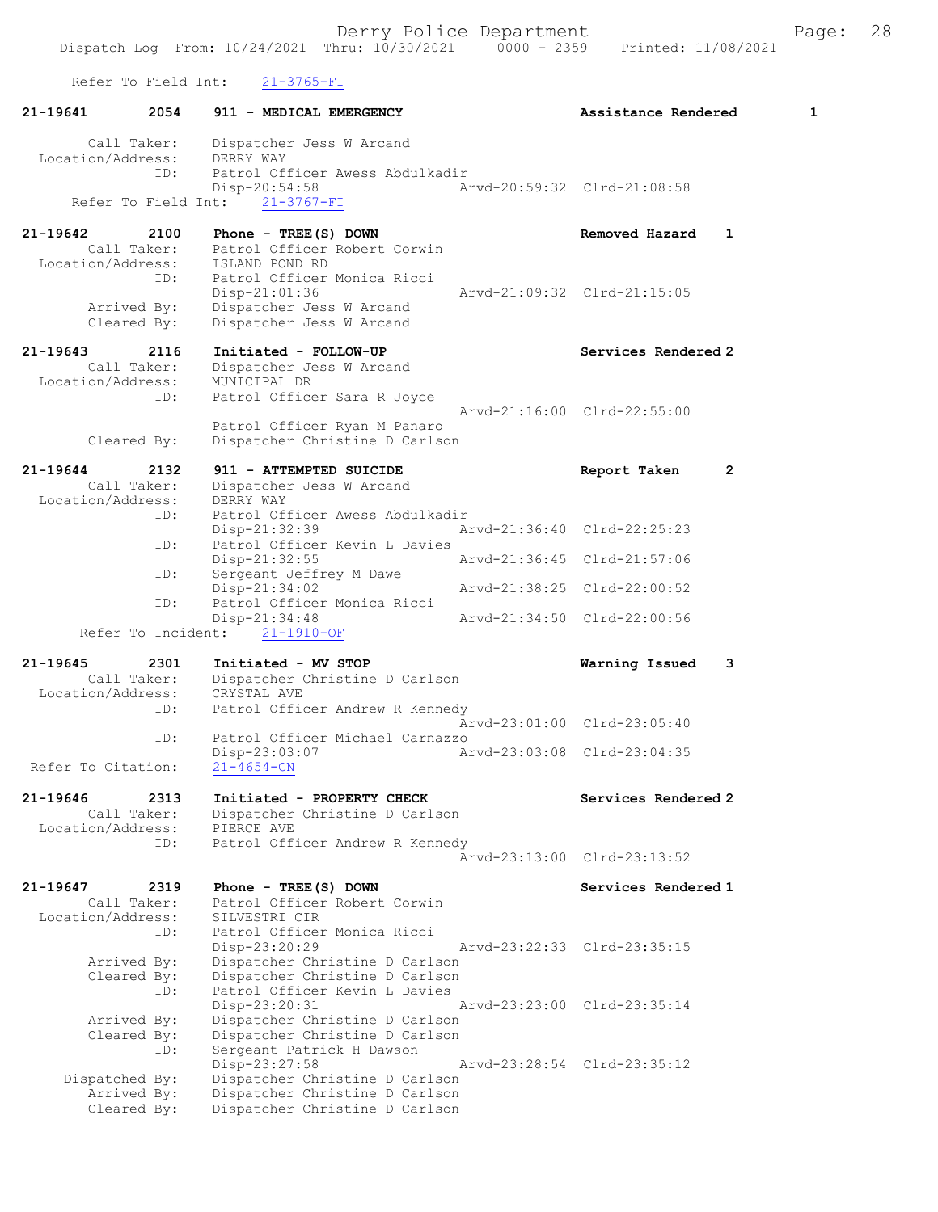Dispatch Log From: 10/24/2021 Thru: 10/30/2021 0000 - 2359 Printed: 11/08/2021

Refer To Field Int: 21-3765-FI

**21-19641 2054 911 - MEDICAL EMERGENCY — Assistance Rendered 1**

```
Call Taker:        Dispatcher Jess W Arcand
Location/Address:  DERRY WAY
ID:                Patrol Officer Awess Abdulkadir
                   Disp-20:54:58         Arvd-20:59:32  Clrd-21:08:58
Refer To Field Int:  21-3767-FI
```

**21-19642 2100 Phone - TREE(S) DOWN — Removed Hazard 1**

```
Call Taker:        Patrol Officer Robert Corwin
Location/Address:  ISLAND POND RD
ID:                Patrol Officer Monica Ricci
                   Disp-21:01:36         Arvd-21:09:32  Clrd-21:15:05
Arrived By:        Dispatcher Jess W Arcand
Cleared By:        Dispatcher Jess W Arcand
```

**21-19643 2116 Initiated - FOLLOW-UP — Services Rendered 2**

```
Call Taker:        Dispatcher Jess W Arcand
Location/Address:  MUNICIPAL DR
ID:                Patrol Officer Sara R Joyce
                                         Arvd-21:16:00  Clrd-22:55:00
                   Patrol Officer Ryan M Panaro
Cleared By:        Dispatcher Christine D Carlson
```

**21-19644 2132 911 - ATTEMPTED SUICIDE — Report Taken 2**

```
Call Taker:        Dispatcher Jess W Arcand
Location/Address:  DERRY WAY
ID:                Patrol Officer Awess Abdulkadir
                   Disp-21:32:39         Arvd-21:36:40  Clrd-22:25:23
ID:                Patrol Officer Kevin L Davies
                   Disp-21:32:55         Arvd-21:36:45  Clrd-21:57:06
ID:                Sergeant Jeffrey M Dawe
                   Disp-21:34:02         Arvd-21:38:25  Clrd-22:00:52
ID:                Patrol Officer Monica Ricci
                   Disp-21:34:48         Arvd-21:34:50  Clrd-22:00:56
Refer To Incident:  21-1910-OF
```

**21-19645 2301 Initiated - MV STOP — Warning Issued 3**

```
Call Taker:        Dispatcher Christine D Carlson
Location/Address:  CRYSTAL AVE
ID:                Patrol Officer Andrew R Kennedy
                                         Arvd-23:01:00  Clrd-23:05:40
ID:                Patrol Officer Michael Carnazzo
                   Disp-23:03:07         Arvd-23:03:08  Clrd-23:04:35
Refer To Citation:  21-4654-CN
```

**21-19646 2313 Initiated - PROPERTY CHECK — Services Rendered 2**

```
Call Taker:        Dispatcher Christine D Carlson
Location/Address:  PIERCE AVE
ID:                Patrol Officer Andrew R Kennedy
                                         Arvd-23:13:00  Clrd-23:13:52
```

**21-19647 2319 Phone - TREE(S) DOWN — Services Rendered 1**

```
Call Taker:        Patrol Officer Robert Corwin
Location/Address:  SILVESTRI CIR
ID:                Patrol Officer Monica Ricci
                   Disp-23:20:29         Arvd-23:22:33  Clrd-23:35:15
Arrived By:        Dispatcher Christine D Carlson
Cleared By:        Dispatcher Christine D Carlson
ID:                Patrol Officer Kevin L Davies
                   Disp-23:20:31         Arvd-23:23:00  Clrd-23:35:14
Arrived By:        Dispatcher Christine D Carlson
Cleared By:        Dispatcher Christine D Carlson
ID:                Sergeant Patrick H Dawson
                   Disp-23:27:58         Arvd-23:28:54  Clrd-23:35:12
Dispatched By:     Dispatcher Christine D Carlson
Arrived By:        Dispatcher Christine D Carlson
Cleared By:        Dispatcher Christine D Carlson
```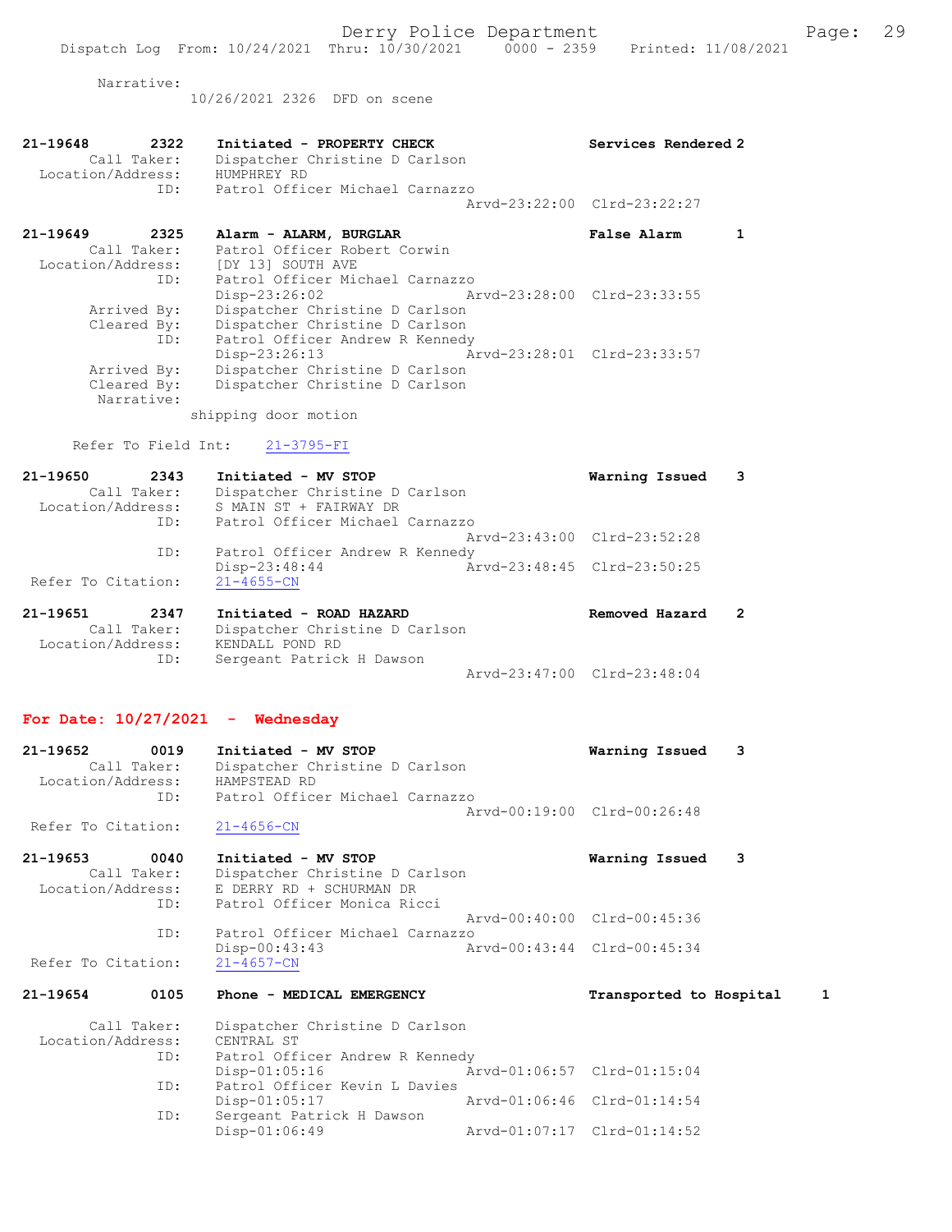Narrative:
10/26/2021 2326 DFD on scene

**21-19648** 2322 **Initiated - PROPERTY CHECK** **Services Rendered 2**
Call Taker: Dispatcher Christine D Carlson
Location/Address: HUMPHREY RD
ID: Patrol Officer Michael Carnazzo
Arvd-23:22:00 Clrd-23:22:27

**21-19649** 2325 **Alarm - ALARM, BURGLAR** **False Alarm 1**
Call Taker: Patrol Officer Robert Corwin
Location/Address: [DY 13] SOUTH AVE
ID: Patrol Officer Michael Carnazzo
Disp-23:26:02 Arvd-23:28:00 Clrd-23:33:55
Arrived By: Dispatcher Christine D Carlson
Cleared By: Dispatcher Christine D Carlson
ID: Patrol Officer Andrew R Kennedy
Disp-23:26:13 Arvd-23:28:01 Clrd-23:33:57
Arrived By: Dispatcher Christine D Carlson
Cleared By: Dispatcher Christine D Carlson
Narrative:
shipping door motion

Refer To Field Int: 21-3795-FI

**21-19650** 2343 **Initiated - MV STOP** **Warning Issued 3**
Call Taker: Dispatcher Christine D Carlson
Location/Address: S MAIN ST + FAIRWAY DR
ID: Patrol Officer Michael Carnazzo
Arvd-23:43:00 Clrd-23:52:28
ID: Patrol Officer Andrew R Kennedy
Disp-23:48:44 Arvd-23:48:45 Clrd-23:50:25
Refer To Citation: 21-4655-CN

**21-19651** 2347 **Initiated - ROAD HAZARD** **Removed Hazard 2**
Call Taker: Dispatcher Christine D Carlson
Location/Address: KENDALL POND RD
ID: Sergeant Patrick H Dawson
Arvd-23:47:00 Clrd-23:48:04

## For Date: 10/27/2021 - Wednesday

**21-19652** 0019 **Initiated - MV STOP** **Warning Issued 3**
Call Taker: Dispatcher Christine D Carlson
Location/Address: HAMPSTEAD RD
ID: Patrol Officer Michael Carnazzo
Arvd-00:19:00 Clrd-00:26:48
Refer To Citation: 21-4656-CN

**21-19653** 0040 **Initiated - MV STOP** **Warning Issued 3**
Call Taker: Dispatcher Christine D Carlson
Location/Address: E DERRY RD + SCHURMAN DR
ID: Patrol Officer Monica Ricci
Arvd-00:40:00 Clrd-00:45:36
ID: Patrol Officer Michael Carnazzo
Disp-00:43:43 Arvd-00:43:44 Clrd-00:45:34
Refer To Citation: 21-4657-CN

**21-19654** 0105 **Phone - MEDICAL EMERGENCY** **Transported to Hospital 1**
Call Taker: Dispatcher Christine D Carlson
Location/Address: CENTRAL ST
ID: Patrol Officer Andrew R Kennedy
Disp-01:05:16 Arvd-01:06:57 Clrd-01:15:04
ID: Patrol Officer Kevin L Davies
Disp-01:05:17 Arvd-01:06:46 Clrd-01:14:54
ID: Sergeant Patrick H Dawson
Disp-01:06:49 Arvd-01:07:17 Clrd-01:14:52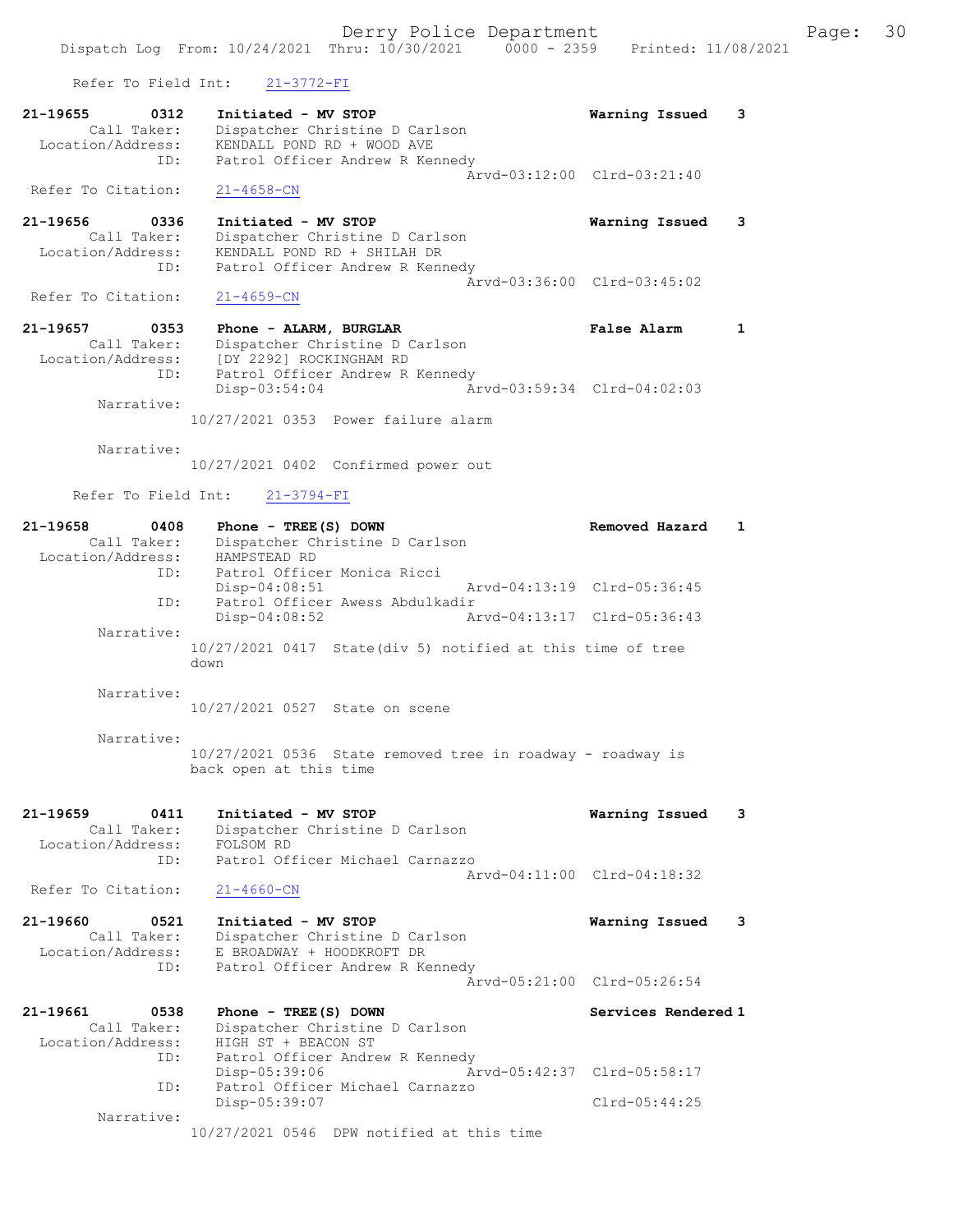Refer To Field Int: 21-3772-FI

```
21-19655        0312    Initiated - MV STOP                         Warning Issued    3
        Call Taker:     Dispatcher Christine D Carlson
  Location/Address:     KENDALL POND RD + WOOD AVE
                ID:     Patrol Officer Andrew R Kennedy
                                                Arvd-03:12:00  Clrd-03:21:40
 Refer To Citation:     21-4658-CN

21-19656        0336    Initiated - MV STOP                         Warning Issued    3
        Call Taker:     Dispatcher Christine D Carlson
  Location/Address:     KENDALL POND RD + SHILAH DR
                ID:     Patrol Officer Andrew R Kennedy
                                                Arvd-03:36:00  Clrd-03:45:02
 Refer To Citation:     21-4659-CN

21-19657        0353    Phone - ALARM, BURGLAR                      False Alarm       1
        Call Taker:     Dispatcher Christine D Carlson
  Location/Address:     [DY 2292] ROCKINGHAM RD
                ID:     Patrol Officer Andrew R Kennedy
                        Disp-03:54:04           Arvd-03:59:34  Clrd-04:02:03
         Narrative:
                    10/27/2021 0353  Power failure alarm

         Narrative:
                    10/27/2021 0402  Confirmed power out

      Refer To Field Int:    21-3794-FI

21-19658        0408    Phone - TREE(S) DOWN                        Removed Hazard    1
        Call Taker:     Dispatcher Christine D Carlson
  Location/Address:     HAMPSTEAD RD
                ID:     Patrol Officer Monica Ricci
                        Disp-04:08:51           Arvd-04:13:19  Clrd-05:36:45
                ID:     Patrol Officer Awess Abdulkadir
                        Disp-04:08:52           Arvd-04:13:17  Clrd-05:36:43
         Narrative:
                    10/27/2021 0417  State(div 5) notified at this time of tree
                    down

         Narrative:
                    10/27/2021 0527  State on scene

         Narrative:
                    10/27/2021 0536  State removed tree in roadway - roadway is
                    back open at this time

21-19659        0411    Initiated - MV STOP                         Warning Issued    3
        Call Taker:     Dispatcher Christine D Carlson
  Location/Address:     FOLSOM RD
                ID:     Patrol Officer Michael Carnazzo
                                                Arvd-04:11:00  Clrd-04:18:32
 Refer To Citation:     21-4660-CN

21-19660        0521    Initiated - MV STOP                         Warning Issued    3
        Call Taker:     Dispatcher Christine D Carlson
  Location/Address:     E BROADWAY + HOODKROFT DR
                ID:     Patrol Officer Andrew R Kennedy
                                                Arvd-05:21:00  Clrd-05:26:54

21-19661        0538    Phone - TREE(S) DOWN                        Services Rendered 1
        Call Taker:     Dispatcher Christine D Carlson
  Location/Address:     HIGH ST + BEACON ST
                ID:     Patrol Officer Andrew R Kennedy
                        Disp-05:39:06           Arvd-05:42:37  Clrd-05:58:17
                ID:     Patrol Officer Michael Carnazzo
                        Disp-05:39:07                          Clrd-05:44:25
         Narrative:
                    10/27/2021 0546  DPW notified at this time
```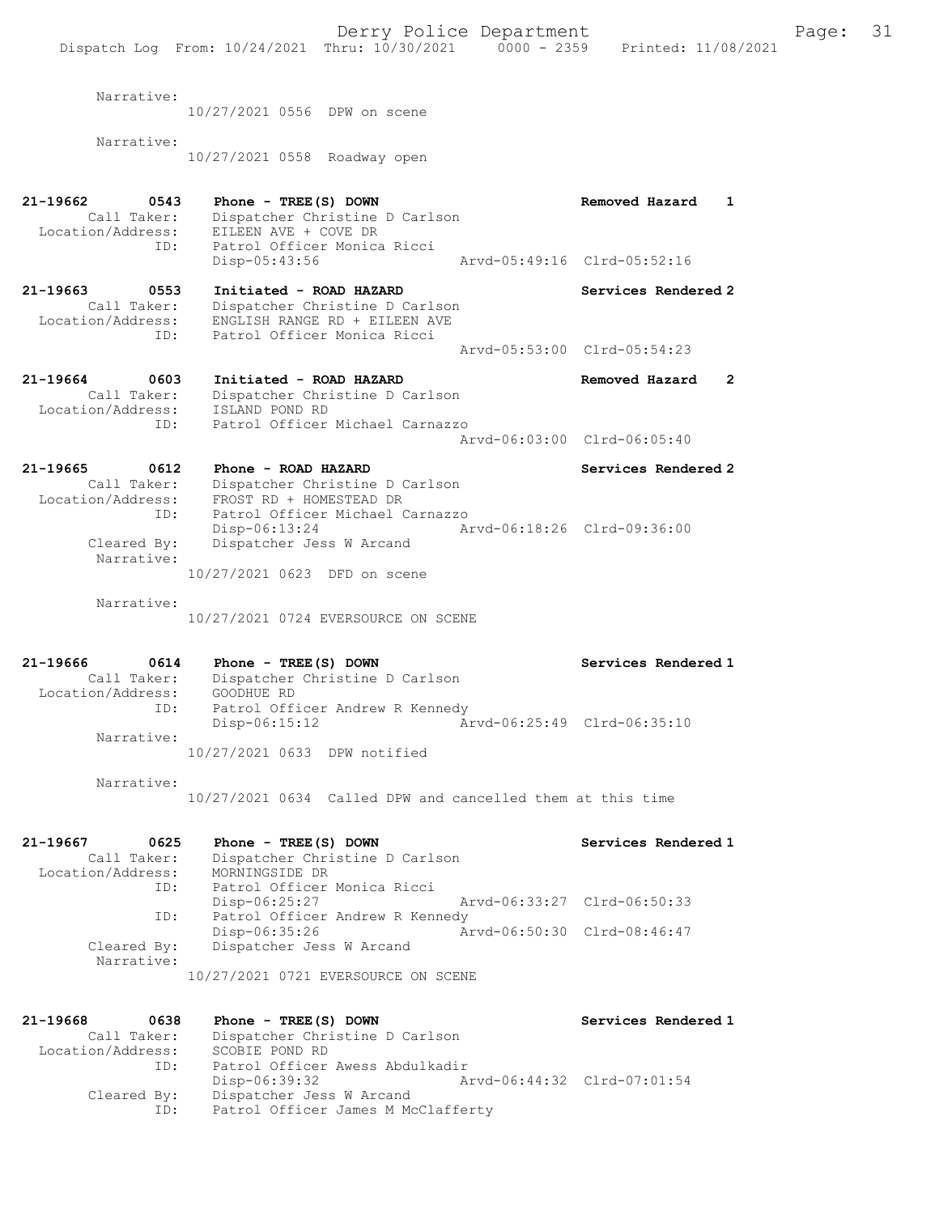Narrative:
10/27/2021 0556 DPW on scene

Narrative:
10/27/2021 0558 Roadway open

**21-19662 0543 Phone - TREE(S) DOWN — Removed Hazard 1**
Call Taker: Dispatcher Christine D Carlson
Location/Address: EILEEN AVE + COVE DR
ID: Patrol Officer Monica Ricci
Disp-05:43:56 Arvd-05:49:16 Clrd-05:52:16

**21-19663 0553 Initiated - ROAD HAZARD — Services Rendered 2**
Call Taker: Dispatcher Christine D Carlson
Location/Address: ENGLISH RANGE RD + EILEEN AVE
ID: Patrol Officer Monica Ricci
Arvd-05:53:00 Clrd-05:54:23

**21-19664 0603 Initiated - ROAD HAZARD — Removed Hazard 2**
Call Taker: Dispatcher Christine D Carlson
Location/Address: ISLAND POND RD
ID: Patrol Officer Michael Carnazzo
Arvd-06:03:00 Clrd-06:05:40

**21-19665 0612 Phone - ROAD HAZARD — Services Rendered 2**
Call Taker: Dispatcher Christine D Carlson
Location/Address: FROST RD + HOMESTEAD DR
ID: Patrol Officer Michael Carnazzo
Disp-06:13:24 Arvd-06:18:26 Clrd-09:36:00
Cleared By: Dispatcher Jess W Arcand
Narrative:
10/27/2021 0623 DFD on scene

Narrative:
10/27/2021 0724 EVERSOURCE ON SCENE

**21-19666 0614 Phone - TREE(S) DOWN — Services Rendered 1**
Call Taker: Dispatcher Christine D Carlson
Location/Address: GOODHUE RD
ID: Patrol Officer Andrew R Kennedy
Disp-06:15:12 Arvd-06:25:49 Clrd-06:35:10
Narrative:
10/27/2021 0633 DPW notified

Narrative:
10/27/2021 0634 Called DPW and cancelled them at this time

**21-19667 0625 Phone - TREE(S) DOWN — Services Rendered 1**
Call Taker: Dispatcher Christine D Carlson
Location/Address: MORNINGSIDE DR
ID: Patrol Officer Monica Ricci
Disp-06:25:27 Arvd-06:33:27 Clrd-06:50:33
ID: Patrol Officer Andrew R Kennedy
Disp-06:35:26 Arvd-06:50:30 Clrd-08:46:47
Cleared By: Dispatcher Jess W Arcand
Narrative:
10/27/2021 0721 EVERSOURCE ON SCENE

**21-19668 0638 Phone - TREE(S) DOWN — Services Rendered 1**
Call Taker: Dispatcher Christine D Carlson
Location/Address: SCOBIE POND RD
ID: Patrol Officer Awess Abdulkadir
Disp-06:39:32 Arvd-06:44:32 Clrd-07:01:54
Cleared By: Dispatcher Jess W Arcand
ID: Patrol Officer James M McClafferty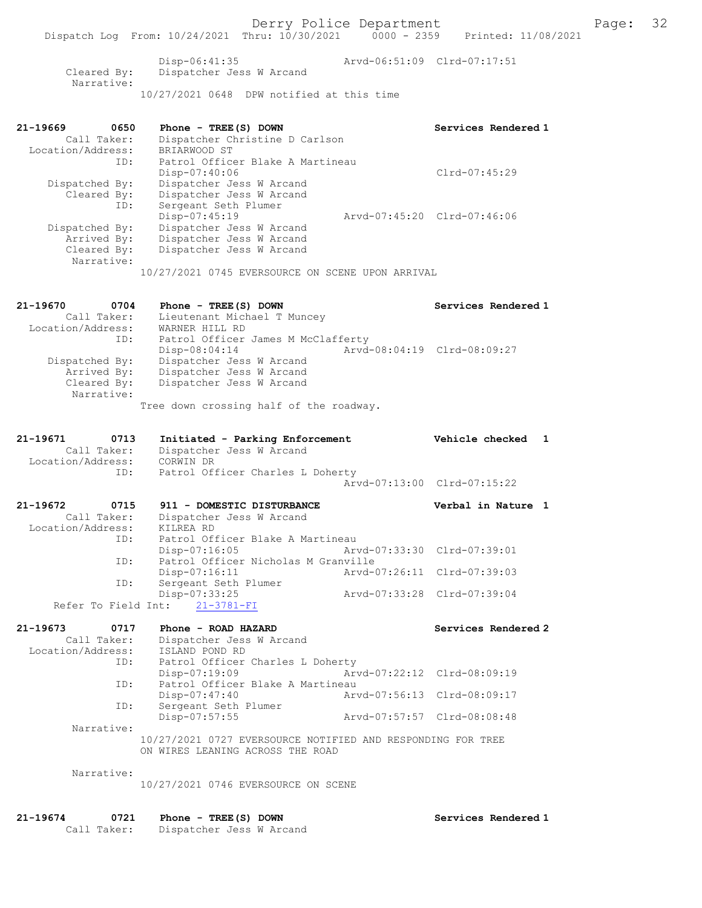```
                Disp-06:41:35                  Arvd-06:51:09  Clrd-07:17:51
      Cleared By:   Dispatcher Jess W Arcand
       Narrative:
              10/27/2021 0648  DPW notified at this time


21-19669        0650    Phone - TREE(S) DOWN                       Services Rendered 1
       Call Taker:   Dispatcher Christine D Carlson
 Location/Address:   BRIARWOOD ST
               ID:   Patrol Officer Blake A Martineau
                     Disp-07:40:06                                Clrd-07:45:29
    Dispatched By:   Dispatcher Jess W Arcand
       Cleared By:   Dispatcher Jess W Arcand
               ID:   Sergeant Seth Plumer
                     Disp-07:45:19                Arvd-07:45:20  Clrd-07:46:06
    Dispatched By:   Dispatcher Jess W Arcand
       Arrived By:   Dispatcher Jess W Arcand
       Cleared By:   Dispatcher Jess W Arcand
        Narrative:
              10/27/2021 0745 EVERSOURCE ON SCENE UPON ARRIVAL


21-19670        0704    Phone - TREE(S) DOWN                       Services Rendered 1
       Call Taker:   Lieutenant Michael T Muncey
 Location/Address:   WARNER HILL RD
               ID:   Patrol Officer James M McClafferty
                     Disp-08:04:14                Arvd-08:04:19  Clrd-08:09:27
    Dispatched By:   Dispatcher Jess W Arcand
       Arrived By:   Dispatcher Jess W Arcand
       Cleared By:   Dispatcher Jess W Arcand
        Narrative:
              Tree down crossing half of the roadway.


21-19671        0713    Initiated - Parking Enforcement            Vehicle checked  1
       Call Taker:   Dispatcher Jess W Arcand
 Location/Address:   CORWIN DR
               ID:   Patrol Officer Charles L Doherty
                                                  Arvd-07:13:00  Clrd-07:15:22

21-19672        0715    911 - DOMESTIC DISTURBANCE                 Verbal in Nature  1
       Call Taker:   Dispatcher Jess W Arcand
 Location/Address:   KILREA RD
               ID:   Patrol Officer Blake A Martineau
                     Disp-07:16:05                Arvd-07:33:30  Clrd-07:39:01
               ID:   Patrol Officer Nicholas M Granville
                     Disp-07:16:11                Arvd-07:26:11  Clrd-07:39:03
               ID:   Sergeant Seth Plumer
                     Disp-07:33:25                Arvd-07:33:28  Clrd-07:39:04
     Refer To Field Int:    21-3781-FI

21-19673        0717    Phone - ROAD HAZARD                        Services Rendered 2
       Call Taker:   Dispatcher Jess W Arcand
 Location/Address:   ISLAND POND RD
               ID:   Patrol Officer Charles L Doherty
                     Disp-07:19:09                Arvd-07:22:12  Clrd-08:09:19
               ID:   Patrol Officer Blake A Martineau
                     Disp-07:47:40                Arvd-07:56:13  Clrd-08:09:17
               ID:   Sergeant Seth Plumer
                     Disp-07:57:55                Arvd-07:57:57  Clrd-08:08:48
        Narrative:
              10/27/2021 0727 EVERSOURCE NOTIFIED AND RESPONDING FOR TREE
              ON WIRES LEANING ACROSS THE ROAD

        Narrative:
              10/27/2021 0746 EVERSOURCE ON SCENE


21-19674        0721    Phone - TREE(S) DOWN                       Services Rendered 1
       Call Taker:   Dispatcher Jess W Arcand
```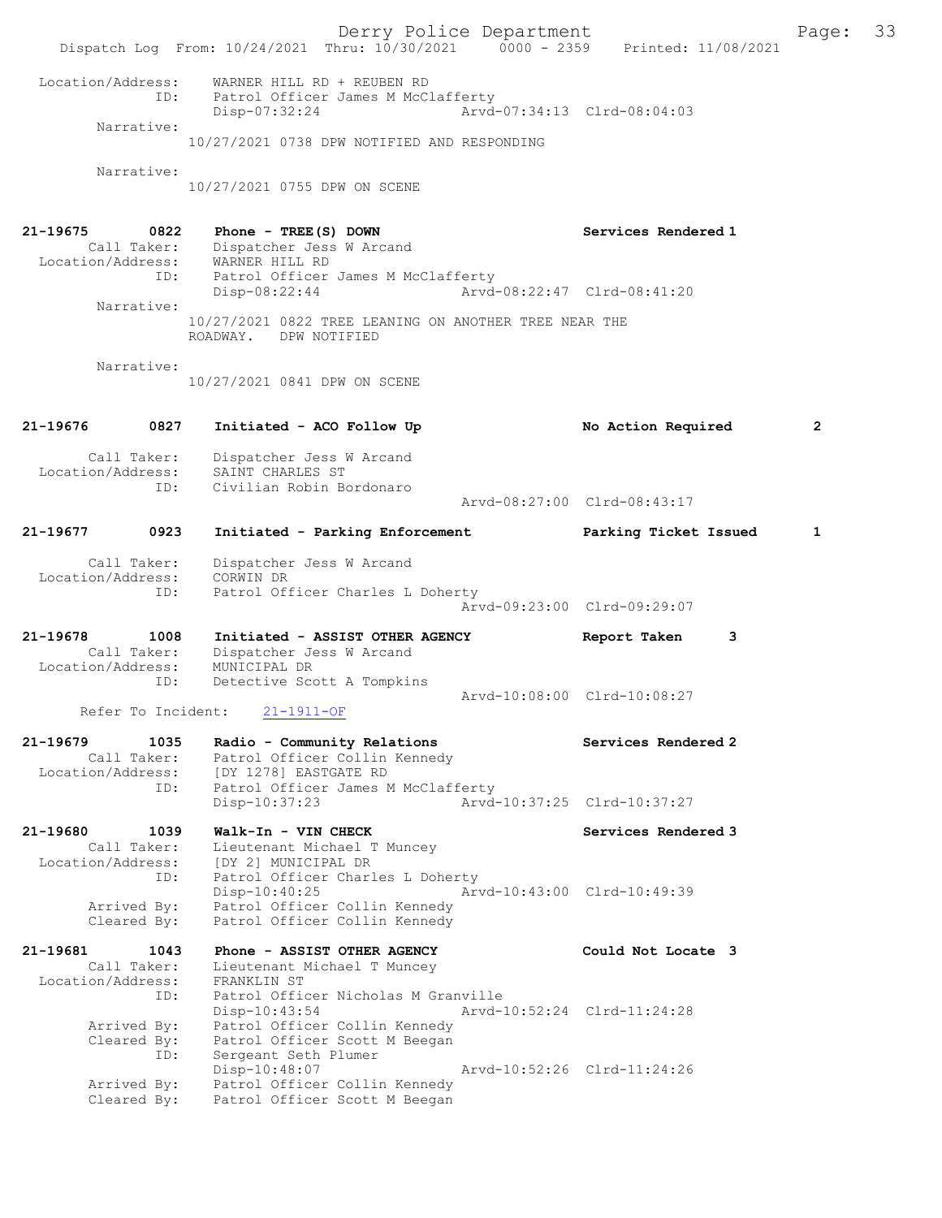```
Location/Address:    WARNER HILL RD + REUBEN RD
              ID:    Patrol Officer James M McClafferty
                     Disp-07:32:24                 Arvd-07:34:13  Clrd-08:04:03
        Narrative:
                   10/27/2021 0738 DPW NOTIFIED AND RESPONDING

        Narrative:
                   10/27/2021 0755 DPW ON SCENE


21-19675        0822    Phone - TREE(S) DOWN                         Services Rendered 1
        Call Taker:    Dispatcher Jess W Arcand
  Location/Address:    WARNER HILL RD
                ID:    Patrol Officer James M McClafferty
                       Disp-08:22:44                 Arvd-08:22:47  Clrd-08:41:20
        Narrative:
                   10/27/2021 0822 TREE LEANING ON ANOTHER TREE NEAR THE
                   ROADWAY.   DPW NOTIFIED

        Narrative:
                   10/27/2021 0841 DPW ON SCENE


21-19676        0827    Initiated - ACO Follow Up                    No Action Required          2

        Call Taker:    Dispatcher Jess W Arcand
  Location/Address:    SAINT CHARLES ST
                ID:    Civilian Robin Bordonaro
                                                     Arvd-08:27:00  Clrd-08:43:17

21-19677        0923    Initiated - Parking Enforcement              Parking Ticket Issued       1

        Call Taker:    Dispatcher Jess W Arcand
  Location/Address:    CORWIN DR
                ID:    Patrol Officer Charles L Doherty
                                                     Arvd-09:23:00  Clrd-09:29:07

21-19678        1008    Initiated - ASSIST OTHER AGENCY              Report Taken       3
        Call Taker:    Dispatcher Jess W Arcand
  Location/Address:    MUNICIPAL DR
                ID:    Detective Scott A Tompkins
                                                     Arvd-10:08:00  Clrd-10:08:27
      Refer To Incident:    21-1911-OF

21-19679        1035    Radio - Community Relations                  Services Rendered 2
        Call Taker:    Patrol Officer Collin Kennedy
  Location/Address:    [DY 1278] EASTGATE RD
                ID:    Patrol Officer James M McClafferty
                       Disp-10:37:23                 Arvd-10:37:25  Clrd-10:37:27

21-19680        1039    Walk-In - VIN CHECK                          Services Rendered 3
        Call Taker:    Lieutenant Michael T Muncey
  Location/Address:    [DY 2] MUNICIPAL DR
                ID:    Patrol Officer Charles L Doherty
                       Disp-10:40:25                 Arvd-10:43:00  Clrd-10:49:39
        Arrived By:    Patrol Officer Collin Kennedy
        Cleared By:    Patrol Officer Collin Kennedy

21-19681        1043    Phone - ASSIST OTHER AGENCY                  Could Not Locate  3
        Call Taker:    Lieutenant Michael T Muncey
  Location/Address:    FRANKLIN ST
                ID:    Patrol Officer Nicholas M Granville
                       Disp-10:43:54                 Arvd-10:52:24  Clrd-11:24:28
        Arrived By:    Patrol Officer Collin Kennedy
        Cleared By:    Patrol Officer Scott M Beegan
                ID:    Sergeant Seth Plumer
                       Disp-10:48:07                 Arvd-10:52:26  Clrd-11:24:26
        Arrived By:    Patrol Officer Collin Kennedy
        Cleared By:    Patrol Officer Scott M Beegan
```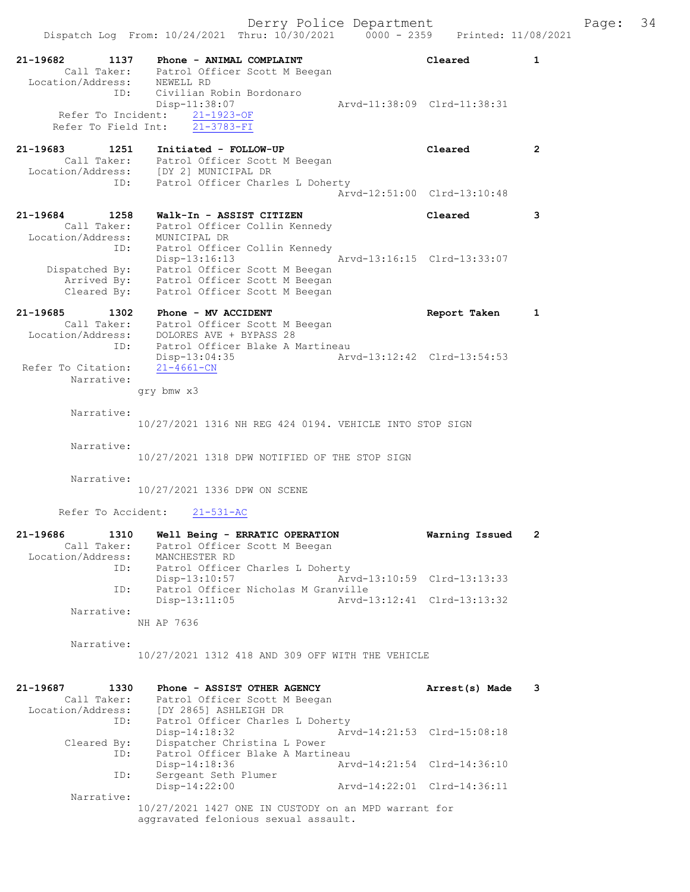21-19682 1137 Phone - ANIMAL COMPLAINT Cleared 1
Call Taker: Patrol Officer Scott M Beegan
Location/Address: NEWELL RD
ID: Civilian Robin Bordonaro
Disp-11:38:07 Arvd-11:38:09 Clrd-11:38:31
Refer To Incident: 21-1923-OF
Refer To Field Int: 21-3783-FI

21-19683 1251 Initiated - FOLLOW-UP Cleared 2
Call Taker: Patrol Officer Scott M Beegan
Location/Address: [DY 2] MUNICIPAL DR
ID: Patrol Officer Charles L Doherty
Arvd-12:51:00 Clrd-13:10:48

21-19684 1258 Walk-In - ASSIST CITIZEN Cleared 3
Call Taker: Patrol Officer Collin Kennedy
Location/Address: MUNICIPAL DR
ID: Patrol Officer Collin Kennedy
Disp-13:16:13 Arvd-13:16:15 Clrd-13:33:07
Dispatched By: Patrol Officer Scott M Beegan
Arrived By: Patrol Officer Scott M Beegan
Cleared By: Patrol Officer Scott M Beegan

21-19685 1302 Phone - MV ACCIDENT Report Taken 1
Call Taker: Patrol Officer Scott M Beegan
Location/Address: DOLORES AVE + BYPASS 28
ID: Patrol Officer Blake A Martineau
Disp-13:04:35 Arvd-13:12:42 Clrd-13:54:53
Refer To Citation: 21-4661-CN
Narrative:
gry bmw x3

Narrative:
10/27/2021 1316 NH REG 424 0194. VEHICLE INTO STOP SIGN

Narrative:
10/27/2021 1318 DPW NOTIFIED OF THE STOP SIGN

Narrative:
10/27/2021 1336 DPW ON SCENE

Refer To Accident: 21-531-AC

21-19686 1310 Well Being - ERRATIC OPERATION Warning Issued 2
Call Taker: Patrol Officer Scott M Beegan
Location/Address: MANCHESTER RD
ID: Patrol Officer Charles L Doherty
Disp-13:10:57 Arvd-13:10:59 Clrd-13:13:33
ID: Patrol Officer Nicholas M Granville
Disp-13:11:05 Arvd-13:12:41 Clrd-13:13:32
Narrative:
NH AP 7636

Narrative:
10/27/2021 1312 418 AND 309 OFF WITH THE VEHICLE

21-19687 1330 Phone - ASSIST OTHER AGENCY Arrest(s) Made 3
Call Taker: Patrol Officer Scott M Beegan
Location/Address: [DY 2865] ASHLEIGH DR
ID: Patrol Officer Charles L Doherty
Disp-14:18:32 Arvd-14:21:53 Clrd-15:08:18
Cleared By: Dispatcher Christina L Power
ID: Patrol Officer Blake A Martineau
Disp-14:18:36 Arvd-14:21:54 Clrd-14:36:10
ID: Sergeant Seth Plumer
Disp-14:22:00 Arvd-14:22:01 Clrd-14:36:11
Narrative:
10/27/2021 1427 ONE IN CUSTODY on an MPD warrant for aggravated felonious sexual assault.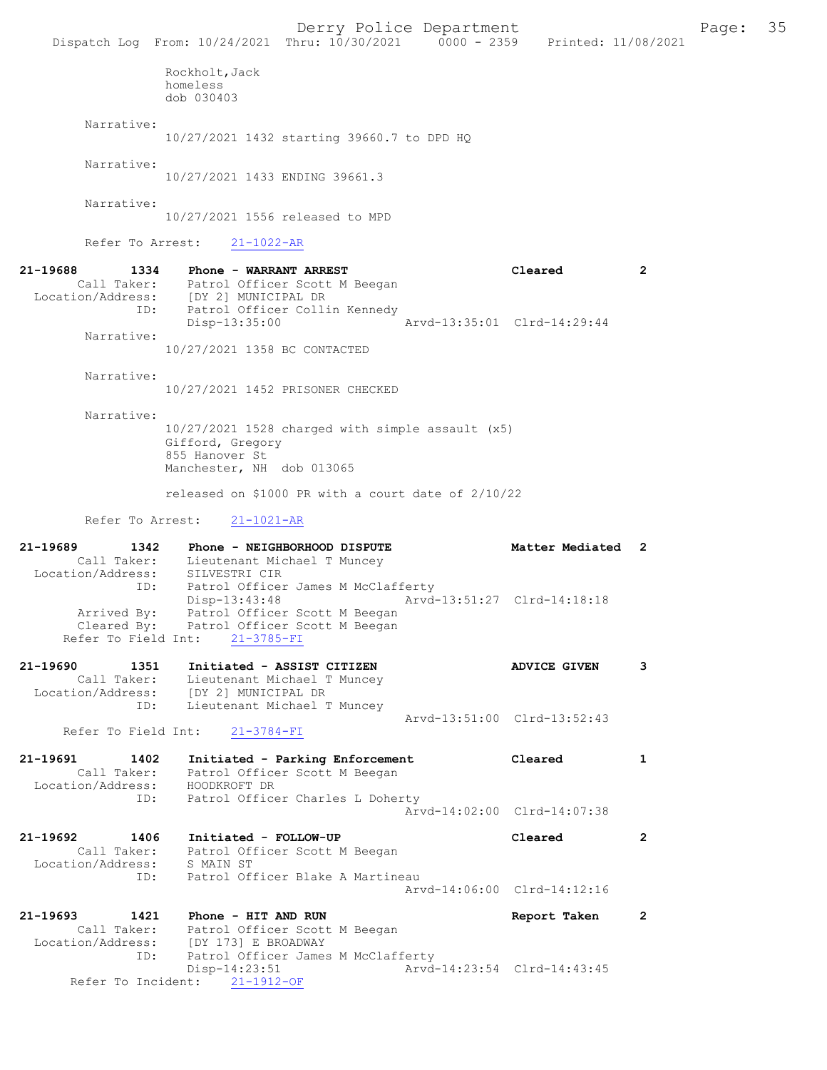Rockholt,Jack
homeless
dob 030403

Narrative:
10/27/2021 1432 starting 39660.7 to DPD HQ

Narrative:
10/27/2021 1433 ENDING 39661.3

Narrative:
10/27/2021 1556 released to MPD

Refer To Arrest: 21-1022-AR

```
21-19688        1334    Phone - WARRANT ARREST                          Cleared          2
        Call Taker:     Patrol Officer Scott M Beegan
  Location/Address:     [DY 2] MUNICIPAL DR
                ID:     Patrol Officer Collin Kennedy
                        Disp-13:35:00                  Arvd-13:35:01  Clrd-14:29:44
        Narrative:
                10/27/2021 1358 BC CONTACTED

        Narrative:
                10/27/2021 1452 PRISONER CHECKED

        Narrative:
                10/27/2021 1528 charged with simple assault (x5)
                Gifford, Gregory
                855 Hanover St
                Manchester, NH  dob 013065

                released on $1000 PR with a court date of 2/10/22

        Refer To Arrest:    21-1021-AR

21-19689        1342    Phone - NEIGHBORHOOD DISPUTE                    Matter Mediated  2
        Call Taker:     Lieutenant Michael T Muncey
  Location/Address:     SILVESTRI CIR
                ID:     Patrol Officer James M McClafferty
                        Disp-13:43:48                  Arvd-13:51:27  Clrd-14:18:18
       Arrived By:      Patrol Officer Scott M Beegan
       Cleared By:      Patrol Officer Scott M Beegan
   Refer To Field Int:    21-3785-FI

21-19690        1351    Initiated - ASSIST CITIZEN                      ADVICE GIVEN     3
        Call Taker:     Lieutenant Michael T Muncey
  Location/Address:     [DY 2] MUNICIPAL DR
                ID:     Lieutenant Michael T Muncey
                                                       Arvd-13:51:00  Clrd-13:52:43
   Refer To Field Int:    21-3784-FI

21-19691        1402    Initiated - Parking Enforcement                 Cleared          1
        Call Taker:     Patrol Officer Scott M Beegan
  Location/Address:     HOODKROFT DR
                ID:     Patrol Officer Charles L Doherty
                                                       Arvd-14:02:00  Clrd-14:07:38

21-19692        1406    Initiated - FOLLOW-UP                           Cleared          2
        Call Taker:     Patrol Officer Scott M Beegan
  Location/Address:     S MAIN ST
                ID:     Patrol Officer Blake A Martineau
                                                       Arvd-14:06:00  Clrd-14:12:16

21-19693        1421    Phone - HIT AND RUN                             Report Taken     2
        Call Taker:     Patrol Officer Scott M Beegan
  Location/Address:     [DY 173] E BROADWAY
                ID:     Patrol Officer James M McClafferty
                        Disp-14:23:51                  Arvd-14:23:54  Clrd-14:43:45
     Refer To Incident:    21-1912-OF
```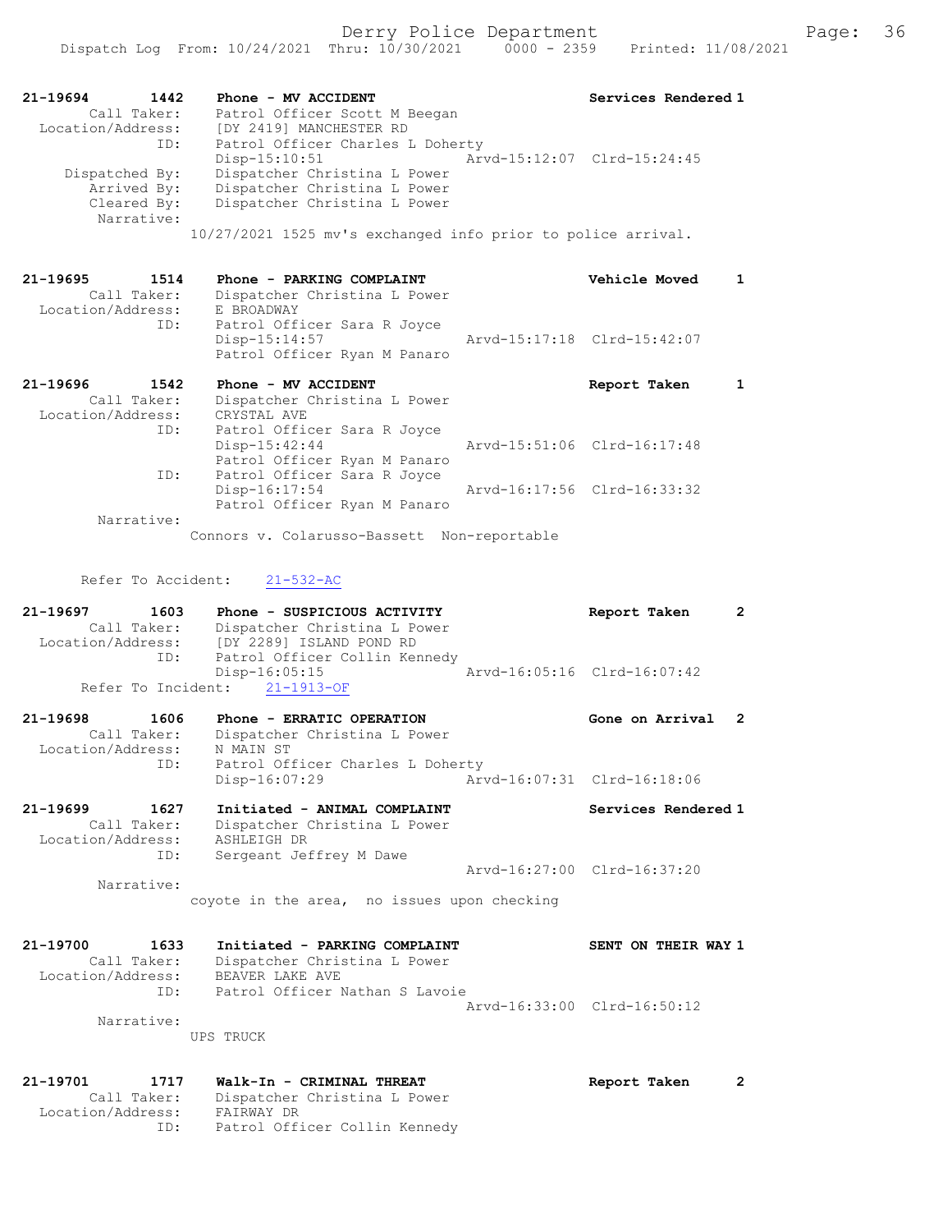```
21-19694        1442    Phone - MV ACCIDENT                         Services Rendered 1
        Call Taker:     Patrol Officer Scott M Beegan
  Location/Address:     [DY 2419] MANCHESTER RD
                ID:     Patrol Officer Charles L Doherty
                        Disp-15:10:51                  Arvd-15:12:07  Clrd-15:24:45
     Dispatched By:     Dispatcher Christina L Power
        Arrived By:     Dispatcher Christina L Power
        Cleared By:     Dispatcher Christina L Power
         Narrative:
                    10/27/2021 1525 mv's exchanged info prior to police arrival.

21-19695        1514    Phone - PARKING COMPLAINT                   Vehicle Moved     1
        Call Taker:     Dispatcher Christina L Power
  Location/Address:     E BROADWAY
                ID:     Patrol Officer Sara R Joyce
                        Disp-15:14:57                  Arvd-15:17:18  Clrd-15:42:07
                        Patrol Officer Ryan M Panaro

21-19696        1542    Phone - MV ACCIDENT                         Report Taken      1
        Call Taker:     Dispatcher Christina L Power
  Location/Address:     CRYSTAL AVE
                ID:     Patrol Officer Sara R Joyce
                        Disp-15:42:44                  Arvd-15:51:06  Clrd-16:17:48
                        Patrol Officer Ryan M Panaro
                ID:     Patrol Officer Sara R Joyce
                        Disp-16:17:54                  Arvd-16:17:56  Clrd-16:33:32
                        Patrol Officer Ryan M Panaro
         Narrative:
                    Connors v. Colarusso-Bassett  Non-reportable

      Refer To Accident:     21-532-AC

21-19697        1603    Phone - SUSPICIOUS ACTIVITY                 Report Taken      2
        Call Taker:     Dispatcher Christina L Power
  Location/Address:     [DY 2289] ISLAND POND RD
                ID:     Patrol Officer Collin Kennedy
                        Disp-16:05:15                  Arvd-16:05:16  Clrd-16:07:42
      Refer To Incident:    21-1913-OF

21-19698        1606    Phone - ERRATIC OPERATION                   Gone on Arrival   2
        Call Taker:     Dispatcher Christina L Power
  Location/Address:     N MAIN ST
                ID:     Patrol Officer Charles L Doherty
                        Disp-16:07:29                  Arvd-16:07:31  Clrd-16:18:06

21-19699        1627    Initiated - ANIMAL COMPLAINT                Services Rendered 1
        Call Taker:     Dispatcher Christina L Power
  Location/Address:     ASHLEIGH DR
                ID:     Sergeant Jeffrey M Dawe
                                                       Arvd-16:27:00  Clrd-16:37:20
         Narrative:
                    coyote in the area,  no issues upon checking

21-19700        1633    Initiated - PARKING COMPLAINT               SENT ON THEIR WAY 1
        Call Taker:     Dispatcher Christina L Power
  Location/Address:     BEAVER LAKE AVE
                ID:     Patrol Officer Nathan S Lavoie
                                                       Arvd-16:33:00  Clrd-16:50:12
         Narrative:
                    UPS TRUCK

21-19701        1717    Walk-In - CRIMINAL THREAT                   Report Taken      2
        Call Taker:     Dispatcher Christina L Power
  Location/Address:     FAIRWAY DR
                ID:     Patrol Officer Collin Kennedy
```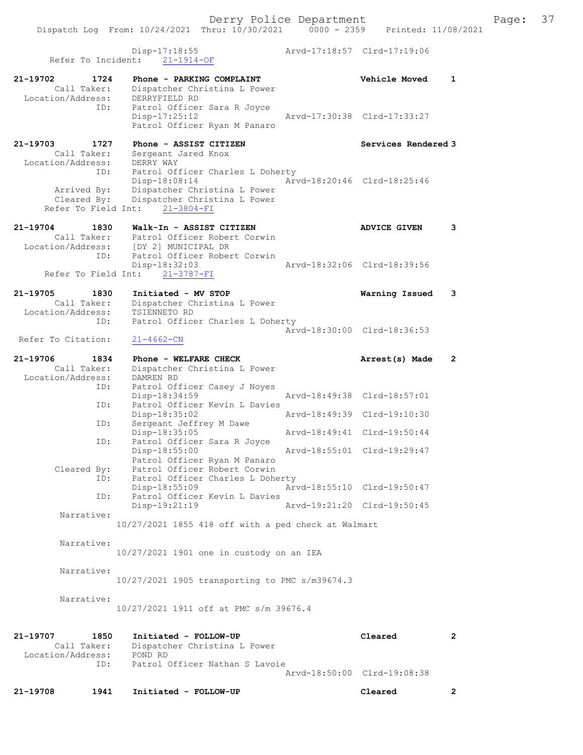```
            Disp-17:18:55                Arvd-17:18:57  Clrd-17:19:06
  Refer To Incident:   21-1914-OF

21-19702        1724    Phone - PARKING COMPLAINT              Vehicle Moved     1
        Call Taker:     Dispatcher Christina L Power
  Location/Address:     DERRYFIELD RD
                ID:     Patrol Officer Sara R Joyce
                        Disp-17:25:12            Arvd-17:30:38  Clrd-17:33:27
                        Patrol Officer Ryan M Panaro

21-19703        1727    Phone - ASSIST CITIZEN                 Services Rendered 3
        Call Taker:     Sergeant Jared Knox
  Location/Address:     DERRY WAY
                ID:     Patrol Officer Charles L Doherty
                        Disp-18:08:14            Arvd-18:20:46  Clrd-18:25:46
        Arrived By:     Dispatcher Christina L Power
        Cleared By:     Dispatcher Christina L Power
  Refer To Field Int:   21-3804-FI

21-19704        1830    Walk-In - ASSIST CITIZEN               ADVICE GIVEN      3
        Call Taker:     Patrol Officer Robert Corwin
  Location/Address:     [DY 2] MUNICIPAL DR
                ID:     Patrol Officer Robert Corwin
                        Disp-18:32:03            Arvd-18:32:06  Clrd-18:39:56
  Refer To Field Int:   21-3787-FI

21-19705        1830    Initiated - MV STOP                    Warning Issued    3
        Call Taker:     Dispatcher Christina L Power
  Location/Address:     TSIENNETO RD
                ID:     Patrol Officer Charles L Doherty
                                                 Arvd-18:30:00  Clrd-18:36:53
  Refer To Citation:    21-4662-CN

21-19706        1834    Phone - WELFARE CHECK                  Arrest(s) Made    2
        Call Taker:     Dispatcher Christina L Power
  Location/Address:     DAMREN RD
                ID:     Patrol Officer Casey J Noyes
                        Disp-18:34:59            Arvd-18:49:38  Clrd-18:57:01
                ID:     Patrol Officer Kevin L Davies
                        Disp-18:35:02            Arvd-18:49:39  Clrd-19:10:30
                ID:     Sergeant Jeffrey M Dawe
                        Disp-18:35:05            Arvd-18:49:41  Clrd-19:50:44
                ID:     Patrol Officer Sara R Joyce
                        Disp-18:55:00            Arvd-18:55:01  Clrd-19:29:47
                        Patrol Officer Ryan M Panaro
        Cleared By:     Patrol Officer Robert Corwin
                ID:     Patrol Officer Charles L Doherty
                        Disp-18:55:09            Arvd-18:55:10  Clrd-19:50:47
                ID:     Patrol Officer Kevin L Davies
                        Disp-19:21:19            Arvd-19:21:20  Clrd-19:50:45
         Narrative:
                    10/27/2021 1855 418 off with a ped check at Walmart

         Narrative:
                    10/27/2021 1901 one in custody on an IEA

         Narrative:
                    10/27/2021 1905 transporting to PMC s/m39674.3

         Narrative:
                    10/27/2021 1911 off at PMC s/m 39676.4


21-19707        1850    Initiated - FOLLOW-UP                  Cleared           2
        Call Taker:     Dispatcher Christina L Power
  Location/Address:     POND RD
                ID:     Patrol Officer Nathan S Lavoie
                                                 Arvd-18:50:00  Clrd-19:08:38

21-19708        1941    Initiated - FOLLOW-UP                  Cleared           2
```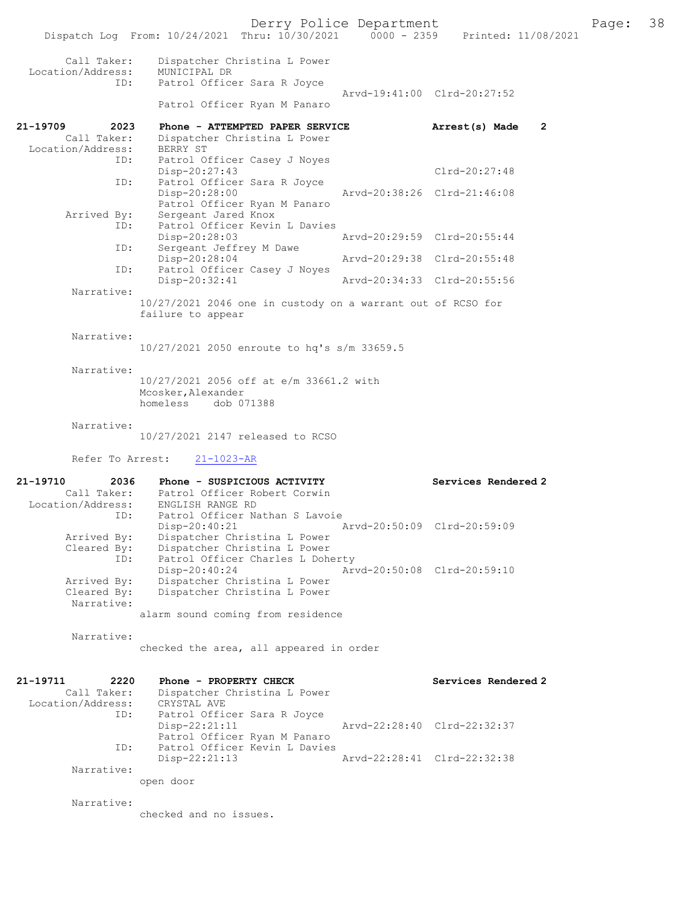Call Taker: Dispatcher Christina L Power
Location/Address: MUNICIPAL DR
ID: Patrol Officer Sara R Joyce
Arvd-19:41:00 Clrd-20:27:52
Patrol Officer Ryan M Panaro

**21-19709 2023 Phone - ATTEMPTED PAPER SERVICE Arrest(s) Made 2**

Call Taker: Dispatcher Christina L Power
Location/Address: BERRY ST
ID: Patrol Officer Casey J Noyes
Disp-20:27:43 Clrd-20:27:48
ID: Patrol Officer Sara R Joyce
Disp-20:28:00 Arvd-20:38:26 Clrd-21:46:08
Patrol Officer Ryan M Panaro
Arrived By: Sergeant Jared Knox
ID: Patrol Officer Kevin L Davies
Disp-20:28:03 Arvd-20:29:59 Clrd-20:55:44
ID: Sergeant Jeffrey M Dawe
Disp-20:28:04 Arvd-20:29:38 Clrd-20:55:48
ID: Patrol Officer Casey J Noyes
Disp-20:32:41 Arvd-20:34:33 Clrd-20:55:56

Narrative:
10/27/2021 2046 one in custody on a warrant out of RCSO for failure to appear

Narrative:
10/27/2021 2050 enroute to hq's s/m 33659.5

Narrative:
10/27/2021 2056 off at e/m 33661.2 with
Mcosker,Alexander
homeless dob 071388

Narrative:
10/27/2021 2147 released to RCSO

Refer To Arrest: 21-1023-AR

**21-19710 2036 Phone - SUSPICIOUS ACTIVITY Services Rendered 2**

Call Taker: Patrol Officer Robert Corwin
Location/Address: ENGLISH RANGE RD
ID: Patrol Officer Nathan S Lavoie
Disp-20:40:21 Arvd-20:50:09 Clrd-20:59:09
Arrived By: Dispatcher Christina L Power
Cleared By: Dispatcher Christina L Power
ID: Patrol Officer Charles L Doherty
Disp-20:40:24 Arvd-20:50:08 Clrd-20:59:10
Arrived By: Dispatcher Christina L Power
Cleared By: Dispatcher Christina L Power

Narrative:
alarm sound coming from residence

Narrative:
checked the area, all appeared in order

**21-19711 2220 Phone - PROPERTY CHECK Services Rendered 2**

Call Taker: Dispatcher Christina L Power
Location/Address: CRYSTAL AVE
ID: Patrol Officer Sara R Joyce
Disp-22:21:11 Arvd-22:28:40 Clrd-22:32:37
Patrol Officer Ryan M Panaro
ID: Patrol Officer Kevin L Davies
Disp-22:21:13 Arvd-22:28:41 Clrd-22:32:38

Narrative:
open door

Narrative:
checked and no issues.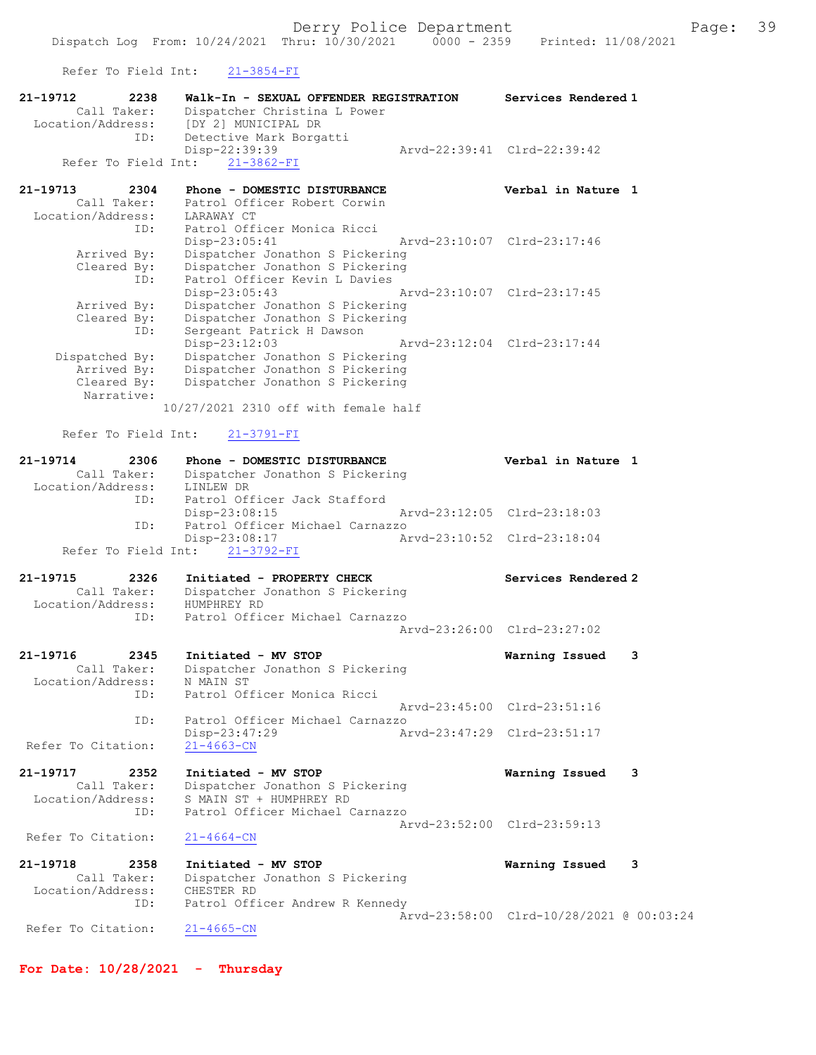Refer To Field Int: 21-3854-FI

**21-19712 2238 Walk-In - SEXUAL OFFENDER REGISTRATION — Services Rendered 1**
Call Taker: Dispatcher Christina L Power
Location/Address: [DY 2] MUNICIPAL DR
ID: Detective Mark Borgatti
Disp-22:39:39 Arvd-22:39:41 Clrd-22:39:42
Refer To Field Int: 21-3862-FI

**21-19713 2304 Phone - DOMESTIC DISTURBANCE — Verbal in Nature 1**
Call Taker: Patrol Officer Robert Corwin
Location/Address: LARAWAY CT
ID: Patrol Officer Monica Ricci
Disp-23:05:41 Arvd-23:10:07 Clrd-23:17:46
Arrived By: Dispatcher Jonathon S Pickering
Cleared By: Dispatcher Jonathon S Pickering
ID: Patrol Officer Kevin L Davies
Disp-23:05:43 Arvd-23:10:07 Clrd-23:17:45
Arrived By: Dispatcher Jonathon S Pickering
Cleared By: Dispatcher Jonathon S Pickering
ID: Sergeant Patrick H Dawson
Disp-23:12:03 Arvd-23:12:04 Clrd-23:17:44
Dispatched By: Dispatcher Jonathon S Pickering
Arrived By: Dispatcher Jonathon S Pickering
Cleared By: Dispatcher Jonathon S Pickering
Narrative:
10/27/2021 2310 off with female half

Refer To Field Int: 21-3791-FI

**21-19714 2306 Phone - DOMESTIC DISTURBANCE — Verbal in Nature 1**
Call Taker: Dispatcher Jonathon S Pickering
Location/Address: LINLEW DR
ID: Patrol Officer Jack Stafford
Disp-23:08:15 Arvd-23:12:05 Clrd-23:18:03
ID: Patrol Officer Michael Carnazzo
Disp-23:08:17 Arvd-23:10:52 Clrd-23:18:04
Refer To Field Int: 21-3792-FI

**21-19715 2326 Initiated - PROPERTY CHECK — Services Rendered 2**
Call Taker: Dispatcher Jonathon S Pickering
Location/Address: HUMPHREY RD
ID: Patrol Officer Michael Carnazzo
Arvd-23:26:00 Clrd-23:27:02

**21-19716 2345 Initiated - MV STOP — Warning Issued 3**
Call Taker: Dispatcher Jonathon S Pickering
Location/Address: N MAIN ST
ID: Patrol Officer Monica Ricci
Arvd-23:45:00 Clrd-23:51:16
ID: Patrol Officer Michael Carnazzo
Disp-23:47:29 Arvd-23:47:29 Clrd-23:51:17
Refer To Citation: 21-4663-CN

**21-19717 2352 Initiated - MV STOP — Warning Issued 3**
Call Taker: Dispatcher Jonathon S Pickering
Location/Address: S MAIN ST + HUMPHREY RD
ID: Patrol Officer Michael Carnazzo
Arvd-23:52:00 Clrd-23:59:13
Refer To Citation: 21-4664-CN

**21-19718 2358 Initiated - MV STOP — Warning Issued 3**
Call Taker: Dispatcher Jonathon S Pickering
Location/Address: CHESTER RD
ID: Patrol Officer Andrew R Kennedy
Arvd-23:58:00 Clrd-10/28/2021 @ 00:03:24
Refer To Citation: 21-4665-CN

**For Date: 10/28/2021 - Thursday**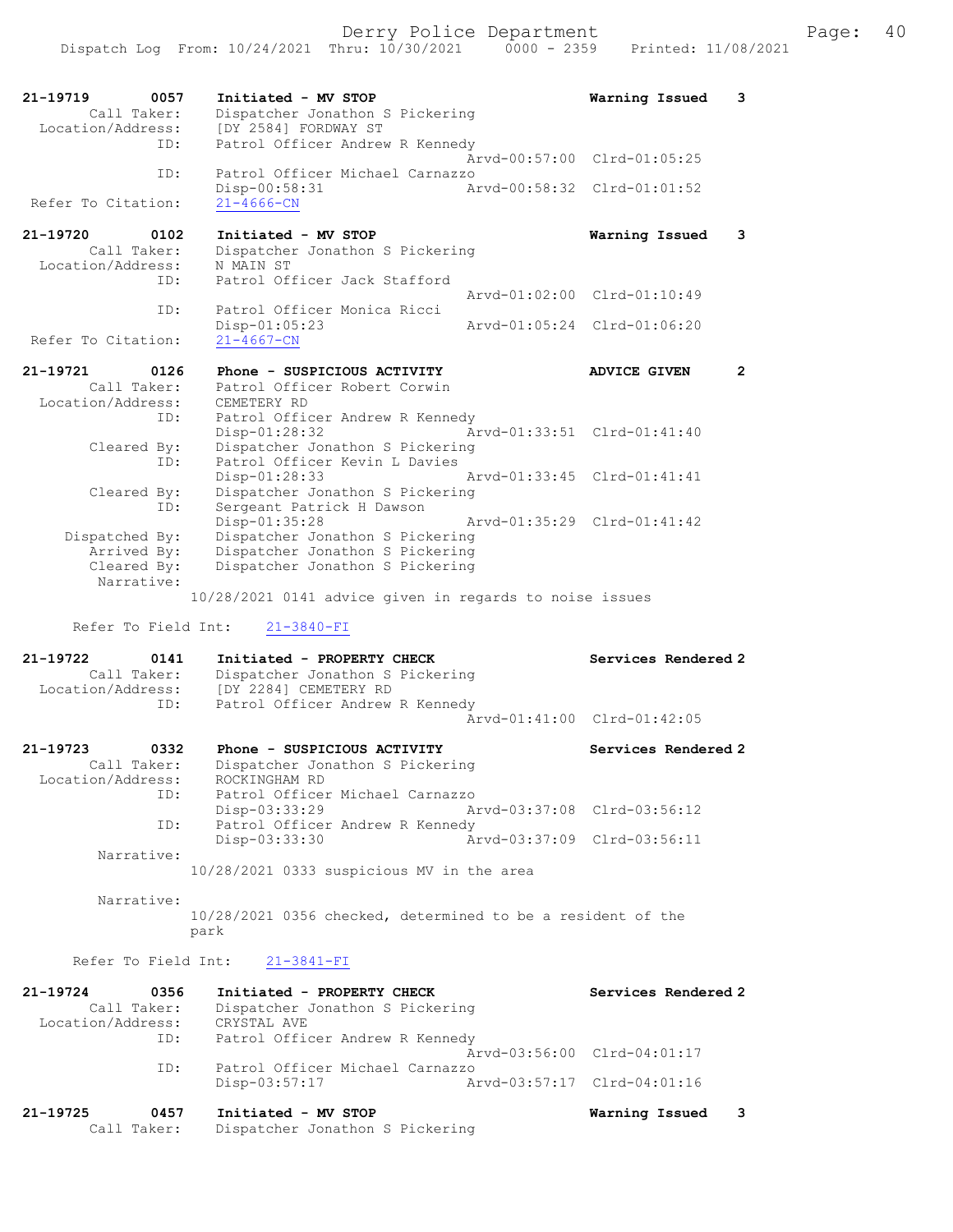```
21-19719        0057    Initiated - MV STOP                           Warning Issued    3
        Call Taker:     Dispatcher Jonathon S Pickering
  Location/Address:     [DY 2584] FORDWAY ST
                ID:     Patrol Officer Andrew R Kennedy
                                                     Arvd-00:57:00  Clrd-01:05:25
                ID:     Patrol Officer Michael Carnazzo
                        Disp-00:58:31                Arvd-00:58:32  Clrd-01:01:52
 Refer To Citation:     21-4666-CN

21-19720        0102    Initiated - MV STOP                           Warning Issued    3
        Call Taker:     Dispatcher Jonathon S Pickering
  Location/Address:     N MAIN ST
                ID:     Patrol Officer Jack Stafford
                                                     Arvd-01:02:00  Clrd-01:10:49
                ID:     Patrol Officer Monica Ricci
                        Disp-01:05:23                Arvd-01:05:24  Clrd-01:06:20
 Refer To Citation:     21-4667-CN

21-19721        0126    Phone - SUSPICIOUS ACTIVITY                   ADVICE GIVEN      2
        Call Taker:     Patrol Officer Robert Corwin
  Location/Address:     CEMETERY RD
                ID:     Patrol Officer Andrew R Kennedy
                        Disp-01:28:32                Arvd-01:33:51  Clrd-01:41:40
        Cleared By:     Dispatcher Jonathon S Pickering
                ID:     Patrol Officer Kevin L Davies
                        Disp-01:28:33                Arvd-01:33:45  Clrd-01:41:41
        Cleared By:     Dispatcher Jonathon S Pickering
                ID:     Sergeant Patrick H Dawson
                        Disp-01:35:28                Arvd-01:35:29  Clrd-01:41:42
     Dispatched By:     Dispatcher Jonathon S Pickering
        Arrived By:     Dispatcher Jonathon S Pickering
        Cleared By:     Dispatcher Jonathon S Pickering
         Narrative:
                    10/28/2021 0141 advice given in regards to noise issues

      Refer To Field Int:     21-3840-FI

21-19722        0141    Initiated - PROPERTY CHECK                    Services Rendered 2
        Call Taker:     Dispatcher Jonathon S Pickering
  Location/Address:     [DY 2284] CEMETERY RD
                ID:     Patrol Officer Andrew R Kennedy
                                                     Arvd-01:41:00  Clrd-01:42:05

21-19723        0332    Phone - SUSPICIOUS ACTIVITY                   Services Rendered 2
        Call Taker:     Dispatcher Jonathon S Pickering
  Location/Address:     ROCKINGHAM RD
                ID:     Patrol Officer Michael Carnazzo
                        Disp-03:33:29                Arvd-03:37:08  Clrd-03:56:12
                ID:     Patrol Officer Andrew R Kennedy
                        Disp-03:33:30                Arvd-03:37:09  Clrd-03:56:11
         Narrative:
                    10/28/2021 0333 suspicious MV in the area

         Narrative:
                    10/28/2021 0356 checked, determined to be a resident of the
                    park

      Refer To Field Int:     21-3841-FI

21-19724        0356    Initiated - PROPERTY CHECK                    Services Rendered 2
        Call Taker:     Dispatcher Jonathon S Pickering
  Location/Address:     CRYSTAL AVE
                ID:     Patrol Officer Andrew R Kennedy
                                                     Arvd-03:56:00  Clrd-04:01:17
                ID:     Patrol Officer Michael Carnazzo
                        Disp-03:57:17                Arvd-03:57:17  Clrd-04:01:16

21-19725        0457    Initiated - MV STOP                           Warning Issued    3
        Call Taker:     Dispatcher Jonathon S Pickering
```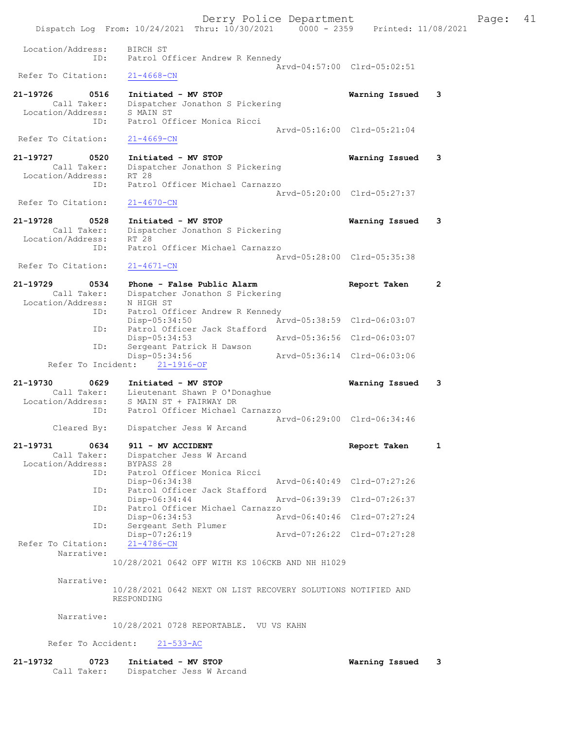```
 Location/Address:     BIRCH ST
              ID:      Patrol Officer Andrew R Kennedy
                                                Arvd-04:57:00  Clrd-05:02:51
 Refer To Citation:    21-4668-CN

21-19726        0516   Initiated - MV STOP                       Warning Issued    3
        Call Taker:    Dispatcher Jonathon S Pickering
  Location/Address:    S MAIN ST
              ID:      Patrol Officer Monica Ricci
                                                Arvd-05:16:00  Clrd-05:21:04
 Refer To Citation:    21-4669-CN

21-19727        0520   Initiated - MV STOP                       Warning Issued    3
        Call Taker:    Dispatcher Jonathon S Pickering
  Location/Address:    RT 28
              ID:      Patrol Officer Michael Carnazzo
                                                Arvd-05:20:00  Clrd-05:27:37
 Refer To Citation:    21-4670-CN

21-19728        0528   Initiated - MV STOP                       Warning Issued    3
        Call Taker:    Dispatcher Jonathon S Pickering
  Location/Address:    RT 28
              ID:      Patrol Officer Michael Carnazzo
                                                Arvd-05:28:00  Clrd-05:35:38
 Refer To Citation:    21-4671-CN

21-19729        0534   Phone - False Public Alarm                Report Taken      2
        Call Taker:    Dispatcher Jonathon S Pickering
  Location/Address:    N HIGH ST
              ID:      Patrol Officer Andrew R Kennedy
                       Disp-05:34:50            Arvd-05:38:59  Clrd-06:03:07
              ID:      Patrol Officer Jack Stafford
                       Disp-05:34:53            Arvd-05:36:56  Clrd-06:03:07
              ID:      Sergeant Patrick H Dawson
                       Disp-05:34:56            Arvd-05:36:14  Clrd-06:03:06
      Refer To Incident:    21-1916-OF

21-19730        0629   Initiated - MV STOP                       Warning Issued    3
        Call Taker:    Lieutenant Shawn P O'Donaghue
  Location/Address:    S MAIN ST + FAIRWAY DR
              ID:      Patrol Officer Michael Carnazzo
                                                Arvd-06:29:00  Clrd-06:34:46
       Cleared By:     Dispatcher Jess W Arcand

21-19731        0634   911 - MV ACCIDENT                         Report Taken      1
        Call Taker:    Dispatcher Jess W Arcand
  Location/Address:    BYPASS 28
              ID:      Patrol Officer Monica Ricci
                       Disp-06:34:38            Arvd-06:40:49  Clrd-07:27:26
              ID:      Patrol Officer Jack Stafford
                       Disp-06:34:44            Arvd-06:39:39  Clrd-07:26:37
              ID:      Patrol Officer Michael Carnazzo
                       Disp-06:34:53            Arvd-06:40:46  Clrd-07:27:24
              ID:      Sergeant Seth Plumer
                       Disp-07:26:19            Arvd-07:26:22  Clrd-07:27:28
 Refer To Citation:    21-4786-CN
        Narrative:
                     10/28/2021 0642 OFF WITH KS 106CKB AND NH H1029

        Narrative:
                     10/28/2021 0642 NEXT ON LIST RECOVERY SOLUTIONS NOTIFIED AND
                     RESPONDING

        Narrative:
                     10/28/2021 0728 REPORTABLE.  VU VS KAHN

      Refer To Accident:    21-533-AC

21-19732        0723   Initiated - MV STOP                       Warning Issued    3
        Call Taker:    Dispatcher Jess W Arcand
```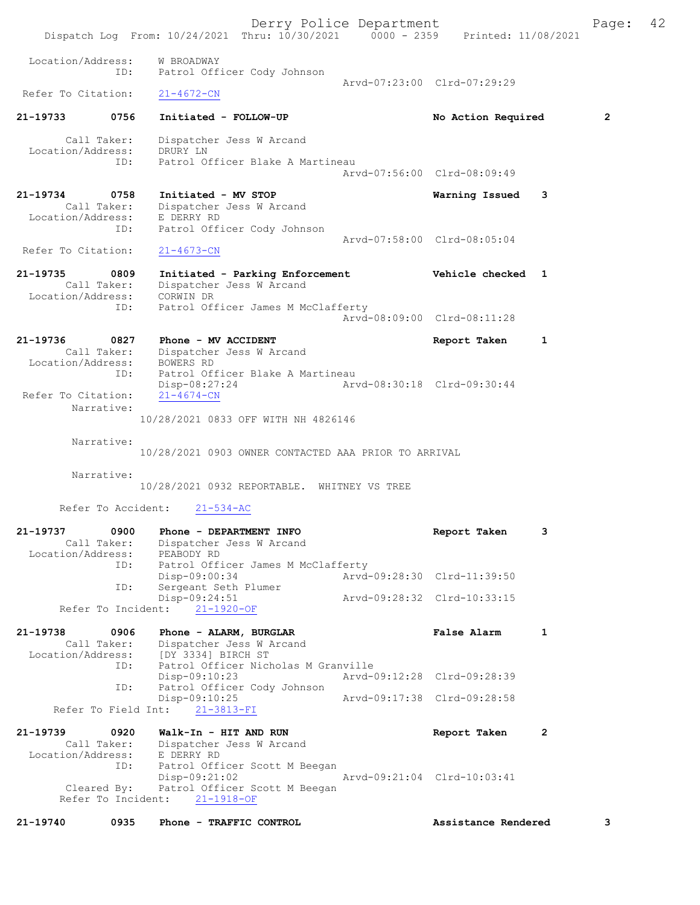```
 Location/Address:    W BROADWAY
              ID:    Patrol Officer Cody Johnson
                                                  Arvd-07:23:00  Clrd-07:29:29
 Refer To Citation:   21-4672-CN

21-19733       0756    Initiated - FOLLOW-UP                      No Action Required        2

        Call Taker:    Dispatcher Jess W Arcand
  Location/Address:    DRURY LN
               ID:    Patrol Officer Blake A Martineau
                                                  Arvd-07:56:00  Clrd-08:09:49

21-19734       0758    Initiated - MV STOP                        Warning Issued    3
        Call Taker:    Dispatcher Jess W Arcand
  Location/Address:    E DERRY RD
               ID:    Patrol Officer Cody Johnson
                                                  Arvd-07:58:00  Clrd-08:05:04
 Refer To Citation:   21-4673-CN

21-19735       0809    Initiated - Parking Enforcement            Vehicle checked  1
        Call Taker:    Dispatcher Jess W Arcand
  Location/Address:    CORWIN DR
               ID:    Patrol Officer James M McClafferty
                                                  Arvd-08:09:00  Clrd-08:11:28

21-19736       0827    Phone - MV ACCIDENT                        Report Taken      1
        Call Taker:    Dispatcher Jess W Arcand
  Location/Address:    BOWERS RD
               ID:    Patrol Officer Blake A Martineau
                      Disp-08:27:24              Arvd-08:30:18  Clrd-09:30:44
 Refer To Citation:   21-4674-CN
        Narrative:
                  10/28/2021 0833 OFF WITH NH 4826146

        Narrative:
                  10/28/2021 0903 OWNER CONTACTED AAA PRIOR TO ARRIVAL

        Narrative:
                  10/28/2021 0932 REPORTABLE.  WHITNEY VS TREE

      Refer To Accident:    21-534-AC

21-19737       0900    Phone - DEPARTMENT INFO                    Report Taken      3
        Call Taker:    Dispatcher Jess W Arcand
  Location/Address:    PEABODY RD
               ID:    Patrol Officer James M McClafferty
                      Disp-09:00:34              Arvd-09:28:30  Clrd-11:39:50
               ID:    Sergeant Seth Plumer
                      Disp-09:24:51              Arvd-09:28:32  Clrd-10:33:15
      Refer To Incident:    21-1920-OF

21-19738       0906    Phone - ALARM, BURGLAR                     False Alarm       1
        Call Taker:    Dispatcher Jess W Arcand
  Location/Address:    [DY 3334] BIRCH ST
               ID:    Patrol Officer Nicholas M Granville
                      Disp-09:10:23              Arvd-09:12:28  Clrd-09:28:39
               ID:    Patrol Officer Cody Johnson
                      Disp-09:10:25              Arvd-09:17:38  Clrd-09:28:58
     Refer To Field Int:    21-3813-FI

21-19739       0920    Walk-In - HIT AND RUN                      Report Taken      2
        Call Taker:    Dispatcher Jess W Arcand
  Location/Address:    E DERRY RD
               ID:    Patrol Officer Scott M Beegan
                      Disp-09:21:02              Arvd-09:21:04  Clrd-10:03:41
       Cleared By:    Patrol Officer Scott M Beegan
      Refer To Incident:    21-1918-OF

21-19740       0935    Phone - TRAFFIC CONTROL                    Assistance Rendered       3
```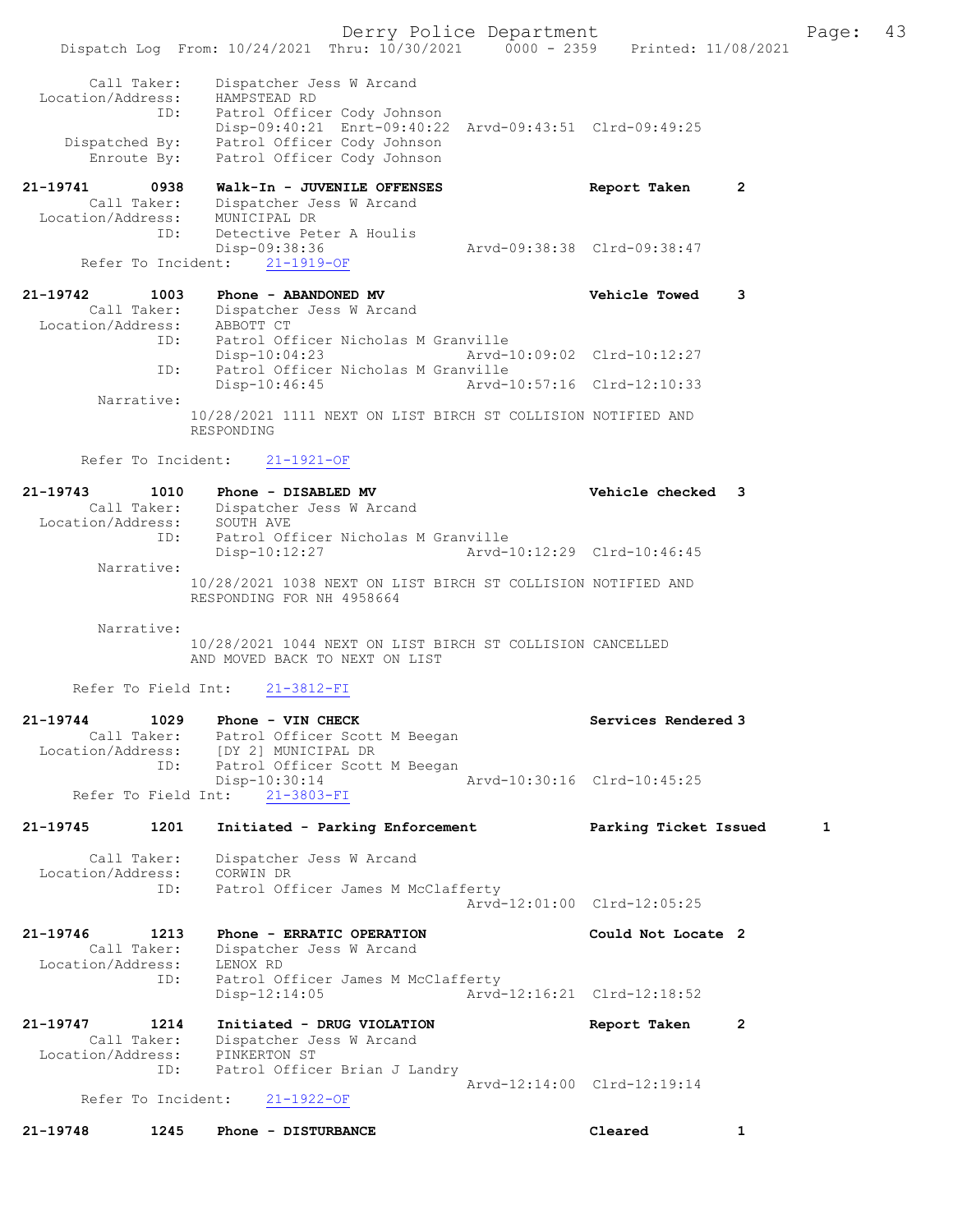```
 Call Taker:    Dispatcher Jess W Arcand
 Location/Address:    HAMPSTEAD RD
              ID:    Patrol Officer Cody Johnson
                     Disp-09:40:21  Enrt-09:40:22  Arvd-09:43:51  Clrd-09:49:25
    Dispatched By:    Patrol Officer Cody Johnson
       Enroute By:    Patrol Officer Cody Johnson

21-19741       0938    Walk-In - JUVENILE OFFENSES                 Report Taken      2
       Call Taker:    Dispatcher Jess W Arcand
 Location/Address:    MUNICIPAL DR
              ID:    Detective Peter A Houlis
                     Disp-09:38:36                 Arvd-09:38:38  Clrd-09:38:47
     Refer To Incident:    21-1919-OF

21-19742       1003    Phone - ABANDONED MV                        Vehicle Towed     3
       Call Taker:    Dispatcher Jess W Arcand
 Location/Address:    ABBOTT CT
              ID:    Patrol Officer Nicholas M Granville
                     Disp-10:04:23                 Arvd-10:09:02  Clrd-10:12:27
              ID:    Patrol Officer Nicholas M Granville
                     Disp-10:46:45                 Arvd-10:57:16  Clrd-12:10:33
        Narrative:
                  10/28/2021 1111 NEXT ON LIST BIRCH ST COLLISION NOTIFIED AND
                  RESPONDING

     Refer To Incident:    21-1921-OF

21-19743       1010    Phone - DISABLED MV                         Vehicle checked   3
       Call Taker:    Dispatcher Jess W Arcand
 Location/Address:    SOUTH AVE
              ID:    Patrol Officer Nicholas M Granville
                     Disp-10:12:27                 Arvd-10:12:29  Clrd-10:46:45
        Narrative:
                  10/28/2021 1038 NEXT ON LIST BIRCH ST COLLISION NOTIFIED AND
                  RESPONDING FOR NH 4958664

        Narrative:
                  10/28/2021 1044 NEXT ON LIST BIRCH ST COLLISION CANCELLED
                  AND MOVED BACK TO NEXT ON LIST

    Refer To Field Int:    21-3812-FI

21-19744       1029    Phone - VIN CHECK                           Services Rendered 3
       Call Taker:    Patrol Officer Scott M Beegan
 Location/Address:    [DY 2] MUNICIPAL DR
              ID:    Patrol Officer Scott M Beegan
                     Disp-10:30:14                 Arvd-10:30:16  Clrd-10:45:25
    Refer To Field Int:    21-3803-FI

21-19745       1201    Initiated - Parking Enforcement             Parking Ticket Issued      1

       Call Taker:    Dispatcher Jess W Arcand
 Location/Address:    CORWIN DR
              ID:    Patrol Officer James M McClafferty
                                                   Arvd-12:01:00  Clrd-12:05:25

21-19746       1213    Phone - ERRATIC OPERATION                   Could Not Locate 2
       Call Taker:    Dispatcher Jess W Arcand
 Location/Address:    LENOX RD
              ID:    Patrol Officer James M McClafferty
                     Disp-12:14:05                 Arvd-12:16:21  Clrd-12:18:52

21-19747       1214    Initiated - DRUG VIOLATION                  Report Taken      2
       Call Taker:    Dispatcher Jess W Arcand
 Location/Address:    PINKERTON ST
              ID:    Patrol Officer Brian J Landry
                                                   Arvd-12:14:00  Clrd-12:19:14
     Refer To Incident:    21-1922-OF

21-19748       1245    Phone - DISTURBANCE                         Cleared           1
```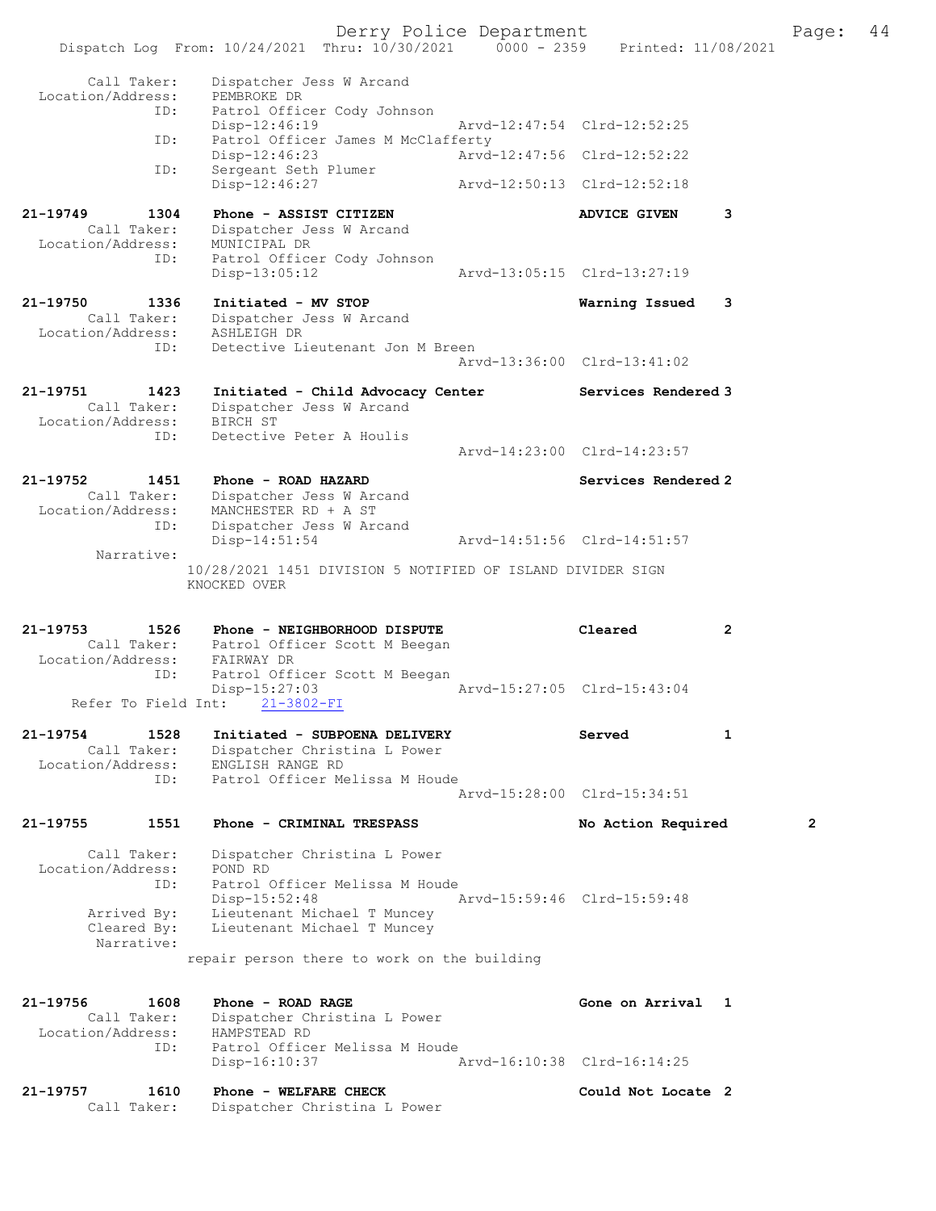```
        Call Taker:    Dispatcher Jess W Arcand
  Location/Address:    PEMBROKE DR
               ID:     Patrol Officer Cody Johnson
                       Disp-12:46:19                 Arvd-12:47:54  Clrd-12:52:25
               ID:     Patrol Officer James M McClafferty
                       Disp-12:46:23                 Arvd-12:47:56  Clrd-12:52:22
               ID:     Sergeant Seth Plumer
                       Disp-12:46:27                 Arvd-12:50:13  Clrd-12:52:18

21-19749        1304   Phone - ASSIST CITIZEN                       ADVICE GIVEN      3
        Call Taker:    Dispatcher Jess W Arcand
  Location/Address:    MUNICIPAL DR
               ID:     Patrol Officer Cody Johnson
                       Disp-13:05:12                 Arvd-13:05:15  Clrd-13:27:19

21-19750        1336   Initiated - MV STOP                          Warning Issued    3
        Call Taker:    Dispatcher Jess W Arcand
  Location/Address:    ASHLEIGH DR
               ID:     Detective Lieutenant Jon M Breen
                                                     Arvd-13:36:00  Clrd-13:41:02

21-19751        1423   Initiated - Child Advocacy Center            Services Rendered 3
        Call Taker:    Dispatcher Jess W Arcand
  Location/Address:    BIRCH ST
               ID:     Detective Peter A Houlis
                                                     Arvd-14:23:00  Clrd-14:23:57

21-19752        1451   Phone - ROAD HAZARD                          Services Rendered 2
        Call Taker:    Dispatcher Jess W Arcand
  Location/Address:    MANCHESTER RD + A ST
               ID:     Dispatcher Jess W Arcand
                       Disp-14:51:54                 Arvd-14:51:56  Clrd-14:51:57
         Narrative:
                     10/28/2021 1451 DIVISION 5 NOTIFIED OF ISLAND DIVIDER SIGN
                     KNOCKED OVER

21-19753        1526   Phone - NEIGHBORHOOD DISPUTE                 Cleared           2
        Call Taker:    Patrol Officer Scott M Beegan
  Location/Address:    FAIRWAY DR
               ID:     Patrol Officer Scott M Beegan
                       Disp-15:27:03                 Arvd-15:27:05  Clrd-15:43:04
     Refer To Field Int:     21-3802-FI

21-19754        1528   Initiated - SUBPOENA DELIVERY                Served            1
        Call Taker:    Dispatcher Christina L Power
  Location/Address:    ENGLISH RANGE RD
               ID:     Patrol Officer Melissa M Houde
                                                     Arvd-15:28:00  Clrd-15:34:51

21-19755        1551   Phone - CRIMINAL TRESPASS                    No Action Required        2

        Call Taker:    Dispatcher Christina L Power
  Location/Address:    POND RD
               ID:     Patrol Officer Melissa M Houde
                       Disp-15:52:48                 Arvd-15:59:46  Clrd-15:59:48
        Arrived By:    Lieutenant Michael T Muncey
        Cleared By:    Lieutenant Michael T Muncey
         Narrative:
                     repair person there to work on the building

21-19756        1608   Phone - ROAD RAGE                            Gone on Arrival   1
        Call Taker:    Dispatcher Christina L Power
  Location/Address:    HAMPSTEAD RD
               ID:     Patrol Officer Melissa M Houde
                       Disp-16:10:37                 Arvd-16:10:38  Clrd-16:14:25

21-19757        1610   Phone - WELFARE CHECK                        Could Not Locate 2
        Call Taker:    Dispatcher Christina L Power
```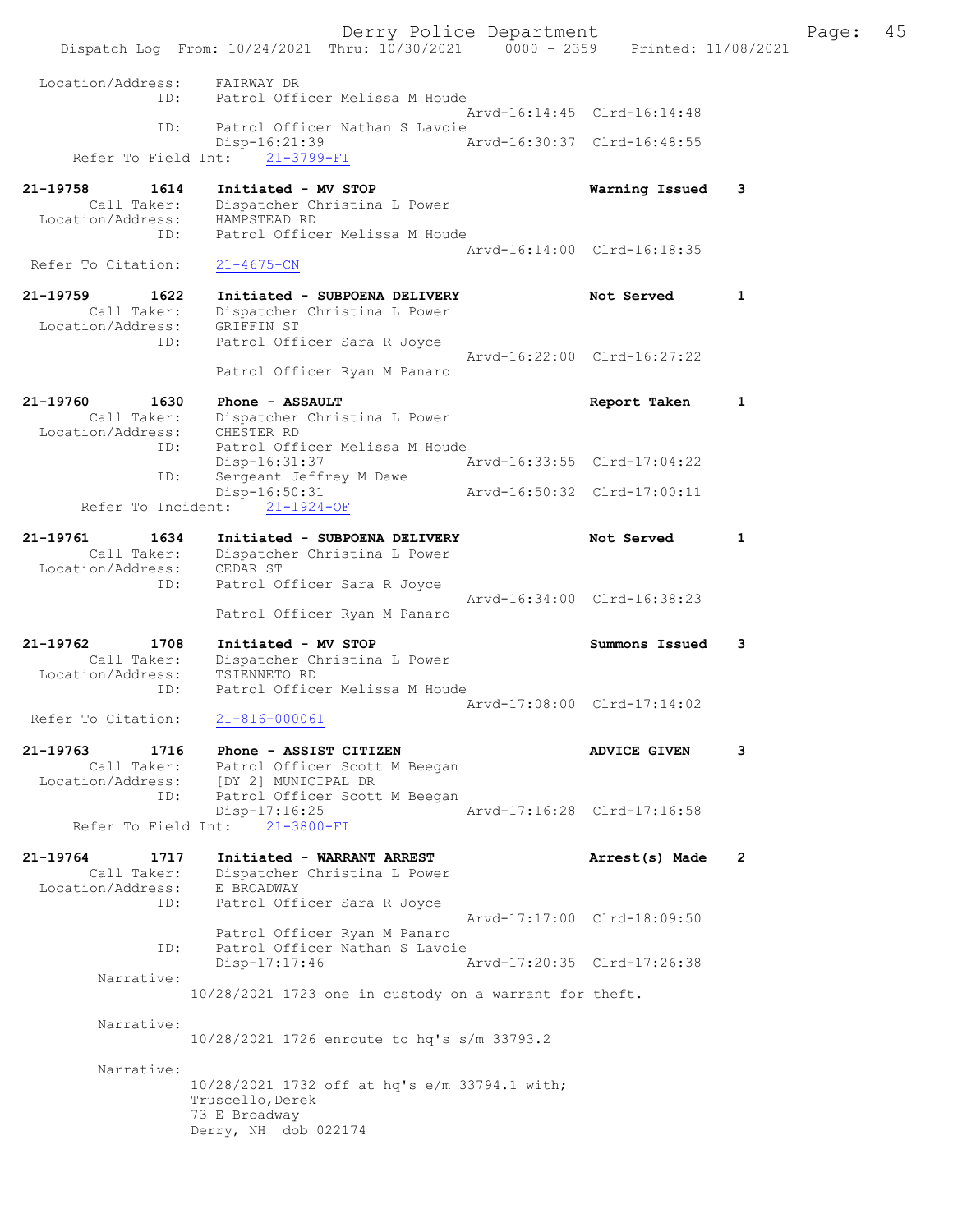```
 Location/Address:      FAIRWAY DR
                ID:      Patrol Officer Melissa M Houde
                                                    Arvd-16:14:45  Clrd-16:14:48
                ID:      Patrol Officer Nathan S Lavoie
                         Disp-16:21:39              Arvd-16:30:37  Clrd-16:48:55
      Refer To Field Int:     21-3799-FI

21-19758        1614     Initiated - MV STOP                       Warning Issued    3
         Call Taker:     Dispatcher Christina L Power
   Location/Address:     HAMPSTEAD RD
                ID:      Patrol Officer Melissa M Houde
                                                    Arvd-16:14:00  Clrd-16:18:35
  Refer To Citation:     21-4675-CN

21-19759        1622     Initiated - SUBPOENA DELIVERY             Not Served        1
         Call Taker:     Dispatcher Christina L Power
   Location/Address:     GRIFFIN ST
                ID:      Patrol Officer Sara R Joyce
                                                    Arvd-16:22:00  Clrd-16:27:22
                         Patrol Officer Ryan M Panaro

21-19760        1630     Phone - ASSAULT                           Report Taken      1
         Call Taker:     Dispatcher Christina L Power
   Location/Address:     CHESTER RD
                ID:      Patrol Officer Melissa M Houde
                         Disp-16:31:37              Arvd-16:33:55  Clrd-17:04:22
                ID:      Sergeant Jeffrey M Dawe
                         Disp-16:50:31              Arvd-16:50:32  Clrd-17:00:11
      Refer To Incident:     21-1924-OF

21-19761        1634     Initiated - SUBPOENA DELIVERY             Not Served        1
         Call Taker:     Dispatcher Christina L Power
   Location/Address:     CEDAR ST
                ID:      Patrol Officer Sara R Joyce
                                                    Arvd-16:34:00  Clrd-16:38:23
                         Patrol Officer Ryan M Panaro

21-19762        1708     Initiated - MV STOP                       Summons Issued    3
         Call Taker:     Dispatcher Christina L Power
   Location/Address:     TSIENNETO RD
                ID:      Patrol Officer Melissa M Houde
                                                    Arvd-17:08:00  Clrd-17:14:02
  Refer To Citation:     21-816-000061

21-19763        1716     Phone - ASSIST CITIZEN                    ADVICE GIVEN      3
         Call Taker:     Patrol Officer Scott M Beegan
   Location/Address:     [DY 2] MUNICIPAL DR
                ID:      Patrol Officer Scott M Beegan
                         Disp-17:16:25              Arvd-17:16:28  Clrd-17:16:58
      Refer To Field Int:     21-3800-FI

21-19764        1717     Initiated - WARRANT ARREST                Arrest(s) Made    2
         Call Taker:     Dispatcher Christina L Power
   Location/Address:     E BROADWAY
                ID:      Patrol Officer Sara R Joyce
                                                    Arvd-17:17:00  Clrd-18:09:50
                         Patrol Officer Ryan M Panaro
                ID:      Patrol Officer Nathan S Lavoie
                         Disp-17:17:46              Arvd-17:20:35  Clrd-17:26:38
        Narrative:
                10/28/2021 1723 one in custody on a warrant for theft.

        Narrative:
                10/28/2021 1726 enroute to hq's s/m 33793.2

        Narrative:
                10/28/2021 1732 off at hq's e/m 33794.1 with;
                Truscello,Derek
                73 E Broadway
                Derry, NH  dob 022174
```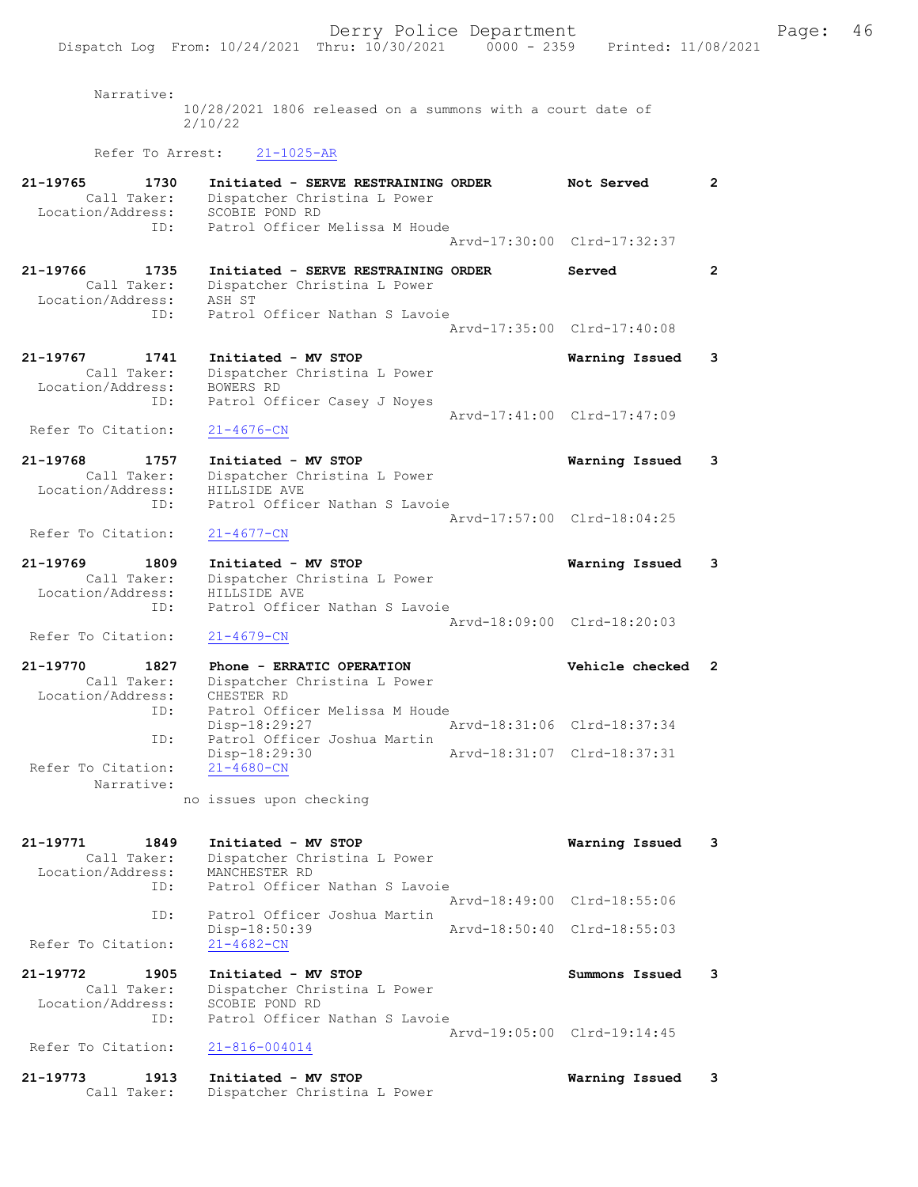Narrative:
10/28/2021 1806 released on a summons with a court date of 2/10/22

Refer To Arrest: 21-1025-AR

**21-19765 1730 Initiated - SERVE RESTRAINING ORDER — Not Served — 2**
Call Taker: Dispatcher Christina L Power
Location/Address: SCOBIE POND RD
ID: Patrol Officer Melissa M Houde
Arvd-17:30:00 Clrd-17:32:37

**21-19766 1735 Initiated - SERVE RESTRAINING ORDER — Served — 2**
Call Taker: Dispatcher Christina L Power
Location/Address: ASH ST
ID: Patrol Officer Nathan S Lavoie
Arvd-17:35:00 Clrd-17:40:08

**21-19767 1741 Initiated - MV STOP — Warning Issued — 3**
Call Taker: Dispatcher Christina L Power
Location/Address: BOWERS RD
ID: Patrol Officer Casey J Noyes
Arvd-17:41:00 Clrd-17:47:09
Refer To Citation: 21-4676-CN

**21-19768 1757 Initiated - MV STOP — Warning Issued — 3**
Call Taker: Dispatcher Christina L Power
Location/Address: HILLSIDE AVE
ID: Patrol Officer Nathan S Lavoie
Arvd-17:57:00 Clrd-18:04:25
Refer To Citation: 21-4677-CN

**21-19769 1809 Initiated - MV STOP — Warning Issued — 3**
Call Taker: Dispatcher Christina L Power
Location/Address: HILLSIDE AVE
ID: Patrol Officer Nathan S Lavoie
Arvd-18:09:00 Clrd-18:20:03
Refer To Citation: 21-4679-CN

**21-19770 1827 Phone - ERRATIC OPERATION — Vehicle checked — 2**
Call Taker: Dispatcher Christina L Power
Location/Address: CHESTER RD
ID: Patrol Officer Melissa M Houde
Disp-18:29:27 Arvd-18:31:06 Clrd-18:37:34
ID: Patrol Officer Joshua Martin
Disp-18:29:30 Arvd-18:31:07 Clrd-18:37:31
Refer To Citation: 21-4680-CN
Narrative:
no issues upon checking

**21-19771 1849 Initiated - MV STOP — Warning Issued — 3**
Call Taker: Dispatcher Christina L Power
Location/Address: MANCHESTER RD
ID: Patrol Officer Nathan S Lavoie
Arvd-18:49:00 Clrd-18:55:06
ID: Patrol Officer Joshua Martin
Disp-18:50:39 Arvd-18:50:40 Clrd-18:55:03
Refer To Citation: 21-4682-CN

**21-19772 1905 Initiated - MV STOP — Summons Issued — 3**
Call Taker: Dispatcher Christina L Power
Location/Address: SCOBIE POND RD
ID: Patrol Officer Nathan S Lavoie
Arvd-19:05:00 Clrd-19:14:45
Refer To Citation: 21-816-004014

**21-19773 1913 Initiated - MV STOP — Warning Issued — 3**
Call Taker: Dispatcher Christina L Power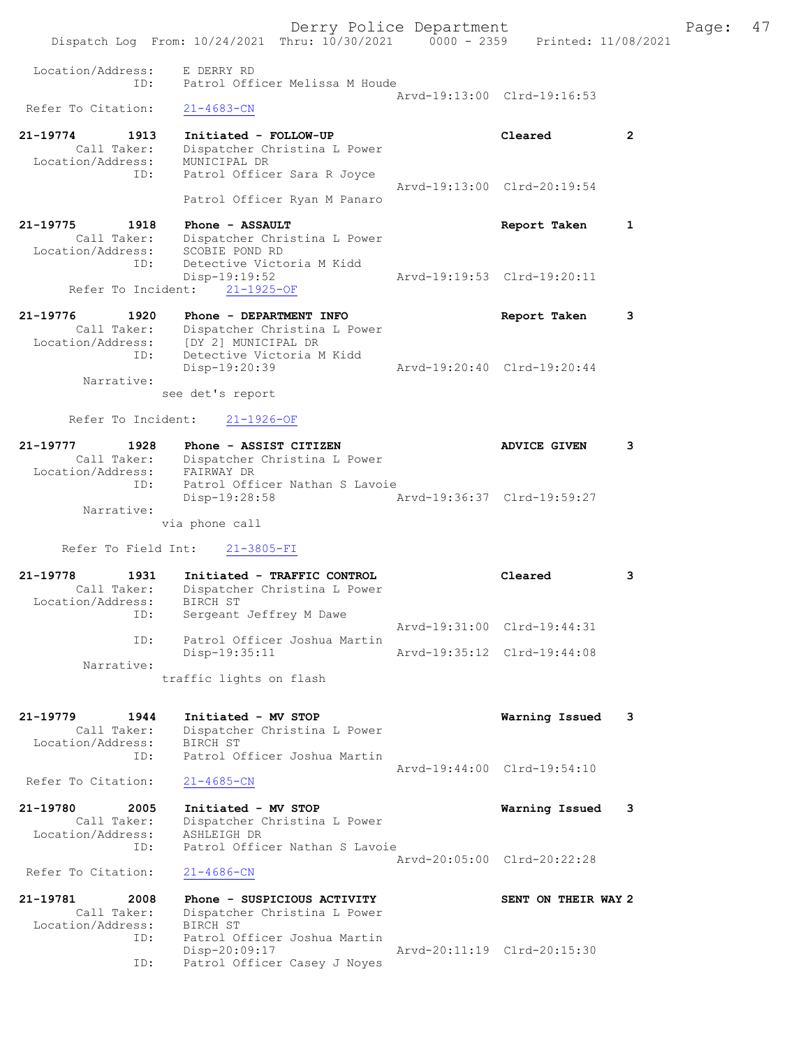```
 Location/Address:    E DERRY RD
               ID:    Patrol Officer Melissa M Houde
                                                     Arvd-19:13:00  Clrd-19:16:53
 Refer To Citation:   21-4683-CN

21-19774        1913   Initiated - FOLLOW-UP                         Cleared          2
        Call Taker:    Dispatcher Christina L Power
  Location/Address:    MUNICIPAL DR
               ID:    Patrol Officer Sara R Joyce
                                                     Arvd-19:13:00  Clrd-20:19:54
                      Patrol Officer Ryan M Panaro

21-19775        1918   Phone - ASSAULT                               Report Taken     1
        Call Taker:    Dispatcher Christina L Power
  Location/Address:    SCOBIE POND RD
               ID:    Detective Victoria M Kidd
                      Disp-19:19:52                  Arvd-19:19:53  Clrd-19:20:11
    Refer To Incident:   21-1925-OF

21-19776        1920   Phone - DEPARTMENT INFO                       Report Taken     3
        Call Taker:    Dispatcher Christina L Power
  Location/Address:    [DY 2] MUNICIPAL DR
               ID:    Detective Victoria M Kidd
                      Disp-19:20:39                  Arvd-19:20:40  Clrd-19:20:44
        Narrative:
                    see det's report

    Refer To Incident:   21-1926-OF

21-19777        1928   Phone - ASSIST CITIZEN                        ADVICE GIVEN     3
        Call Taker:    Dispatcher Christina L Power
  Location/Address:    FAIRWAY DR
               ID:    Patrol Officer Nathan S Lavoie
                      Disp-19:28:58                  Arvd-19:36:37  Clrd-19:59:27
        Narrative:
                    via phone call

    Refer To Field Int:   21-3805-FI

21-19778        1931   Initiated - TRAFFIC CONTROL                   Cleared          3
        Call Taker:    Dispatcher Christina L Power
  Location/Address:    BIRCH ST
               ID:    Sergeant Jeffrey M Dawe
                                                     Arvd-19:31:00  Clrd-19:44:31
               ID:    Patrol Officer Joshua Martin
                      Disp-19:35:11                  Arvd-19:35:12  Clrd-19:44:08
        Narrative:
                    traffic lights on flash


21-19779        1944   Initiated - MV STOP                           Warning Issued   3
        Call Taker:    Dispatcher Christina L Power
  Location/Address:    BIRCH ST
               ID:    Patrol Officer Joshua Martin
                                                     Arvd-19:44:00  Clrd-19:54:10
 Refer To Citation:   21-4685-CN

21-19780        2005   Initiated - MV STOP                           Warning Issued   3
        Call Taker:    Dispatcher Christina L Power
  Location/Address:    ASHLEIGH DR
               ID:    Patrol Officer Nathan S Lavoie
                                                     Arvd-20:05:00  Clrd-20:22:28
 Refer To Citation:   21-4686-CN

21-19781        2008   Phone - SUSPICIOUS ACTIVITY                   SENT ON THEIR WAY 2
        Call Taker:    Dispatcher Christina L Power
  Location/Address:    BIRCH ST
               ID:    Patrol Officer Joshua Martin
                      Disp-20:09:17                  Arvd-20:11:19  Clrd-20:15:30
               ID:    Patrol Officer Casey J Noyes
```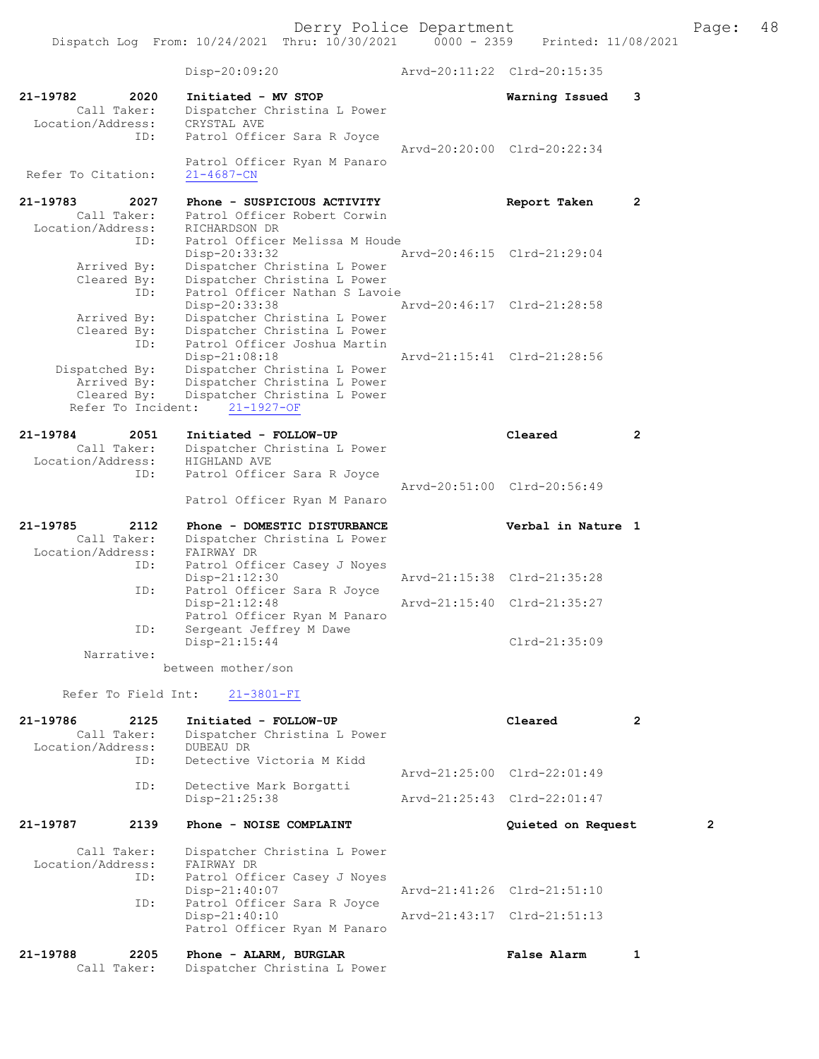```
                Disp-20:09:20              Arvd-20:11:22  Clrd-20:15:35

21-19782        2020   Initiated - MV STOP                    Warning Issued    3
        Call Taker:    Dispatcher Christina L Power
  Location/Address:    CRYSTAL AVE
               ID:     Patrol Officer Sara R Joyce
                                           Arvd-20:20:00  Clrd-20:22:34
                       Patrol Officer Ryan M Panaro
 Refer To Citation:    21-4687-CN

21-19783        2027   Phone - SUSPICIOUS ACTIVITY            Report Taken      2
        Call Taker:    Patrol Officer Robert Corwin
  Location/Address:    RICHARDSON DR
               ID:     Patrol Officer Melissa M Houde
                       Disp-20:33:32       Arvd-20:46:15  Clrd-21:29:04
        Arrived By:    Dispatcher Christina L Power
        Cleared By:    Dispatcher Christina L Power
               ID:     Patrol Officer Nathan S Lavoie
                       Disp-20:33:38       Arvd-20:46:17  Clrd-21:28:58
        Arrived By:    Dispatcher Christina L Power
        Cleared By:    Dispatcher Christina L Power
               ID:     Patrol Officer Joshua Martin
                       Disp-21:08:18       Arvd-21:15:41  Clrd-21:28:56
     Dispatched By:    Dispatcher Christina L Power
        Arrived By:    Dispatcher Christina L Power
        Cleared By:    Dispatcher Christina L Power
    Refer To Incident:    21-1927-OF

21-19784        2051   Initiated - FOLLOW-UP                  Cleared           2
        Call Taker:    Dispatcher Christina L Power
  Location/Address:    HIGHLAND AVE
               ID:     Patrol Officer Sara R Joyce
                                           Arvd-20:51:00  Clrd-20:56:49
                       Patrol Officer Ryan M Panaro

21-19785        2112   Phone - DOMESTIC DISTURBANCE           Verbal in Nature 1
        Call Taker:    Dispatcher Christina L Power
  Location/Address:    FAIRWAY DR
               ID:     Patrol Officer Casey J Noyes
                       Disp-21:12:30       Arvd-21:15:38  Clrd-21:35:28
               ID:     Patrol Officer Sara R Joyce
                       Disp-21:12:48       Arvd-21:15:40  Clrd-21:35:27
                       Patrol Officer Ryan M Panaro
               ID:     Sergeant Jeffrey M Dawe
                       Disp-21:15:44                      Clrd-21:35:09
         Narrative:
                     between mother/son

     Refer To Field Int:    21-3801-FI

21-19786        2125   Initiated - FOLLOW-UP                  Cleared           2
        Call Taker:    Dispatcher Christina L Power
  Location/Address:    DUBEAU DR
               ID:     Detective Victoria M Kidd
                                           Arvd-21:25:00  Clrd-22:01:49
               ID:     Detective Mark Borgatti
                       Disp-21:25:38       Arvd-21:25:43  Clrd-22:01:47

21-19787        2139   Phone - NOISE COMPLAINT                Quieted on Request        2

        Call Taker:    Dispatcher Christina L Power
  Location/Address:    FAIRWAY DR
               ID:     Patrol Officer Casey J Noyes
                       Disp-21:40:07       Arvd-21:41:26  Clrd-21:51:10
               ID:     Patrol Officer Sara R Joyce
                       Disp-21:40:10       Arvd-21:43:17  Clrd-21:51:13
                       Patrol Officer Ryan M Panaro

21-19788        2205   Phone - ALARM, BURGLAR                 False Alarm       1
        Call Taker:    Dispatcher Christina L Power
```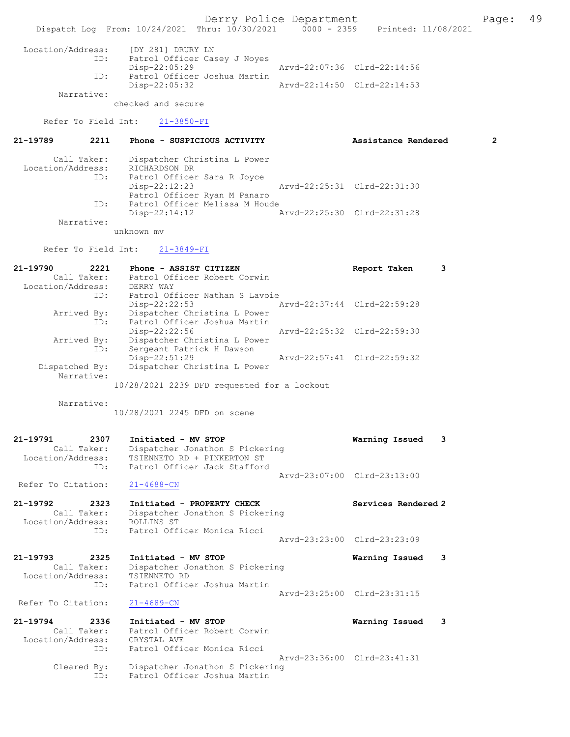```
Location/Address:    [DY 281] DRURY LN
              ID:    Patrol Officer Casey J Noyes
                     Disp-22:05:29                Arvd-22:07:36  Clrd-22:14:56
              ID:    Patrol Officer Joshua Martin
                     Disp-22:05:32                Arvd-22:14:50  Clrd-22:14:53
       Narrative:
                   checked and secure

     Refer To Field Int:    21-3850-FI

21-19789        2211    Phone - SUSPICIOUS ACTIVITY              Assistance Rendered       2

       Call Taker:   Dispatcher Christina L Power
  Location/Address:  RICHARDSON DR
              ID:    Patrol Officer Sara R Joyce
                     Disp-22:12:23                Arvd-22:25:31  Clrd-22:31:30
                     Patrol Officer Ryan M Panaro
              ID:    Patrol Officer Melissa M Houde
                     Disp-22:14:12                Arvd-22:25:30  Clrd-22:31:28
       Narrative:
                   unknown mv

     Refer To Field Int:    21-3849-FI

21-19790        2221    Phone - ASSIST CITIZEN                   Report Taken        3
       Call Taker:   Patrol Officer Robert Corwin
  Location/Address:  DERRY WAY
              ID:    Patrol Officer Nathan S Lavoie
                     Disp-22:22:53                Arvd-22:37:44  Clrd-22:59:28
       Arrived By:   Dispatcher Christina L Power
              ID:    Patrol Officer Joshua Martin
                     Disp-22:22:56                Arvd-22:25:32  Clrd-22:59:30
       Arrived By:   Dispatcher Christina L Power
              ID:    Sergeant Patrick H Dawson
                     Disp-22:51:29                Arvd-22:57:41  Clrd-22:59:32
    Dispatched By:   Dispatcher Christina L Power
       Narrative:
                   10/28/2021 2239 DFD requested for a lockout

       Narrative:
                   10/28/2021 2245 DFD on scene


21-19791        2307    Initiated - MV STOP                      Warning Issued      3
       Call Taker:   Dispatcher Jonathon S Pickering
  Location/Address:  TSIENNETO RD + PINKERTON ST
              ID:    Patrol Officer Jack Stafford
                                                  Arvd-23:07:00  Clrd-23:13:00
 Refer To Citation:   21-4688-CN

21-19792        2323    Initiated - PROPERTY CHECK               Services Rendered 2
       Call Taker:   Dispatcher Jonathon S Pickering
  Location/Address:  ROLLINS ST
              ID:    Patrol Officer Monica Ricci
                                                  Arvd-23:23:00  Clrd-23:23:09

21-19793        2325    Initiated - MV STOP                      Warning Issued      3
       Call Taker:   Dispatcher Jonathon S Pickering
  Location/Address:  TSIENNETO RD
              ID:    Patrol Officer Joshua Martin
                                                  Arvd-23:25:00  Clrd-23:31:15
 Refer To Citation:   21-4689-CN

21-19794        2336    Initiated - MV STOP                      Warning Issued      3
       Call Taker:   Patrol Officer Robert Corwin
  Location/Address:  CRYSTAL AVE
              ID:    Patrol Officer Monica Ricci
                                                  Arvd-23:36:00  Clrd-23:41:31
       Cleared By:   Dispatcher Jonathon S Pickering
              ID:    Patrol Officer Joshua Martin
```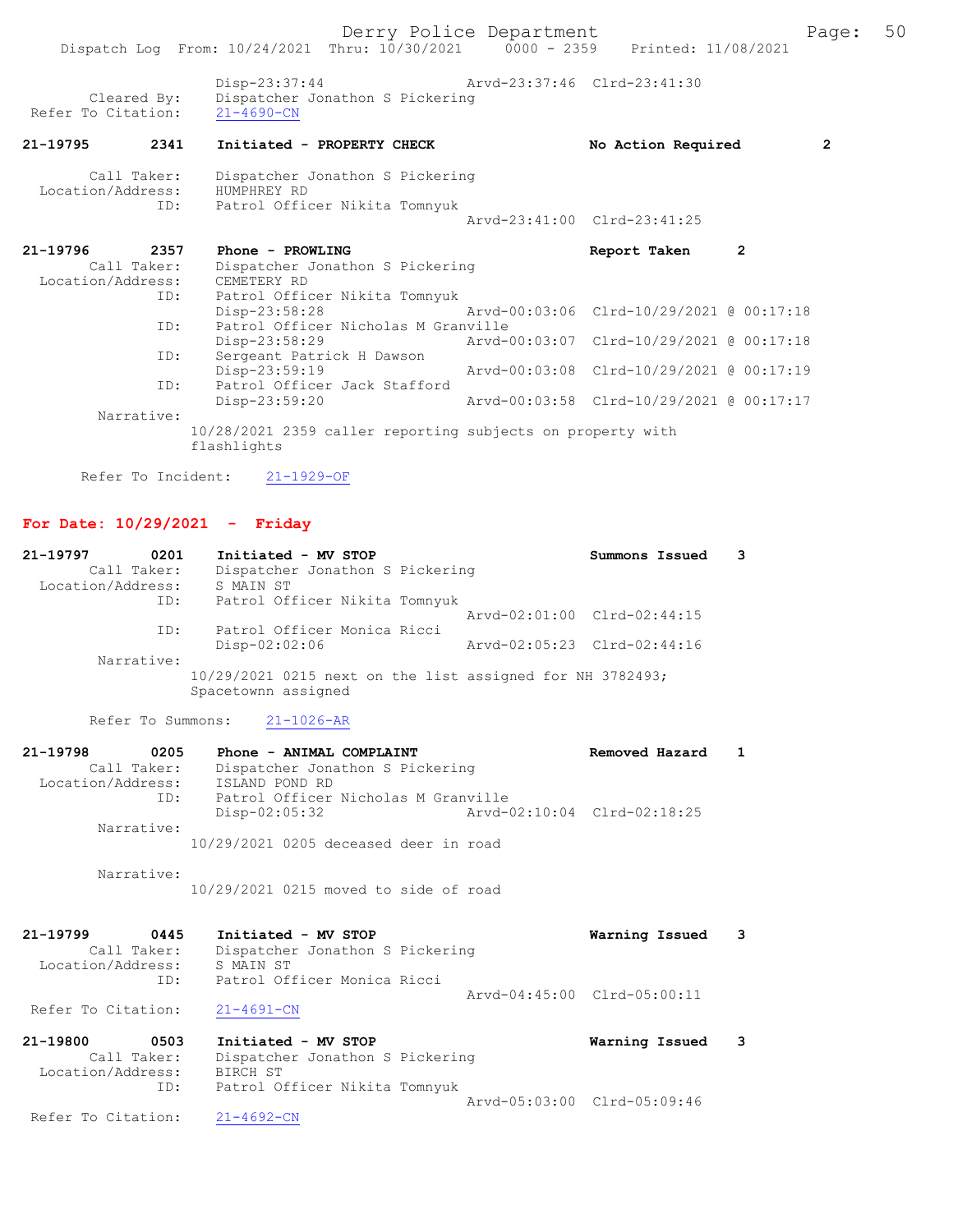Disp-23:37:44 Arvd-23:37:46 Clrd-23:41:30
Cleared By: Dispatcher Jonathon S Pickering
Refer To Citation: 21-4690-CN

**21-19795 2341 Initiated - PROPERTY CHECK No Action Required 2**

Call Taker: Dispatcher Jonathon S Pickering
Location/Address: HUMPHREY RD
ID: Patrol Officer Nikita Tomnyuk
Arvd-23:41:00 Clrd-23:41:25

**21-19796 2357 Phone - PROWLING Report Taken 2**

Call Taker: Dispatcher Jonathon S Pickering
Location/Address: CEMETERY RD
ID: Patrol Officer Nikita Tomnyuk
Disp-23:58:28 Arvd-00:03:06 Clrd-10/29/2021 @ 00:17:18
ID: Patrol Officer Nicholas M Granville
Disp-23:58:29 Arvd-00:03:07 Clrd-10/29/2021 @ 00:17:18
ID: Sergeant Patrick H Dawson
Disp-23:59:19 Arvd-00:03:08 Clrd-10/29/2021 @ 00:17:19
ID: Patrol Officer Jack Stafford
Disp-23:59:20 Arvd-00:03:58 Clrd-10/29/2021 @ 00:17:17
Narrative:
10/28/2021 2359 caller reporting subjects on property with flashlights

Refer To Incident: 21-1929-OF

## For Date: 10/29/2021 - Friday

**21-19797 0201 Initiated - MV STOP Summons Issued 3**

Call Taker: Dispatcher Jonathon S Pickering
Location/Address: S MAIN ST
ID: Patrol Officer Nikita Tomnyuk
Arvd-02:01:00 Clrd-02:44:15
ID: Patrol Officer Monica Ricci
Disp-02:02:06 Arvd-02:05:23 Clrd-02:44:16
Narrative:
10/29/2021 0215 next on the list assigned for NH 3782493; Spacetownn assigned

Refer To Summons: 21-1026-AR

**21-19798 0205 Phone - ANIMAL COMPLAINT Removed Hazard 1**

Call Taker: Dispatcher Jonathon S Pickering
Location/Address: ISLAND POND RD
ID: Patrol Officer Nicholas M Granville
Disp-02:05:32 Arvd-02:10:04 Clrd-02:18:25
Narrative:
10/29/2021 0205 deceased deer in road

Narrative:
10/29/2021 0215 moved to side of road

**21-19799 0445 Initiated - MV STOP Warning Issued 3**

Call Taker: Dispatcher Jonathon S Pickering
Location/Address: S MAIN ST
ID: Patrol Officer Monica Ricci
Arvd-04:45:00 Clrd-05:00:11
Refer To Citation: 21-4691-CN

**21-19800 0503 Initiated - MV STOP Warning Issued 3**

Call Taker: Dispatcher Jonathon S Pickering
Location/Address: BIRCH ST
ID: Patrol Officer Nikita Tomnyuk
Arvd-05:03:00 Clrd-05:09:46
Refer To Citation: 21-4692-CN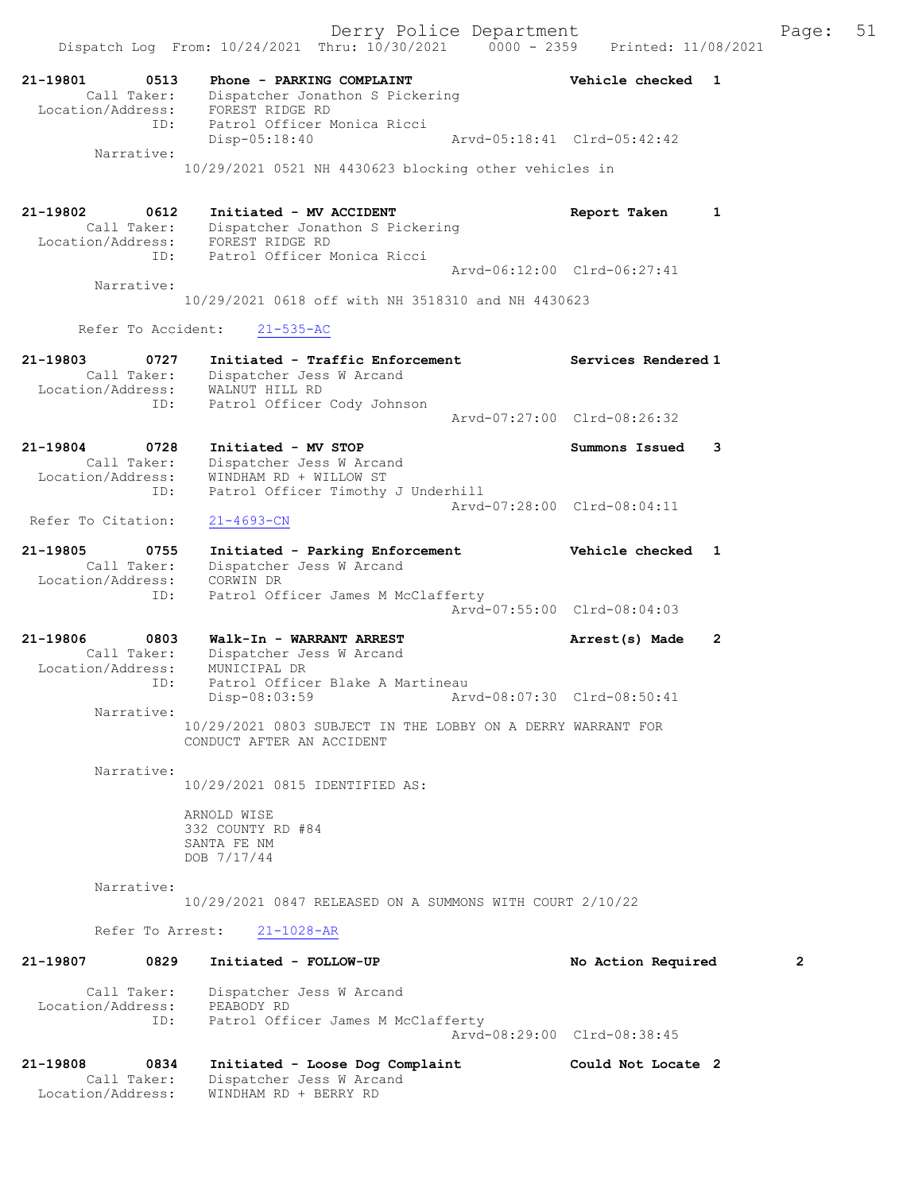21-19801 0513 Phone - PARKING COMPLAINT Vehicle checked 1
Call Taker: Dispatcher Jonathon S Pickering
Location/Address: FOREST RIDGE RD
ID: Patrol Officer Monica Ricci
Disp-05:18:40 Arvd-05:18:41 Clrd-05:42:42
Narrative:
10/29/2021 0521 NH 4430623 blocking other vehicles in

21-19802 0612 Initiated - MV ACCIDENT Report Taken 1
Call Taker: Dispatcher Jonathon S Pickering
Location/Address: FOREST RIDGE RD
ID: Patrol Officer Monica Ricci
Arvd-06:12:00 Clrd-06:27:41
Narrative:
10/29/2021 0618 off with NH 3518310 and NH 4430623

Refer To Accident: 21-535-AC

21-19803 0727 Initiated - Traffic Enforcement Services Rendered 1
Call Taker: Dispatcher Jess W Arcand
Location/Address: WALNUT HILL RD
ID: Patrol Officer Cody Johnson
Arvd-07:27:00 Clrd-08:26:32

21-19804 0728 Initiated - MV STOP Summons Issued 3
Call Taker: Dispatcher Jess W Arcand
Location/Address: WINDHAM RD + WILLOW ST
ID: Patrol Officer Timothy J Underhill
Arvd-07:28:00 Clrd-08:04:11
Refer To Citation: 21-4693-CN

21-19805 0755 Initiated - Parking Enforcement Vehicle checked 1
Call Taker: Dispatcher Jess W Arcand
Location/Address: CORWIN DR
ID: Patrol Officer James M McClafferty
Arvd-07:55:00 Clrd-08:04:03

21-19806 0803 Walk-In - WARRANT ARREST Arrest(s) Made 2
Call Taker: Dispatcher Jess W Arcand
Location/Address: MUNICIPAL DR
ID: Patrol Officer Blake A Martineau
Disp-08:03:59 Arvd-08:07:30 Clrd-08:50:41
Narrative:
10/29/2021 0803 SUBJECT IN THE LOBBY ON A DERRY WARRANT FOR CONDUCT AFTER AN ACCIDENT

Narrative:
10/29/2021 0815 IDENTIFIED AS:

ARNOLD WISE
332 COUNTY RD #84
SANTA FE NM
DOB 7/17/44

Narrative:
10/29/2021 0847 RELEASED ON A SUMMONS WITH COURT 2/10/22

Refer To Arrest: 21-1028-AR

21-19807 0829 Initiated - FOLLOW-UP No Action Required 2
Call Taker: Dispatcher Jess W Arcand
Location/Address: PEABODY RD
ID: Patrol Officer James M McClafferty
Arvd-08:29:00 Clrd-08:38:45

21-19808 0834 Initiated - Loose Dog Complaint Could Not Locate 2
Call Taker: Dispatcher Jess W Arcand
Location/Address: WINDHAM RD + BERRY RD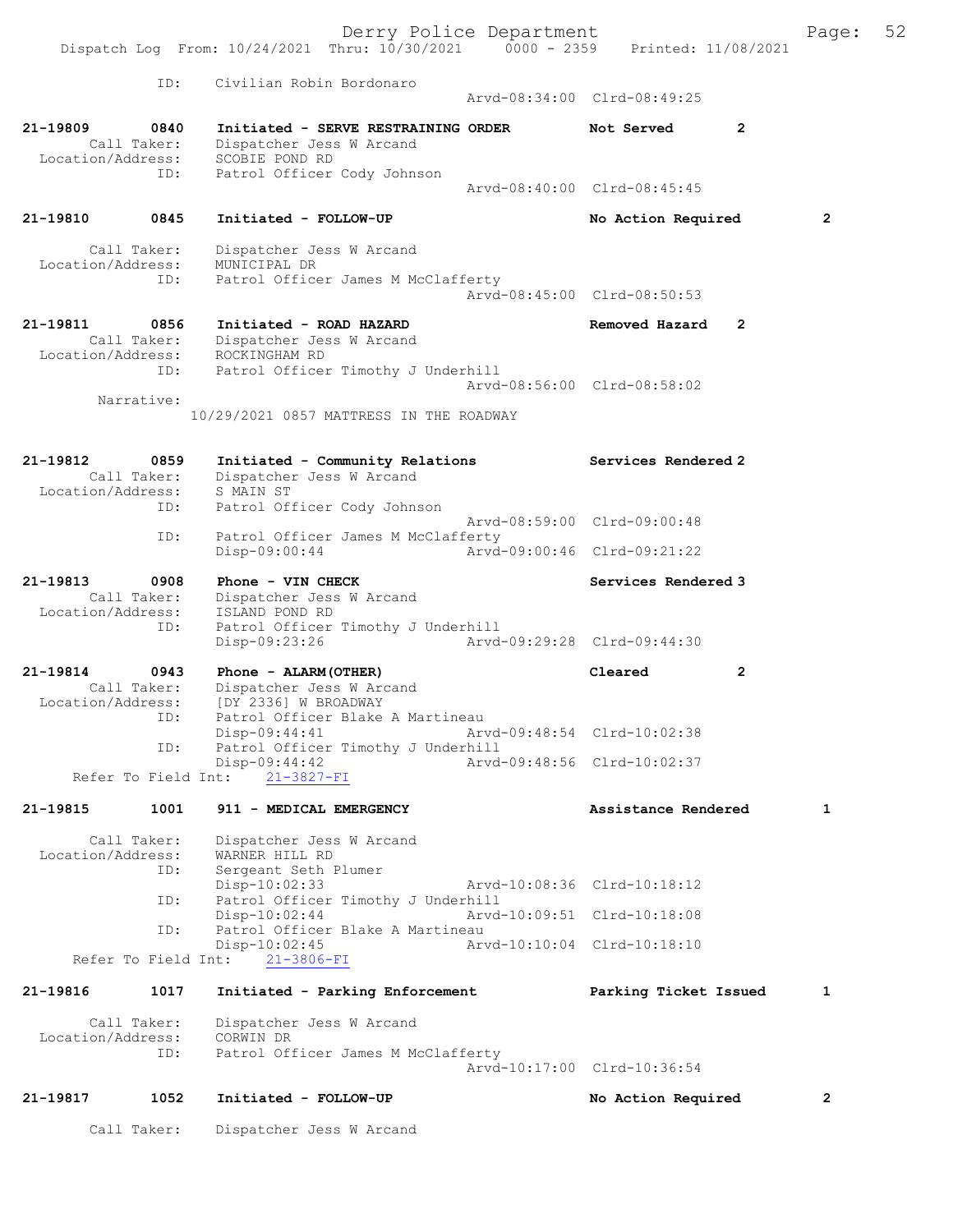```
           ID:      Civilian Robin Bordonaro
                                            Arvd-08:34:00  Clrd-08:49:25

21-19809      0840    Initiated - SERVE RESTRAINING ORDER      Not Served       2
       Call Taker:    Dispatcher Jess W Arcand
  Location/Address:   SCOBIE POND RD
               ID:    Patrol Officer Cody Johnson
                                            Arvd-08:40:00  Clrd-08:45:45

21-19810      0845    Initiated - FOLLOW-UP                    No Action Required        2

       Call Taker:    Dispatcher Jess W Arcand
  Location/Address:   MUNICIPAL DR
               ID:    Patrol Officer James M McClafferty
                                            Arvd-08:45:00  Clrd-08:50:53

21-19811      0856    Initiated - ROAD HAZARD                  Removed Hazard   2
       Call Taker:    Dispatcher Jess W Arcand
  Location/Address:   ROCKINGHAM RD
               ID:    Patrol Officer Timothy J Underhill
                                            Arvd-08:56:00  Clrd-08:58:02
        Narrative:
                  10/29/2021 0857 MATTRESS IN THE ROADWAY


21-19812      0859    Initiated - Community Relations          Services Rendered 2
       Call Taker:    Dispatcher Jess W Arcand
  Location/Address:   S MAIN ST
               ID:    Patrol Officer Cody Johnson
                                            Arvd-08:59:00  Clrd-09:00:48
               ID:    Patrol Officer James M McClafferty
                      Disp-09:00:44         Arvd-09:00:46  Clrd-09:21:22

21-19813      0908    Phone - VIN CHECK                        Services Rendered 3
       Call Taker:    Dispatcher Jess W Arcand
  Location/Address:   ISLAND POND RD
               ID:    Patrol Officer Timothy J Underhill
                      Disp-09:23:26         Arvd-09:29:28  Clrd-09:44:30

21-19814      0943    Phone - ALARM(OTHER)                     Cleared          2
       Call Taker:    Dispatcher Jess W Arcand
  Location/Address:   [DY 2336] W BROADWAY
               ID:    Patrol Officer Blake A Martineau
                      Disp-09:44:41         Arvd-09:48:54  Clrd-10:02:38
               ID:    Patrol Officer Timothy J Underhill
                      Disp-09:44:42         Arvd-09:48:56  Clrd-10:02:37
     Refer To Field Int:    21-3827-FI

21-19815      1001    911 - MEDICAL EMERGENCY                  Assistance Rendered       1

       Call Taker:    Dispatcher Jess W Arcand
  Location/Address:   WARNER HILL RD
               ID:    Sergeant Seth Plumer
                      Disp-10:02:33         Arvd-10:08:36  Clrd-10:18:12
               ID:    Patrol Officer Timothy J Underhill
                      Disp-10:02:44         Arvd-10:09:51  Clrd-10:18:08
               ID:    Patrol Officer Blake A Martineau
                      Disp-10:02:45         Arvd-10:10:04  Clrd-10:18:10
     Refer To Field Int:    21-3806-FI

21-19816      1017    Initiated - Parking Enforcement          Parking Ticket Issued     1

       Call Taker:    Dispatcher Jess W Arcand
  Location/Address:   CORWIN DR
               ID:    Patrol Officer James M McClafferty
                                            Arvd-10:17:00  Clrd-10:36:54

21-19817      1052    Initiated - FOLLOW-UP                    No Action Required        2

       Call Taker:    Dispatcher Jess W Arcand
```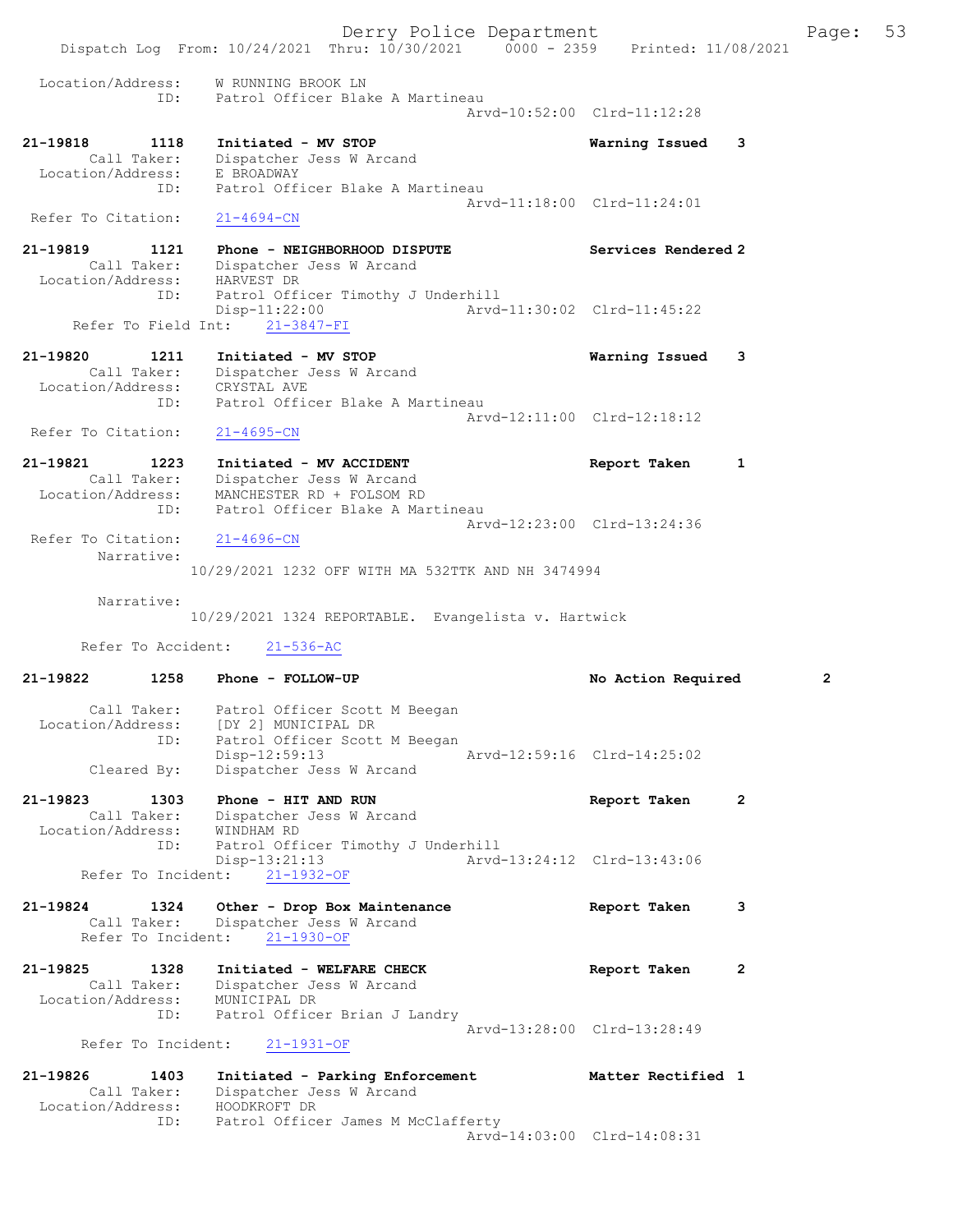```
 Location/Address:    W RUNNING BROOK LN
              ID:     Patrol Officer Blake A Martineau
                                          Arvd-10:52:00  Clrd-11:12:28

21-19818        1118    Initiated - MV STOP                      Warning Issued    3
        Call Taker:     Dispatcher Jess W Arcand
  Location/Address:     E BROADWAY
              ID:       Patrol Officer Blake A Martineau
                                          Arvd-11:18:00  Clrd-11:24:01
  Refer To Citation:    21-4694-CN

21-19819        1121    Phone - NEIGHBORHOOD DISPUTE             Services Rendered 2
        Call Taker:     Dispatcher Jess W Arcand
  Location/Address:     HARVEST DR
              ID:       Patrol Officer Timothy J Underhill
                        Disp-11:22:00          Arvd-11:30:02  Clrd-11:45:22
      Refer To Field Int:    21-3847-FI

21-19820        1211    Initiated - MV STOP                      Warning Issued    3
        Call Taker:     Dispatcher Jess W Arcand
  Location/Address:     CRYSTAL AVE
              ID:       Patrol Officer Blake A Martineau
                                          Arvd-12:11:00  Clrd-12:18:12
  Refer To Citation:    21-4695-CN

21-19821        1223    Initiated - MV ACCIDENT                  Report Taken      1
        Call Taker:     Dispatcher Jess W Arcand
  Location/Address:     MANCHESTER RD + FOLSOM RD
              ID:       Patrol Officer Blake A Martineau
                                          Arvd-12:23:00  Clrd-13:24:36
  Refer To Citation:    21-4696-CN
         Narrative:
                    10/29/2021 1232 OFF WITH MA 532TTK AND NH 3474994

         Narrative:
                    10/29/2021 1324 REPORTABLE.  Evangelista v. Hartwick

       Refer To Accident:    21-536-AC

21-19822        1258    Phone - FOLLOW-UP                        No Action Required        2

        Call Taker:     Patrol Officer Scott M Beegan
  Location/Address:     [DY 2] MUNICIPAL DR
              ID:       Patrol Officer Scott M Beegan
                        Disp-12:59:13          Arvd-12:59:16  Clrd-14:25:02
        Cleared By:     Dispatcher Jess W Arcand

21-19823        1303    Phone - HIT AND RUN                      Report Taken      2
        Call Taker:     Dispatcher Jess W Arcand
  Location/Address:     WINDHAM RD
              ID:       Patrol Officer Timothy J Underhill
                        Disp-13:21:13          Arvd-13:24:12  Clrd-13:43:06
       Refer To Incident:    21-1932-OF

21-19824        1324    Other - Drop Box Maintenance             Report Taken      3
        Call Taker:     Dispatcher Jess W Arcand
       Refer To Incident:    21-1930-OF

21-19825        1328    Initiated - WELFARE CHECK                Report Taken      2
        Call Taker:     Dispatcher Jess W Arcand
  Location/Address:     MUNICIPAL DR
              ID:       Patrol Officer Brian J Landry
                                          Arvd-13:28:00  Clrd-13:28:49
       Refer To Incident:    21-1931-OF

21-19826        1403    Initiated - Parking Enforcement          Matter Rectified 1
        Call Taker:     Dispatcher Jess W Arcand
  Location/Address:     HOODKROFT DR
              ID:       Patrol Officer James M McClafferty
                                          Arvd-14:03:00  Clrd-14:08:31
```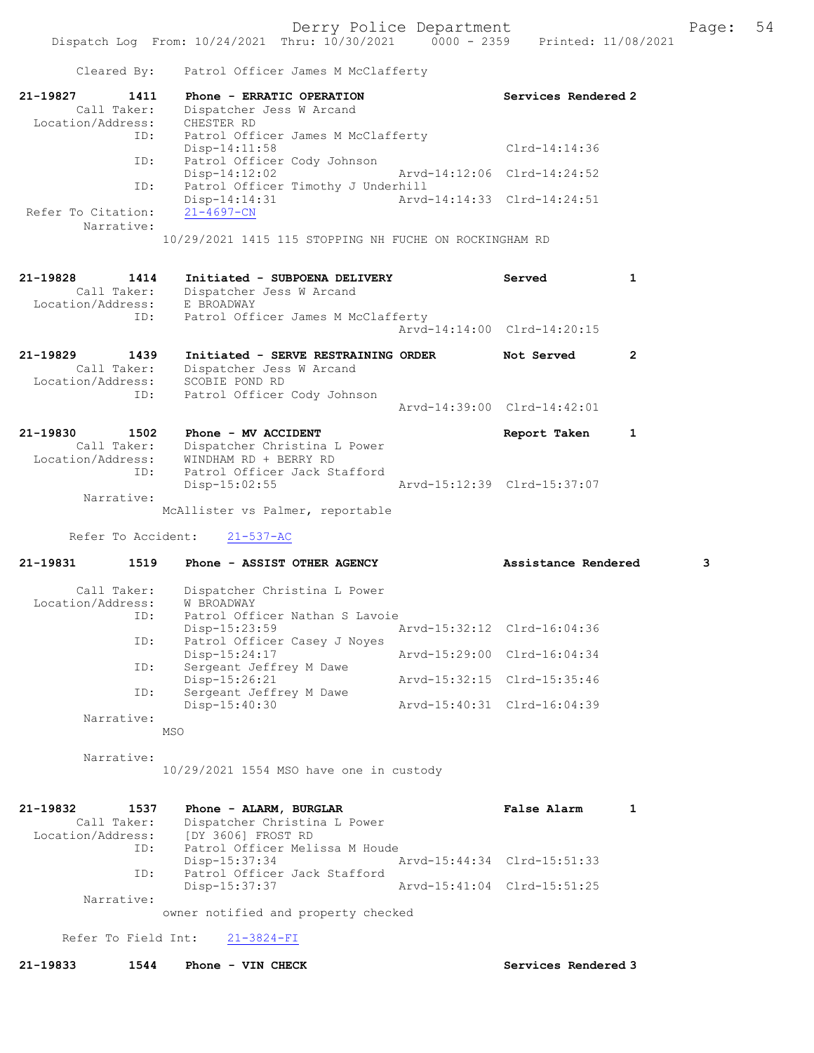Cleared By: Patrol Officer James M McClafferty

**21-19827 1411 Phone - ERRATIC OPERATION — Services Rendered 2**

Call Taker: Dispatcher Jess W Arcand
Location/Address: CHESTER RD
ID: Patrol Officer James M McClafferty
Disp-14:11:58 Clrd-14:14:36
ID: Patrol Officer Cody Johnson
Disp-14:12:02 Arvd-14:12:06 Clrd-14:24:52
ID: Patrol Officer Timothy J Underhill
Disp-14:14:31 Arvd-14:14:33 Clrd-14:24:51
Refer To Citation: 21-4697-CN
Narrative:
10/29/2021 1415 115 STOPPING NH FUCHE ON ROCKINGHAM RD

**21-19828 1414 Initiated - SUBPOENA DELIVERY — Served 1**

Call Taker: Dispatcher Jess W Arcand
Location/Address: E BROADWAY
ID: Patrol Officer James M McClafferty
Arvd-14:14:00 Clrd-14:20:15

**21-19829 1439 Initiated - SERVE RESTRAINING ORDER — Not Served 2**

Call Taker: Dispatcher Jess W Arcand
Location/Address: SCOBIE POND RD
ID: Patrol Officer Cody Johnson
Arvd-14:39:00 Clrd-14:42:01

**21-19830 1502 Phone - MV ACCIDENT — Report Taken 1**

Call Taker: Dispatcher Christina L Power
Location/Address: WINDHAM RD + BERRY RD
ID: Patrol Officer Jack Stafford
Disp-15:02:55 Arvd-15:12:39 Clrd-15:37:07
Narrative:
McAllister vs Palmer, reportable

Refer To Accident: 21-537-AC

**21-19831 1519 Phone - ASSIST OTHER AGENCY — Assistance Rendered 3**

Call Taker: Dispatcher Christina L Power
Location/Address: W BROADWAY
ID: Patrol Officer Nathan S Lavoie
Disp-15:23:59 Arvd-15:32:12 Clrd-16:04:36
ID: Patrol Officer Casey J Noyes
Disp-15:24:17 Arvd-15:29:00 Clrd-16:04:34
ID: Sergeant Jeffrey M Dawe
Disp-15:26:21 Arvd-15:32:15 Clrd-15:35:46
ID: Sergeant Jeffrey M Dawe
Disp-15:40:30 Arvd-15:40:31 Clrd-16:04:39
Narrative:
MSO

Narrative:
10/29/2021 1554 MSO have one in custody

**21-19832 1537 Phone - ALARM, BURGLAR — False Alarm 1**

Call Taker: Dispatcher Christina L Power
Location/Address: [DY 3606] FROST RD
ID: Patrol Officer Melissa M Houde
Disp-15:37:34 Arvd-15:44:34 Clrd-15:51:33
ID: Patrol Officer Jack Stafford
Disp-15:37:37 Arvd-15:41:04 Clrd-15:51:25
Narrative:
owner notified and property checked

Refer To Field Int: 21-3824-FI

**21-19833 1544 Phone - VIN CHECK — Services Rendered 3**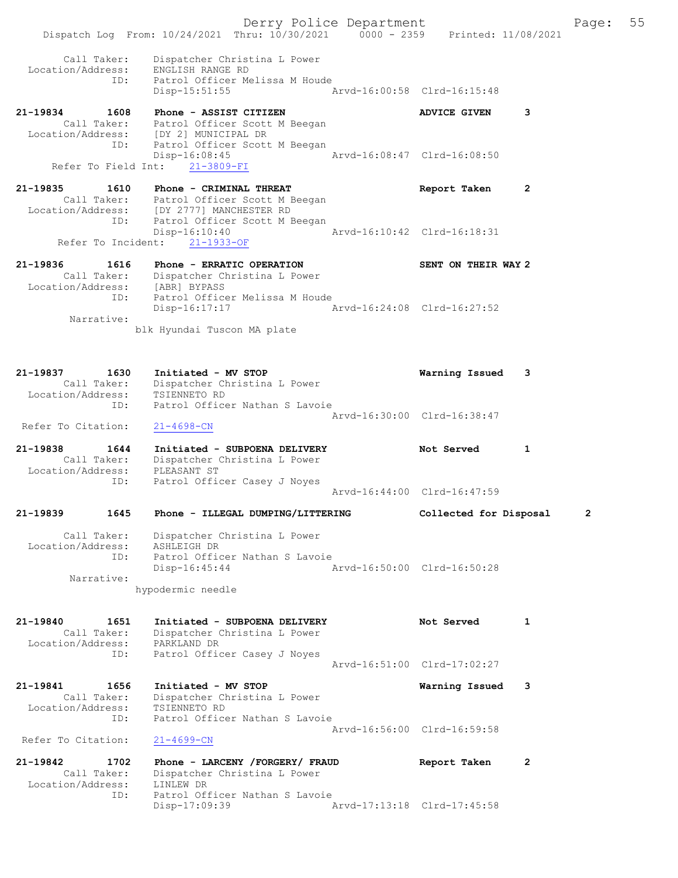Call Taker: Dispatcher Christina L Power
Location/Address: ENGLISH RANGE RD
ID: Patrol Officer Melissa M Houde
Disp-15:51:55 Arvd-16:00:58 Clrd-16:15:48

21-19834 1608 Phone - ASSIST CITIZEN ADVICE GIVEN 3
Call Taker: Patrol Officer Scott M Beegan
Location/Address: [DY 2] MUNICIPAL DR
ID: Patrol Officer Scott M Beegan
Disp-16:08:45 Arvd-16:08:47 Clrd-16:08:50
Refer To Field Int: 21-3809-FI

21-19835 1610 Phone - CRIMINAL THREAT Report Taken 2
Call Taker: Patrol Officer Scott M Beegan
Location/Address: [DY 2777] MANCHESTER RD
ID: Patrol Officer Scott M Beegan
Disp-16:10:40 Arvd-16:10:42 Clrd-16:18:31
Refer To Incident: 21-1933-OF

21-19836 1616 Phone - ERRATIC OPERATION SENT ON THEIR WAY 2
Call Taker: Dispatcher Christina L Power
Location/Address: [ABR] BYPASS
ID: Patrol Officer Melissa M Houde
Disp-16:17:17 Arvd-16:24:08 Clrd-16:27:52
Narrative:
blk Hyundai Tuscon MA plate

21-19837 1630 Initiated - MV STOP Warning Issued 3
Call Taker: Dispatcher Christina L Power
Location/Address: TSIENNETO RD
ID: Patrol Officer Nathan S Lavoie
Arvd-16:30:00 Clrd-16:38:47
Refer To Citation: 21-4698-CN

21-19838 1644 Initiated - SUBPOENA DELIVERY Not Served 1
Call Taker: Dispatcher Christina L Power
Location/Address: PLEASANT ST
ID: Patrol Officer Casey J Noyes
Arvd-16:44:00 Clrd-16:47:59

21-19839 1645 Phone - ILLEGAL DUMPING/LITTERING Collected for Disposal 2
Call Taker: Dispatcher Christina L Power
Location/Address: ASHLEIGH DR
ID: Patrol Officer Nathan S Lavoie
Disp-16:45:44 Arvd-16:50:00 Clrd-16:50:28
Narrative:
hypodermic needle

21-19840 1651 Initiated - SUBPOENA DELIVERY Not Served 1
Call Taker: Dispatcher Christina L Power
Location/Address: PARKLAND DR
ID: Patrol Officer Casey J Noyes
Arvd-16:51:00 Clrd-17:02:27

21-19841 1656 Initiated - MV STOP Warning Issued 3
Call Taker: Dispatcher Christina L Power
Location/Address: TSIENNETO RD
ID: Patrol Officer Nathan S Lavoie
Arvd-16:56:00 Clrd-16:59:58
Refer To Citation: 21-4699-CN

21-19842 1702 Phone - LARCENY /FORGERY/ FRAUD Report Taken 2
Call Taker: Dispatcher Christina L Power
Location/Address: LINLEW DR
ID: Patrol Officer Nathan S Lavoie
Disp-17:09:39 Arvd-17:13:18 Clrd-17:45:58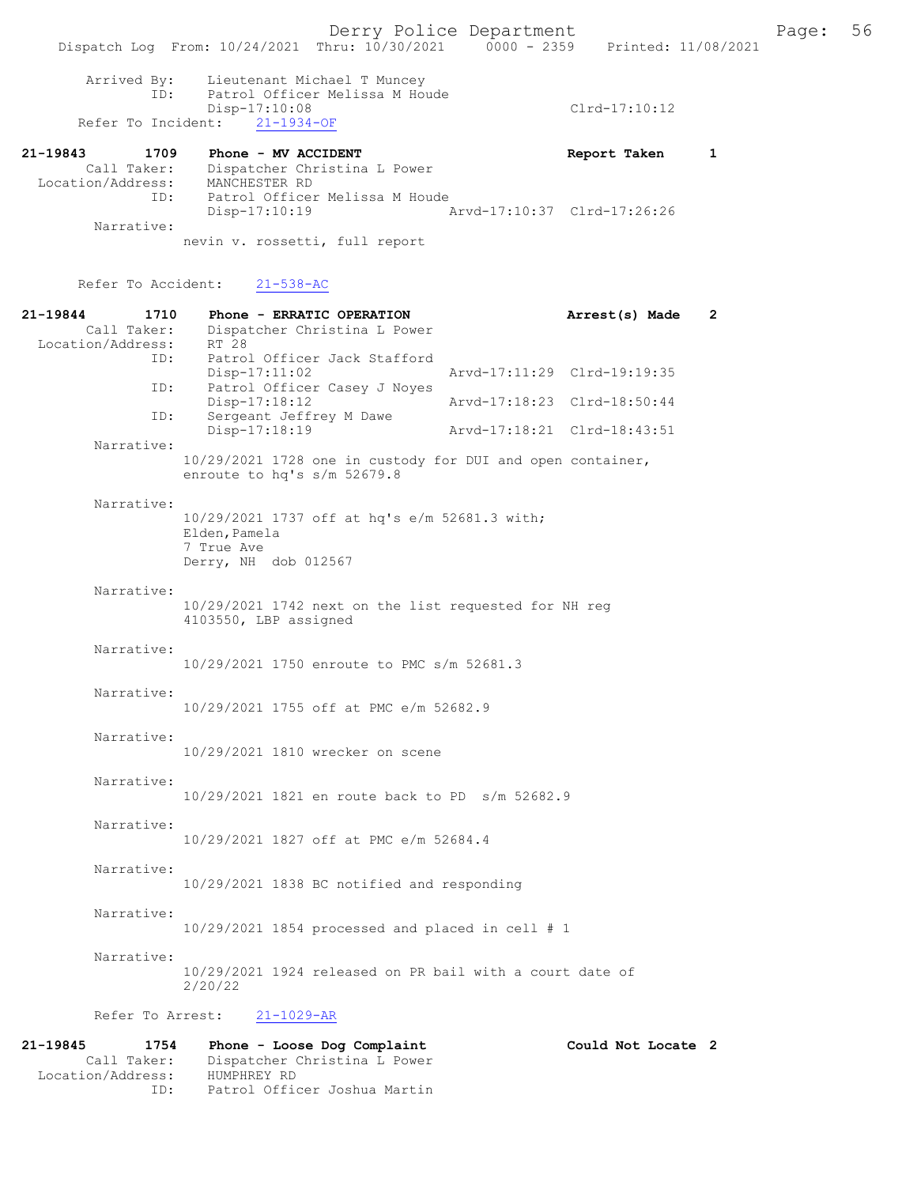```
        Arrived By:    Lieutenant Michael T Muncey
                ID:    Patrol Officer Melissa M Houde
                       Disp-17:10:08                              Clrd-17:10:12
      Refer To Incident:    21-1934-OF

21-19843        1709    Phone - MV ACCIDENT                       Report Taken      1
        Call Taker:    Dispatcher Christina L Power
  Location/Address:    MANCHESTER RD
                ID:    Patrol Officer Melissa M Houde
                       Disp-17:10:19              Arvd-17:10:37  Clrd-17:26:26
         Narrative:
                nevin v. rossetti, full report

      Refer To Accident:    21-538-AC

21-19844        1710    Phone - ERRATIC OPERATION                 Arrest(s) Made    2
        Call Taker:    Dispatcher Christina L Power
  Location/Address:    RT 28
                ID:    Patrol Officer Jack Stafford
                       Disp-17:11:02              Arvd-17:11:29  Clrd-19:19:35
                ID:    Patrol Officer Casey J Noyes
                       Disp-17:18:12              Arvd-17:18:23  Clrd-18:50:44
                ID:    Sergeant Jeffrey M Dawe
                       Disp-17:18:19              Arvd-17:18:21  Clrd-18:43:51
         Narrative:
                10/29/2021 1728 one in custody for DUI and open container,
                enroute to hq's s/m 52679.8

         Narrative:
                10/29/2021 1737 off at hq's e/m 52681.3 with;
                Elden,Pamela
                7 True Ave
                Derry, NH  dob 012567

         Narrative:
                10/29/2021 1742 next on the list requested for NH reg
                4103550, LBP assigned

         Narrative:
                10/29/2021 1750 enroute to PMC s/m 52681.3

         Narrative:
                10/29/2021 1755 off at PMC e/m 52682.9

         Narrative:
                10/29/2021 1810 wrecker on scene

         Narrative:
                10/29/2021 1821 en route back to PD  s/m 52682.9

         Narrative:
                10/29/2021 1827 off at PMC e/m 52684.4

         Narrative:
                10/29/2021 1838 BC notified and responding

         Narrative:
                10/29/2021 1854 processed and placed in cell # 1

         Narrative:
                10/29/2021 1924 released on PR bail with a court date of
                2/20/22

         Refer To Arrest:    21-1029-AR

21-19845        1754    Phone - Loose Dog Complaint               Could Not Locate  2
        Call Taker:    Dispatcher Christina L Power
  Location/Address:    HUMPHREY RD
                ID:    Patrol Officer Joshua Martin
```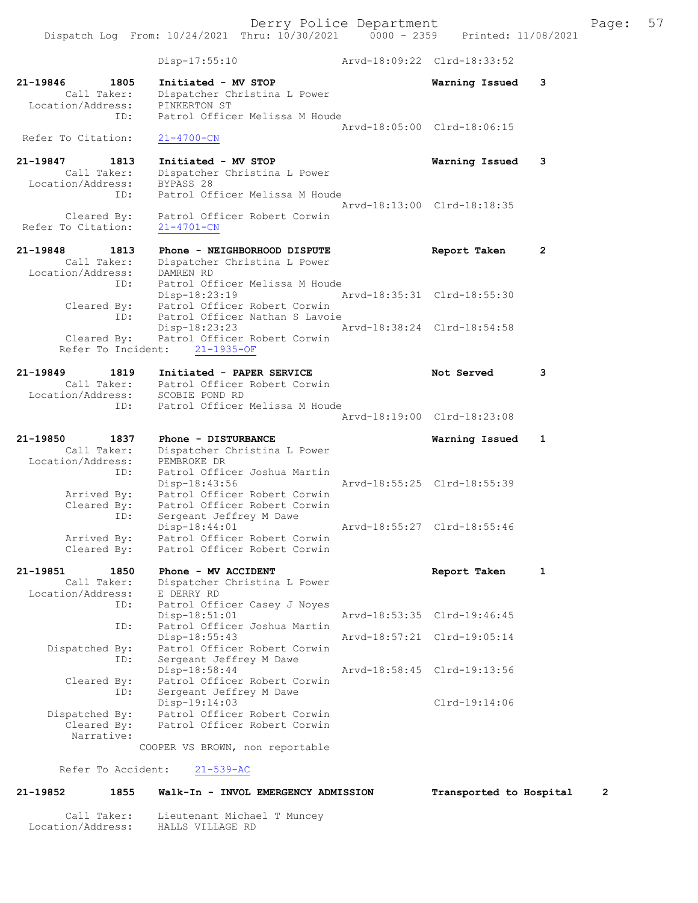Disp-17:55:10 Arvd-18:09:22 Clrd-18:33:52

```
21-19846        1805    Initiated - MV STOP                          Warning Issued    3
        Call Taker:     Dispatcher Christina L Power
  Location/Address:     PINKERTON ST
                ID:     Patrol Officer Melissa M Houde
                                                  Arvd-18:05:00  Clrd-18:06:15
 Refer To Citation:     21-4700-CN

21-19847        1813    Initiated - MV STOP                          Warning Issued    3
        Call Taker:     Dispatcher Christina L Power
  Location/Address:     BYPASS 28
                ID:     Patrol Officer Melissa M Houde
                                                  Arvd-18:13:00  Clrd-18:18:35
        Cleared By:     Patrol Officer Robert Corwin
 Refer To Citation:     21-4701-CN

21-19848        1813    Phone - NEIGHBORHOOD DISPUTE                 Report Taken      2
        Call Taker:     Dispatcher Christina L Power
  Location/Address:     DAMREN RD
                ID:     Patrol Officer Melissa M Houde
                        Disp-18:23:19             Arvd-18:35:31  Clrd-18:55:30
        Cleared By:     Patrol Officer Robert Corwin
                ID:     Patrol Officer Nathan S Lavoie
                        Disp-18:23:23             Arvd-18:38:24  Clrd-18:54:58
        Cleared By:     Patrol Officer Robert Corwin
      Refer To Incident:    21-1935-OF

21-19849        1819    Initiated - PAPER SERVICE                    Not Served        3
        Call Taker:     Patrol Officer Robert Corwin
  Location/Address:     SCOBIE POND RD
                ID:     Patrol Officer Melissa M Houde
                                                  Arvd-18:19:00  Clrd-18:23:08

21-19850        1837    Phone - DISTURBANCE                          Warning Issued    1
        Call Taker:     Dispatcher Christina L Power
  Location/Address:     PEMBROKE DR
                ID:     Patrol Officer Joshua Martin
                        Disp-18:43:56             Arvd-18:55:25  Clrd-18:55:39
        Arrived By:     Patrol Officer Robert Corwin
        Cleared By:     Patrol Officer Robert Corwin
                ID:     Sergeant Jeffrey M Dawe
                        Disp-18:44:01             Arvd-18:55:27  Clrd-18:55:46
        Arrived By:     Patrol Officer Robert Corwin
        Cleared By:     Patrol Officer Robert Corwin

21-19851        1850    Phone - MV ACCIDENT                          Report Taken      1
        Call Taker:     Dispatcher Christina L Power
  Location/Address:     E DERRY RD
                ID:     Patrol Officer Casey J Noyes
                        Disp-18:51:01             Arvd-18:53:35  Clrd-19:46:45
                ID:     Patrol Officer Joshua Martin
                        Disp-18:55:43             Arvd-18:57:21  Clrd-19:05:14
     Dispatched By:     Patrol Officer Robert Corwin
                ID:     Sergeant Jeffrey M Dawe
                        Disp-18:58:44             Arvd-18:58:45  Clrd-19:13:56
        Cleared By:     Patrol Officer Robert Corwin
                ID:     Sergeant Jeffrey M Dawe
                        Disp-19:14:03                            Clrd-19:14:06
     Dispatched By:     Patrol Officer Robert Corwin
        Cleared By:     Patrol Officer Robert Corwin
         Narrative:
                      COOPER VS BROWN, non reportable

      Refer To Accident:    21-539-AC

21-19852        1855    Walk-In - INVOL EMERGENCY ADMISSION          Transported to Hospital    2

        Call Taker:     Lieutenant Michael T Muncey
  Location/Address:     HALLS VILLAGE RD
```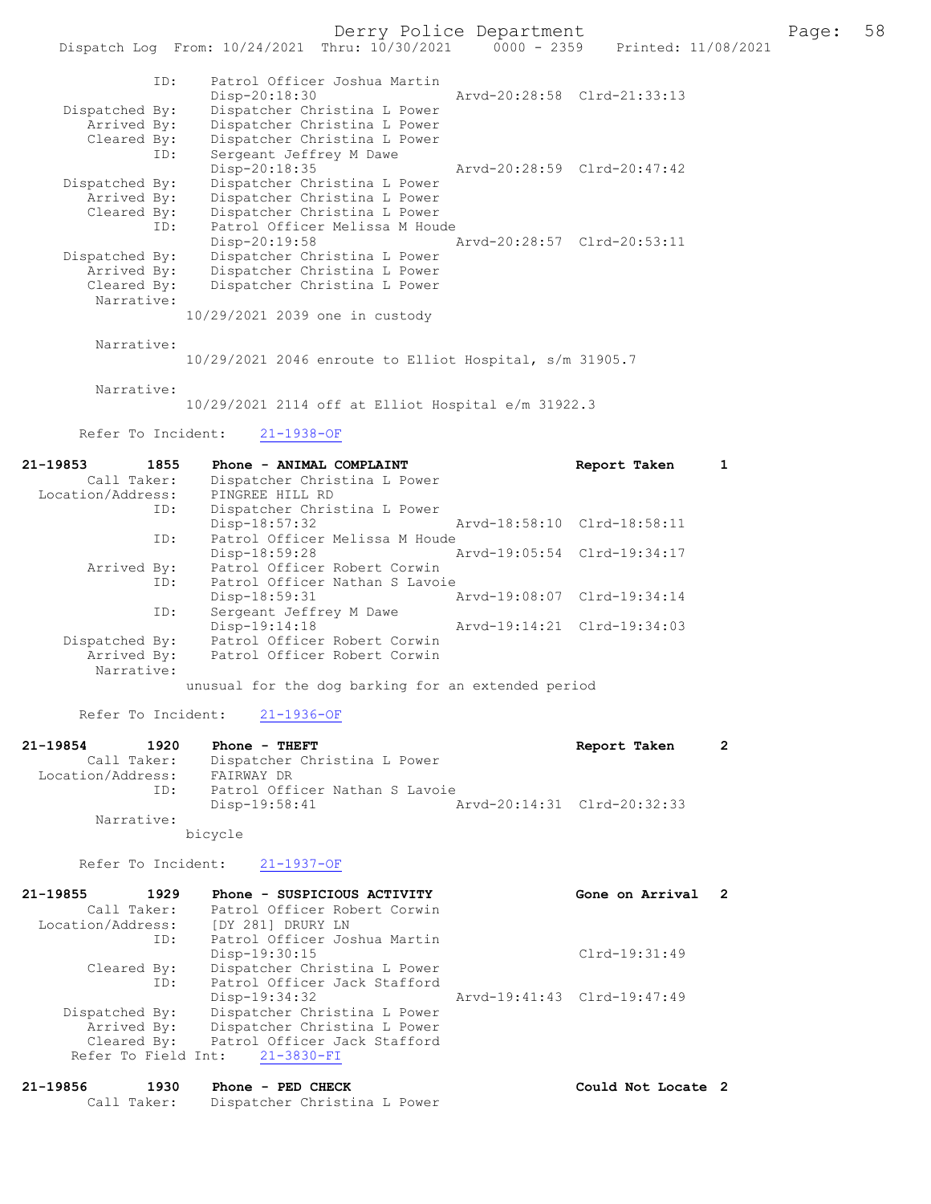```
            ID:     Patrol Officer Joshua Martin
                    Disp-20:18:30                Arvd-20:28:58  Clrd-21:33:13
 Dispatched By:     Dispatcher Christina L Power
    Arrived By:     Dispatcher Christina L Power
    Cleared By:     Dispatcher Christina L Power
            ID:     Sergeant Jeffrey M Dawe
                    Disp-20:18:35                Arvd-20:28:59  Clrd-20:47:42
 Dispatched By:     Dispatcher Christina L Power
    Arrived By:     Dispatcher Christina L Power
    Cleared By:     Dispatcher Christina L Power
            ID:     Patrol Officer Melissa M Houde
                    Disp-20:19:58                Arvd-20:28:57  Clrd-20:53:11
 Dispatched By:     Dispatcher Christina L Power
    Arrived By:     Dispatcher Christina L Power
    Cleared By:     Dispatcher Christina L Power
     Narrative:
                  10/29/2021 2039 one in custody

     Narrative:
                  10/29/2021 2046 enroute to Elliot Hospital, s/m 31905.7

     Narrative:
                  10/29/2021 2114 off at Elliot Hospital e/m 31922.3

    Refer To Incident:    21-1938-OF

21-19853        1855    Phone - ANIMAL COMPLAINT                  Report Taken       1
       Call Taker:      Dispatcher Christina L Power
 Location/Address:      PINGREE HILL RD
               ID:      Dispatcher Christina L Power
                        Disp-18:57:32            Arvd-18:58:10  Clrd-18:58:11
               ID:      Patrol Officer Melissa M Houde
                        Disp-18:59:28            Arvd-19:05:54  Clrd-19:34:17
       Arrived By:      Patrol Officer Robert Corwin
               ID:      Patrol Officer Nathan S Lavoie
                        Disp-18:59:31            Arvd-19:08:07  Clrd-19:34:14
               ID:      Sergeant Jeffrey M Dawe
                        Disp-19:14:18            Arvd-19:14:21  Clrd-19:34:03
    Dispatched By:      Patrol Officer Robert Corwin
       Arrived By:      Patrol Officer Robert Corwin
        Narrative:
                  unusual for the dog barking for an extended period

    Refer To Incident:    21-1936-OF

21-19854        1920    Phone - THEFT                             Report Taken       2
       Call Taker:      Dispatcher Christina L Power
 Location/Address:      FAIRWAY DR
               ID:      Patrol Officer Nathan S Lavoie
                        Disp-19:58:41            Arvd-20:14:31  Clrd-20:32:33
        Narrative:
                  bicycle

    Refer To Incident:    21-1937-OF

21-19855        1929    Phone - SUSPICIOUS ACTIVITY               Gone on Arrival    2
       Call Taker:      Patrol Officer Robert Corwin
 Location/Address:      [DY 281] DRURY LN
               ID:      Patrol Officer Joshua Martin
                        Disp-19:30:15                           Clrd-19:31:49
       Cleared By:      Dispatcher Christina L Power
               ID:      Patrol Officer Jack Stafford
                        Disp-19:34:32            Arvd-19:41:43  Clrd-19:47:49
    Dispatched By:      Dispatcher Christina L Power
       Arrived By:      Dispatcher Christina L Power
       Cleared By:      Patrol Officer Jack Stafford
   Refer To Field Int:    21-3830-FI

21-19856        1930    Phone - PED CHECK                         Could Not Locate   2
       Call Taker:      Dispatcher Christina L Power
```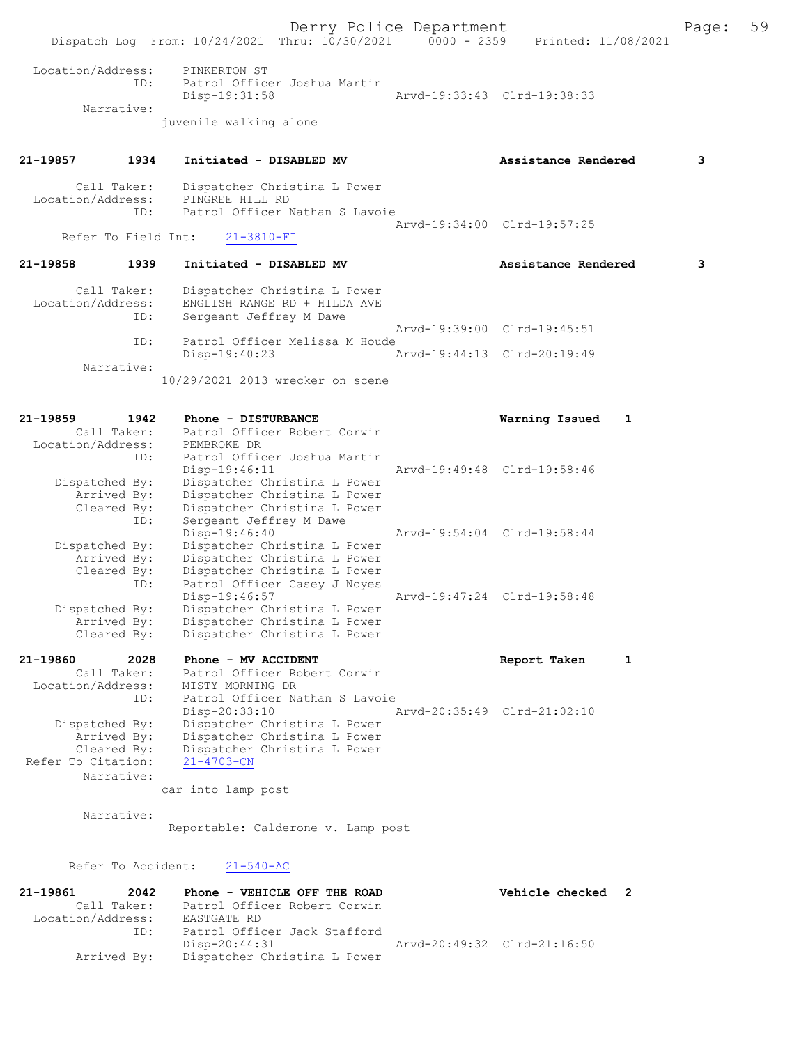```
 Location/Address:     PINKERTON ST
               ID:     Patrol Officer Joshua Martin
                       Disp-19:31:58                Arvd-19:33:43  Clrd-19:38:33
        Narrative:
                     juvenile walking alone


21-19857        1934    Initiated - DISABLED MV                     Assistance Rendered       3

       Call Taker:     Dispatcher Christina L Power
 Location/Address:     PINGREE HILL RD
               ID:     Patrol Officer Nathan S Lavoie
                                                    Arvd-19:34:00  Clrd-19:57:25
     Refer To Field Int:     21-3810-FI

21-19858        1939    Initiated - DISABLED MV                     Assistance Rendered       3

       Call Taker:     Dispatcher Christina L Power
 Location/Address:     ENGLISH RANGE RD + HILDA AVE
               ID:     Sergeant Jeffrey M Dawe
                                                    Arvd-19:39:00  Clrd-19:45:51
               ID:     Patrol Officer Melissa M Houde
                       Disp-19:40:23                Arvd-19:44:13  Clrd-20:19:49
        Narrative:
                     10/29/2021 2013 wrecker on scene


21-19859        1942    Phone - DISTURBANCE                         Warning Issued    1
       Call Taker:     Patrol Officer Robert Corwin
 Location/Address:     PEMBROKE DR
               ID:     Patrol Officer Joshua Martin
                       Disp-19:46:11                Arvd-19:49:48  Clrd-19:58:46
    Dispatched By:     Dispatcher Christina L Power
       Arrived By:     Dispatcher Christina L Power
       Cleared By:     Dispatcher Christina L Power
               ID:     Sergeant Jeffrey M Dawe
                       Disp-19:46:40                Arvd-19:54:04  Clrd-19:58:44
    Dispatched By:     Dispatcher Christina L Power
       Arrived By:     Dispatcher Christina L Power
       Cleared By:     Dispatcher Christina L Power
               ID:     Patrol Officer Casey J Noyes
                       Disp-19:46:57                Arvd-19:47:24  Clrd-19:58:48
    Dispatched By:     Dispatcher Christina L Power
       Arrived By:     Dispatcher Christina L Power
       Cleared By:     Dispatcher Christina L Power

21-19860        2028    Phone - MV ACCIDENT                         Report Taken      1
       Call Taker:     Patrol Officer Robert Corwin
 Location/Address:     MISTY MORNING DR
               ID:     Patrol Officer Nathan S Lavoie
                       Disp-20:33:10                Arvd-20:35:49  Clrd-21:02:10
    Dispatched By:     Dispatcher Christina L Power
       Arrived By:     Dispatcher Christina L Power
       Cleared By:     Dispatcher Christina L Power
 Refer To Citation:    21-4703-CN
        Narrative:
                     car into lamp post

        Narrative:
                      Reportable: Calderone v. Lamp post


     Refer To Accident:     21-540-AC

21-19861        2042    Phone - VEHICLE OFF THE ROAD                Vehicle checked   2
       Call Taker:     Patrol Officer Robert Corwin
 Location/Address:     EASTGATE RD
               ID:     Patrol Officer Jack Stafford
                       Disp-20:44:31                Arvd-20:49:32  Clrd-21:16:50
       Arrived By:     Dispatcher Christina L Power
```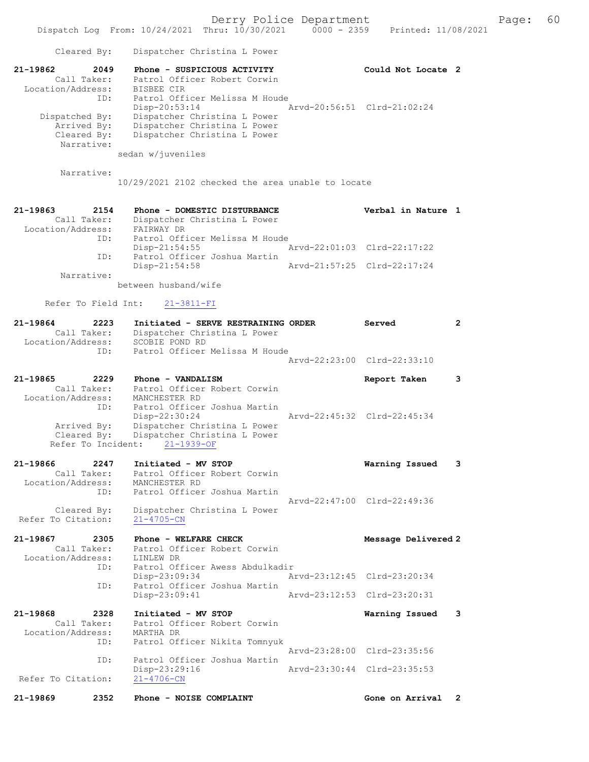Cleared By: Dispatcher Christina L Power

21-19862 2049 Phone - SUSPICIOUS ACTIVITY Could Not Locate 2
Call Taker: Patrol Officer Robert Corwin
Location/Address: BISBEE CIR
ID: Patrol Officer Melissa M Houde
Disp-20:53:14 Arvd-20:56:51 Clrd-21:02:24
Dispatched By: Dispatcher Christina L Power
Arrived By: Dispatcher Christina L Power
Cleared By: Dispatcher Christina L Power
Narrative:
sedan w/juveniles

Narrative:
10/29/2021 2102 checked the area unable to locate

21-19863 2154 Phone - DOMESTIC DISTURBANCE Verbal in Nature 1
Call Taker: Dispatcher Christina L Power
Location/Address: FAIRWAY DR
ID: Patrol Officer Melissa M Houde
Disp-21:54:55 Arvd-22:01:03 Clrd-22:17:22
ID: Patrol Officer Joshua Martin
Disp-21:54:58 Arvd-21:57:25 Clrd-22:17:24
Narrative:
between husband/wife

Refer To Field Int: 21-3811-FI

21-19864 2223 Initiated - SERVE RESTRAINING ORDER Served 2
Call Taker: Dispatcher Christina L Power
Location/Address: SCOBIE POND RD
ID: Patrol Officer Melissa M Houde
Arvd-22:23:00 Clrd-22:33:10

21-19865 2229 Phone - VANDALISM Report Taken 3
Call Taker: Patrol Officer Robert Corwin
Location/Address: MANCHESTER RD
ID: Patrol Officer Joshua Martin
Disp-22:30:24 Arvd-22:45:32 Clrd-22:45:34
Arrived By: Dispatcher Christina L Power
Cleared By: Dispatcher Christina L Power
Refer To Incident: 21-1939-OF

21-19866 2247 Initiated - MV STOP Warning Issued 3
Call Taker: Patrol Officer Robert Corwin
Location/Address: MANCHESTER RD
ID: Patrol Officer Joshua Martin
Arvd-22:47:00 Clrd-22:49:36
Cleared By: Dispatcher Christina L Power
Refer To Citation: 21-4705-CN

21-19867 2305 Phone - WELFARE CHECK Message Delivered 2
Call Taker: Patrol Officer Robert Corwin
Location/Address: LINLEW DR
ID: Patrol Officer Awess Abdulkadir
Disp-23:09:34 Arvd-23:12:45 Clrd-23:20:34
ID: Patrol Officer Joshua Martin
Disp-23:09:41 Arvd-23:12:53 Clrd-23:20:31

21-19868 2328 Initiated - MV STOP Warning Issued 3
Call Taker: Patrol Officer Robert Corwin
Location/Address: MARTHA DR
ID: Patrol Officer Nikita Tomnyuk
Arvd-23:28:00 Clrd-23:35:56
ID: Patrol Officer Joshua Martin
Disp-23:29:16 Arvd-23:30:44 Clrd-23:35:53
Refer To Citation: 21-4706-CN

21-19869 2352 Phone - NOISE COMPLAINT Gone on Arrival 2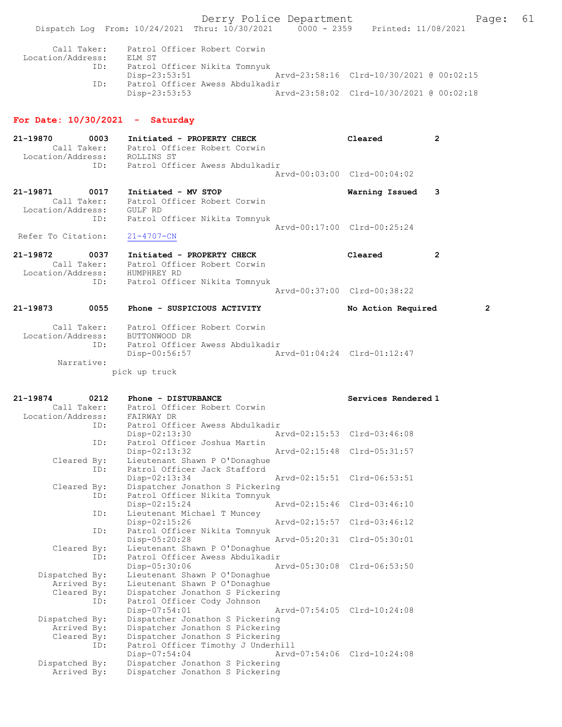Call Taker: Patrol Officer Robert Corwin
Location/Address: ELM ST
ID: Patrol Officer Nikita Tomnyuk
Disp-23:53:51 Arvd-23:58:16 Clrd-10/30/2021 @ 00:02:15
ID: Patrol Officer Awess Abdulkadir
Disp-23:53:53 Arvd-23:58:02 Clrd-10/30/2021 @ 00:02:18

## For Date: 10/30/2021 - Saturday

**21-19870 0003 Initiated - PROPERTY CHECK** Cleared 2
Call Taker: Patrol Officer Robert Corwin
Location/Address: ROLLINS ST
ID: Patrol Officer Awess Abdulkadir
Arvd-00:03:00 Clrd-00:04:02

**21-19871 0017 Initiated - MV STOP** Warning Issued 3
Call Taker: Patrol Officer Robert Corwin
Location/Address: GULF RD
ID: Patrol Officer Nikita Tomnyuk
Arvd-00:17:00 Clrd-00:25:24
Refer To Citation: 21-4707-CN

**21-19872 0037 Initiated - PROPERTY CHECK** Cleared 2
Call Taker: Patrol Officer Robert Corwin
Location/Address: HUMPHREY RD
ID: Patrol Officer Nikita Tomnyuk
Arvd-00:37:00 Clrd-00:38:22

**21-19873 0055 Phone - SUSPICIOUS ACTIVITY** No Action Required 2
Call Taker: Patrol Officer Robert Corwin
Location/Address: BUTTONWOOD DR
ID: Patrol Officer Awess Abdulkadir
Disp-00:56:57 Arvd-01:04:24 Clrd-01:12:47
Narrative:
pick up truck

**21-19874 0212 Phone - DISTURBANCE** Services Rendered 1
Call Taker: Patrol Officer Robert Corwin
Location/Address: FAIRWAY DR
ID: Patrol Officer Awess Abdulkadir
Disp-02:13:30 Arvd-02:15:53 Clrd-03:46:08
ID: Patrol Officer Joshua Martin
Disp-02:13:32 Arvd-02:15:48 Clrd-05:31:57
Cleared By: Lieutenant Shawn P O'Donaghue
ID: Patrol Officer Jack Stafford
Disp-02:13:34 Arvd-02:15:51 Clrd-06:53:51
Cleared By: Dispatcher Jonathon S Pickering
ID: Patrol Officer Nikita Tomnyuk
Disp-02:15:24 Arvd-02:15:46 Clrd-03:46:10
ID: Lieutenant Michael T Muncey
Disp-02:15:26 Arvd-02:15:57 Clrd-03:46:12
ID: Patrol Officer Nikita Tomnyuk
Disp-05:20:28 Arvd-05:20:31 Clrd-05:30:01
Cleared By: Lieutenant Shawn P O'Donaghue
ID: Patrol Officer Awess Abdulkadir
Disp-05:30:06 Arvd-05:30:08 Clrd-06:53:50
Dispatched By: Lieutenant Shawn P O'Donaghue
Arrived By: Lieutenant Shawn P O'Donaghue
Cleared By: Dispatcher Jonathon S Pickering
ID: Patrol Officer Cody Johnson
Disp-07:54:01 Arvd-07:54:05 Clrd-10:24:08
Dispatched By: Dispatcher Jonathon S Pickering
Arrived By: Dispatcher Jonathon S Pickering
Cleared By: Dispatcher Jonathon S Pickering
ID: Patrol Officer Timothy J Underhill
Disp-07:54:04 Arvd-07:54:06 Clrd-10:24:08
Dispatched By: Dispatcher Jonathon S Pickering
Arrived By: Dispatcher Jonathon S Pickering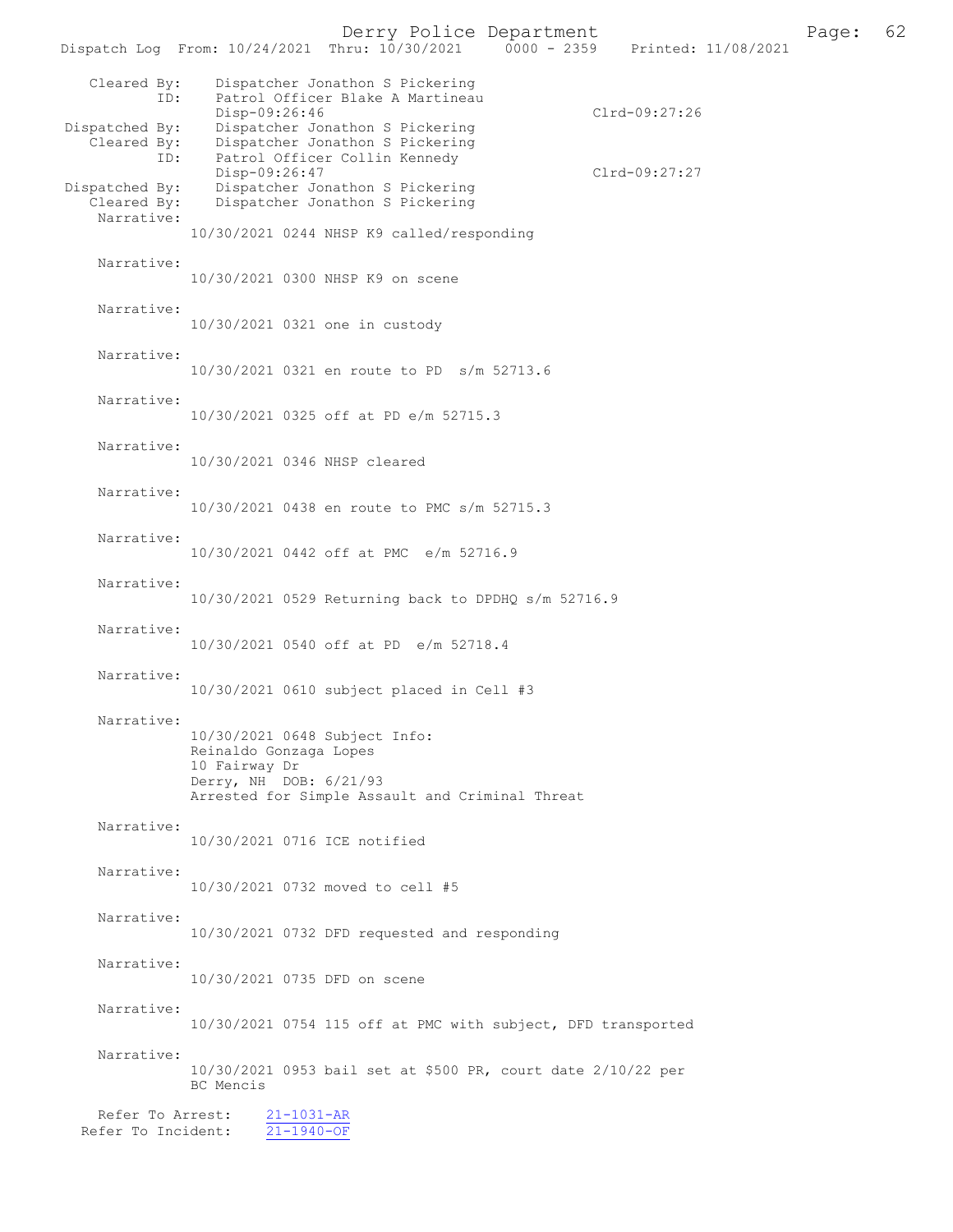Cleared By: Dispatcher Jonathon S Pickering
ID: Patrol Officer Blake A Martineau
Disp-09:26:46 Clrd-09:27:26
Dispatched By: Dispatcher Jonathon S Pickering
Cleared By: Dispatcher Jonathon S Pickering
ID: Patrol Officer Collin Kennedy
Disp-09:26:47 Clrd-09:27:27
Dispatched By: Dispatcher Jonathon S Pickering
Cleared By: Dispatcher Jonathon S Pickering

Narrative:
10/30/2021 0244 NHSP K9 called/responding

Narrative:
10/30/2021 0300 NHSP K9 on scene

Narrative:
10/30/2021 0321 one in custody

Narrative:
10/30/2021 0321 en route to PD s/m 52713.6

Narrative:
10/30/2021 0325 off at PD e/m 52715.3

Narrative:
10/30/2021 0346 NHSP cleared

Narrative:
10/30/2021 0438 en route to PMC s/m 52715.3

Narrative:
10/30/2021 0442 off at PMC e/m 52716.9

Narrative:
10/30/2021 0529 Returning back to DPDHQ s/m 52716.9

Narrative:
10/30/2021 0540 off at PD e/m 52718.4

Narrative:
10/30/2021 0610 subject placed in Cell #3

Narrative:
10/30/2021 0648 Subject Info:
Reinaldo Gonzaga Lopes
10 Fairway Dr
Derry, NH DOB: 6/21/93
Arrested for Simple Assault and Criminal Threat

Narrative:
10/30/2021 0716 ICE notified

Narrative:
10/30/2021 0732 moved to cell #5

Narrative:
10/30/2021 0732 DFD requested and responding

Narrative:
10/30/2021 0735 DFD on scene

Narrative:
10/30/2021 0754 115 off at PMC with subject, DFD transported

Narrative:
10/30/2021 0953 bail set at $500 PR, court date 2/10/22 per BC Mencis

Refer To Arrest: 21-1031-AR
Refer To Incident: 21-1940-OF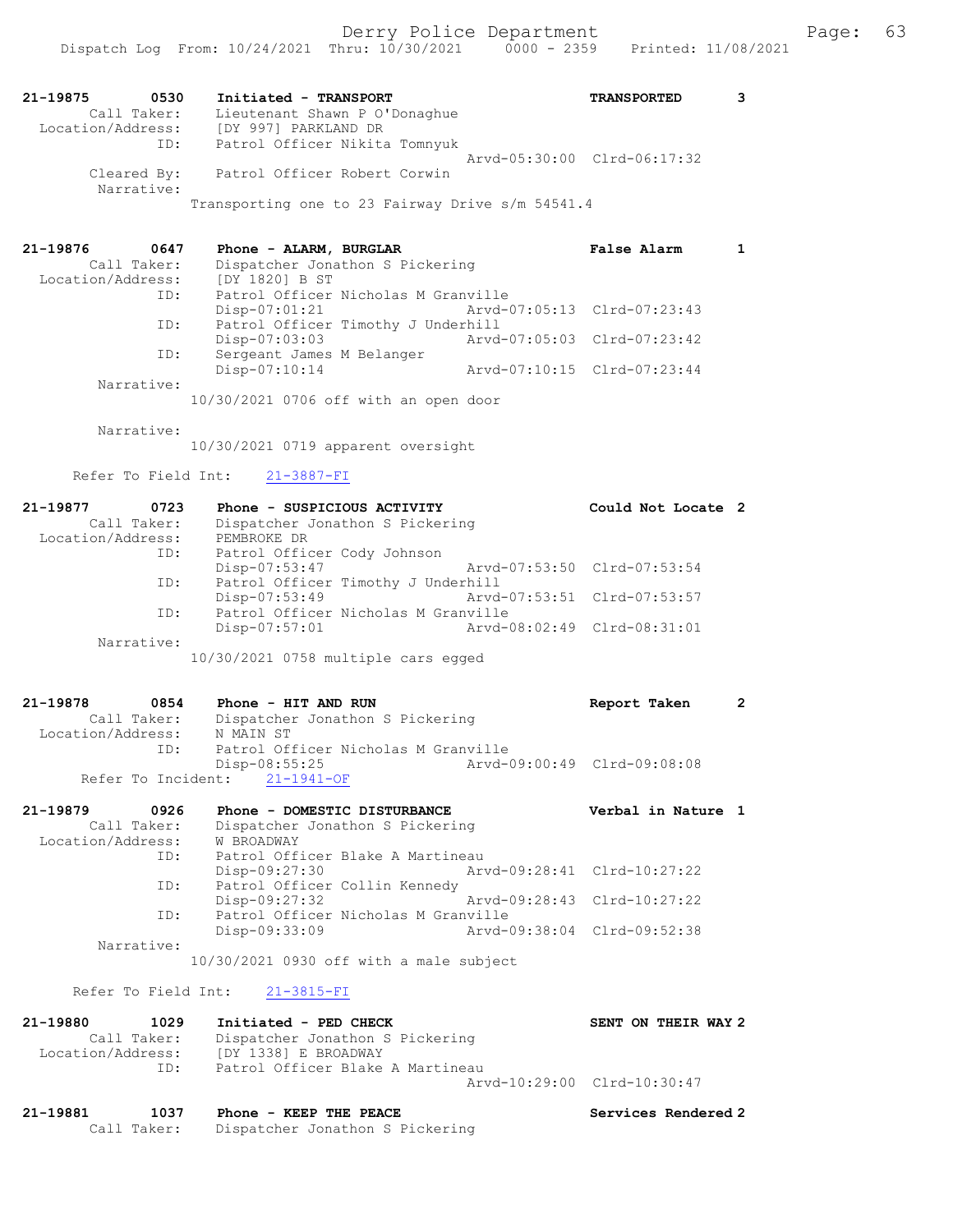21-19875 0530 Initiated - TRANSPORT TRANSPORTED 3
Call Taker: Lieutenant Shawn P O'Donaghue
Location/Address: [DY 997] PARKLAND DR
ID: Patrol Officer Nikita Tomnyuk
Arvd-05:30:00 Clrd-06:17:32
Cleared By: Patrol Officer Robert Corwin
Narrative:
Transporting one to 23 Fairway Drive s/m 54541.4

21-19876 0647 Phone - ALARM, BURGLAR **False Alarm** 1
Call Taker: Dispatcher Jonathon S Pickering
Location/Address: [DY 1820] B ST
ID: Patrol Officer Nicholas M Granville
Disp-07:01:21 Arvd-07:05:13 Clrd-07:23:43
ID: Patrol Officer Timothy J Underhill
Disp-07:03:03 Arvd-07:05:03 Clrd-07:23:42
ID: Sergeant James M Belanger
Disp-07:10:14 Arvd-07:10:15 Clrd-07:23:44
Narrative:
10/30/2021 0706 off with an open door

Narrative:
10/30/2021 0719 apparent oversight

Refer To Field Int: 21-3887-FI

21-19877 0723 Phone - SUSPICIOUS ACTIVITY **Could Not Locate** 2
Call Taker: Dispatcher Jonathon S Pickering
Location/Address: PEMBROKE DR
ID: Patrol Officer Cody Johnson
Disp-07:53:47 Arvd-07:53:50 Clrd-07:53:54
ID: Patrol Officer Timothy J Underhill
Disp-07:53:49 Arvd-07:53:51 Clrd-07:53:57
ID: Patrol Officer Nicholas M Granville
Disp-07:57:01 Arvd-08:02:49 Clrd-08:31:01
Narrative:
10/30/2021 0758 multiple cars egged

21-19878 0854 Phone - HIT AND RUN **Report Taken** 2
Call Taker: Dispatcher Jonathon S Pickering
Location/Address: N MAIN ST
ID: Patrol Officer Nicholas M Granville
Disp-08:55:25 Arvd-09:00:49 Clrd-09:08:08
Refer To Incident: 21-1941-OF

21-19879 0926 Phone - DOMESTIC DISTURBANCE **Verbal in Nature** 1
Call Taker: Dispatcher Jonathon S Pickering
Location/Address: W BROADWAY
ID: Patrol Officer Blake A Martineau
Disp-09:27:30 Arvd-09:28:41 Clrd-10:27:22
ID: Patrol Officer Collin Kennedy
Disp-09:27:32 Arvd-09:28:43 Clrd-10:27:22
ID: Patrol Officer Nicholas M Granville
Disp-09:33:09 Arvd-09:38:04 Clrd-09:52:38
Narrative:
10/30/2021 0930 off with a male subject

Refer To Field Int: 21-3815-FI

21-19880 1029 Initiated - PED CHECK SENT ON THEIR WAY 2
Call Taker: Dispatcher Jonathon S Pickering
Location/Address: [DY 1338] E BROADWAY
ID: Patrol Officer Blake A Martineau
Arvd-10:29:00 Clrd-10:30:47

21-19881 1037 Phone - KEEP THE PEACE **Services Rendered** 2
Call Taker: Dispatcher Jonathon S Pickering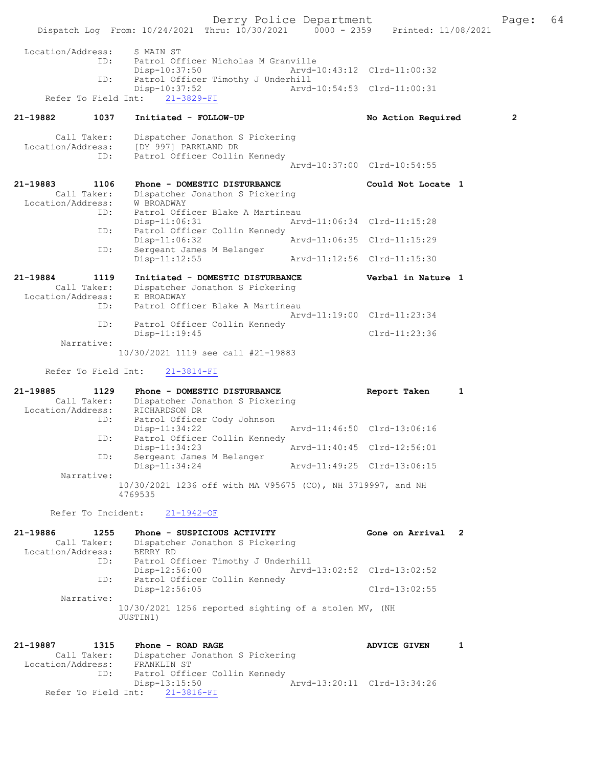Location/Address: S MAIN ST
ID: Patrol Officer Nicholas M Granville
Disp-10:37:50 Arvd-10:43:12 Clrd-11:00:32
ID: Patrol Officer Timothy J Underhill
Disp-10:37:52 Arvd-10:54:53 Clrd-11:00:31
Refer To Field Int: 21-3829-FI

**21-19882 1037 Initiated - FOLLOW-UP No Action Required 2**

Call Taker: Dispatcher Jonathon S Pickering
Location/Address: [DY 997] PARKLAND DR
ID: Patrol Officer Collin Kennedy
Arvd-10:37:00 Clrd-10:54:55

**21-19883 1106 Phone - DOMESTIC DISTURBANCE Could Not Locate 1**

Call Taker: Dispatcher Jonathon S Pickering
Location/Address: W BROADWAY
ID: Patrol Officer Blake A Martineau
Disp-11:06:31 Arvd-11:06:34 Clrd-11:15:28
ID: Patrol Officer Collin Kennedy
Disp-11:06:32 Arvd-11:06:35 Clrd-11:15:29
ID: Sergeant James M Belanger
Disp-11:12:55 Arvd-11:12:56 Clrd-11:15:30

**21-19884 1119 Initiated - DOMESTIC DISTURBANCE Verbal in Nature 1**

Call Taker: Dispatcher Jonathon S Pickering
Location/Address: E BROADWAY
ID: Patrol Officer Blake A Martineau
Arvd-11:19:00 Clrd-11:23:34
ID: Patrol Officer Collin Kennedy
Disp-11:19:45 Clrd-11:23:36
Narrative:
10/30/2021 1119 see call #21-19883

Refer To Field Int: 21-3814-FI

**21-19885 1129 Phone - DOMESTIC DISTURBANCE Report Taken 1**

Call Taker: Dispatcher Jonathon S Pickering
Location/Address: RICHARDSON DR
ID: Patrol Officer Cody Johnson
Disp-11:34:22 Arvd-11:46:50 Clrd-13:06:16
ID: Patrol Officer Collin Kennedy
Disp-11:34:23 Arvd-11:40:45 Clrd-12:56:01
ID: Sergeant James M Belanger
Disp-11:34:24 Arvd-11:49:25 Clrd-13:06:15
Narrative:
10/30/2021 1236 off with MA V95675 (CO), NH 3719997, and NH 4769535

Refer To Incident: 21-1942-OF

**21-19886 1255 Phone - SUSPICIOUS ACTIVITY Gone on Arrival 2**

Call Taker: Dispatcher Jonathon S Pickering
Location/Address: BERRY RD
ID: Patrol Officer Timothy J Underhill
Disp-12:56:00 Arvd-13:02:52 Clrd-13:02:52
ID: Patrol Officer Collin Kennedy
Disp-12:56:05 Clrd-13:02:55
Narrative:
10/30/2021 1256 reported sighting of a stolen MV, (NH JUSTIN1)

**21-19887 1315 Phone - ROAD RAGE ADVICE GIVEN 1**

Call Taker: Dispatcher Jonathon S Pickering
Location/Address: FRANKLIN ST
ID: Patrol Officer Collin Kennedy
Disp-13:15:50 Arvd-13:20:11 Clrd-13:34:26
Refer To Field Int: 21-3816-FI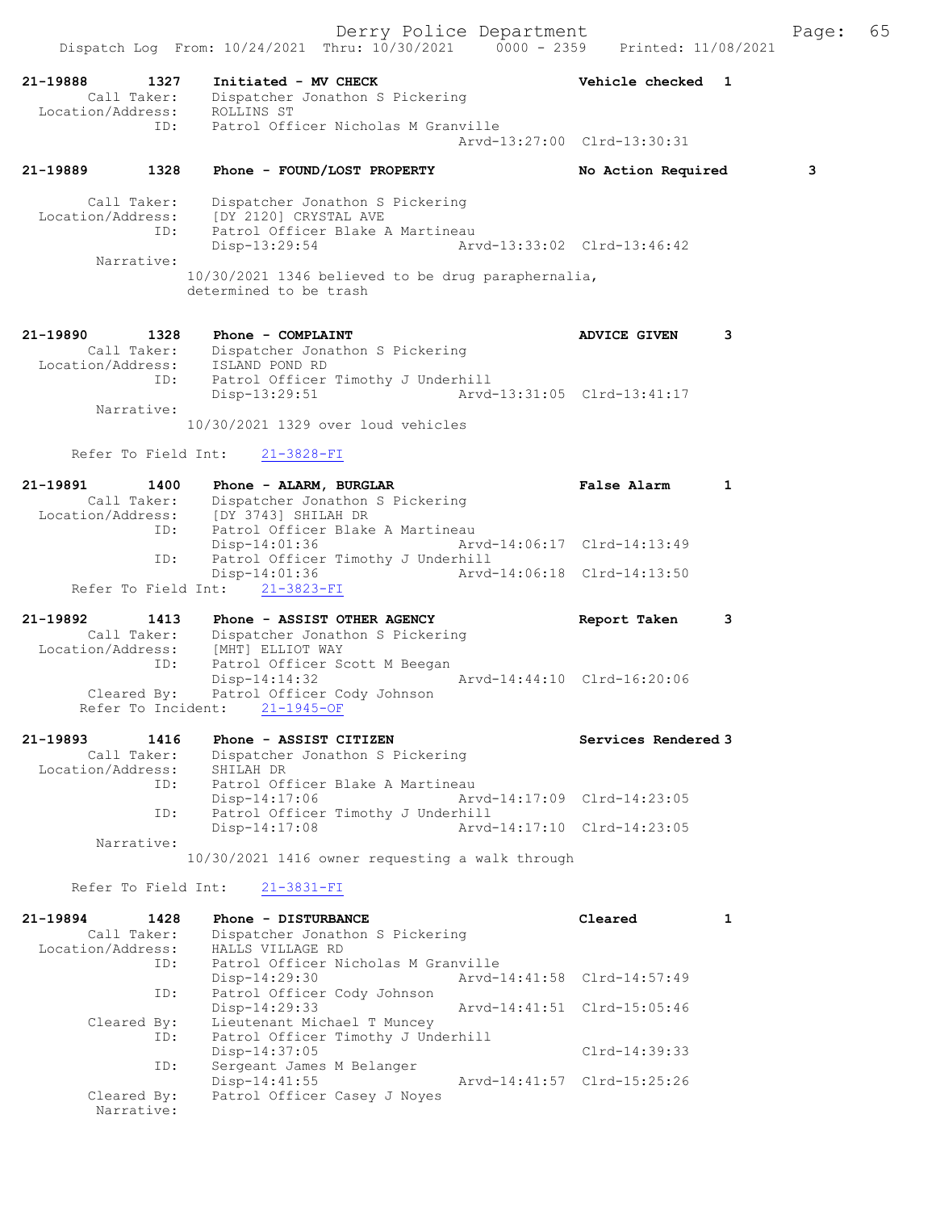Derry Police Department
Dispatch Log From: 10/24/2021 Thru: 10/30/2021 0000 - 2359 Printed: 11/08/2021

```
21-19888      1327    Initiated - MV CHECK                    Vehicle checked  1
        Call Taker:    Dispatcher Jonathon S Pickering
  Location/Address:    ROLLINS ST
               ID:    Patrol Officer Nicholas M Granville
                                           Arvd-13:27:00  Clrd-13:30:31

21-19889      1328    Phone - FOUND/LOST PROPERTY             No Action Required        3

        Call Taker:    Dispatcher Jonathon S Pickering
  Location/Address:    [DY 2120] CRYSTAL AVE
               ID:    Patrol Officer Blake A Martineau
                      Disp-13:29:54        Arvd-13:33:02  Clrd-13:46:42
         Narrative:
                  10/30/2021 1346 believed to be drug paraphernalia,
                  determined to be trash

21-19890      1328    Phone - COMPLAINT                       ADVICE GIVEN     3
        Call Taker:    Dispatcher Jonathon S Pickering
  Location/Address:    ISLAND POND RD
               ID:    Patrol Officer Timothy J Underhill
                      Disp-13:29:51        Arvd-13:31:05  Clrd-13:41:17
         Narrative:
                  10/30/2021 1329 over loud vehicles

      Refer To Field Int:    21-3828-FI

21-19891      1400    Phone - ALARM, BURGLAR                  False Alarm      1
        Call Taker:    Dispatcher Jonathon S Pickering
  Location/Address:    [DY 3743] SHILAH DR
               ID:    Patrol Officer Blake A Martineau
                      Disp-14:01:36        Arvd-14:06:17  Clrd-14:13:49
               ID:    Patrol Officer Timothy J Underhill
                      Disp-14:01:36        Arvd-14:06:18  Clrd-14:13:50
      Refer To Field Int:    21-3823-FI

21-19892      1413    Phone - ASSIST OTHER AGENCY             Report Taken     3
        Call Taker:    Dispatcher Jonathon S Pickering
  Location/Address:    [MHT] ELLIOT WAY
               ID:    Patrol Officer Scott M Beegan
                      Disp-14:14:32        Arvd-14:44:10  Clrd-16:20:06
        Cleared By:    Patrol Officer Cody Johnson
       Refer To Incident:    21-1945-OF

21-19893      1416    Phone - ASSIST CITIZEN                  Services Rendered 3
        Call Taker:    Dispatcher Jonathon S Pickering
  Location/Address:    SHILAH DR
               ID:    Patrol Officer Blake A Martineau
                      Disp-14:17:06        Arvd-14:17:09  Clrd-14:23:05
               ID:    Patrol Officer Timothy J Underhill
                      Disp-14:17:08        Arvd-14:17:10  Clrd-14:23:05
         Narrative:
                  10/30/2021 1416 owner requesting a walk through

      Refer To Field Int:    21-3831-FI

21-19894      1428    Phone - DISTURBANCE                     Cleared          1
        Call Taker:    Dispatcher Jonathon S Pickering
  Location/Address:    HALLS VILLAGE RD
               ID:    Patrol Officer Nicholas M Granville
                      Disp-14:29:30        Arvd-14:41:58  Clrd-14:57:49
               ID:    Patrol Officer Cody Johnson
                      Disp-14:29:33        Arvd-14:41:51  Clrd-15:05:46
        Cleared By:    Lieutenant Michael T Muncey
               ID:    Patrol Officer Timothy J Underhill
                      Disp-14:37:05                       Clrd-14:39:33
               ID:    Sergeant James M Belanger
                      Disp-14:41:55        Arvd-14:41:57  Clrd-15:25:26
        Cleared By:    Patrol Officer Casey J Noyes
         Narrative:
```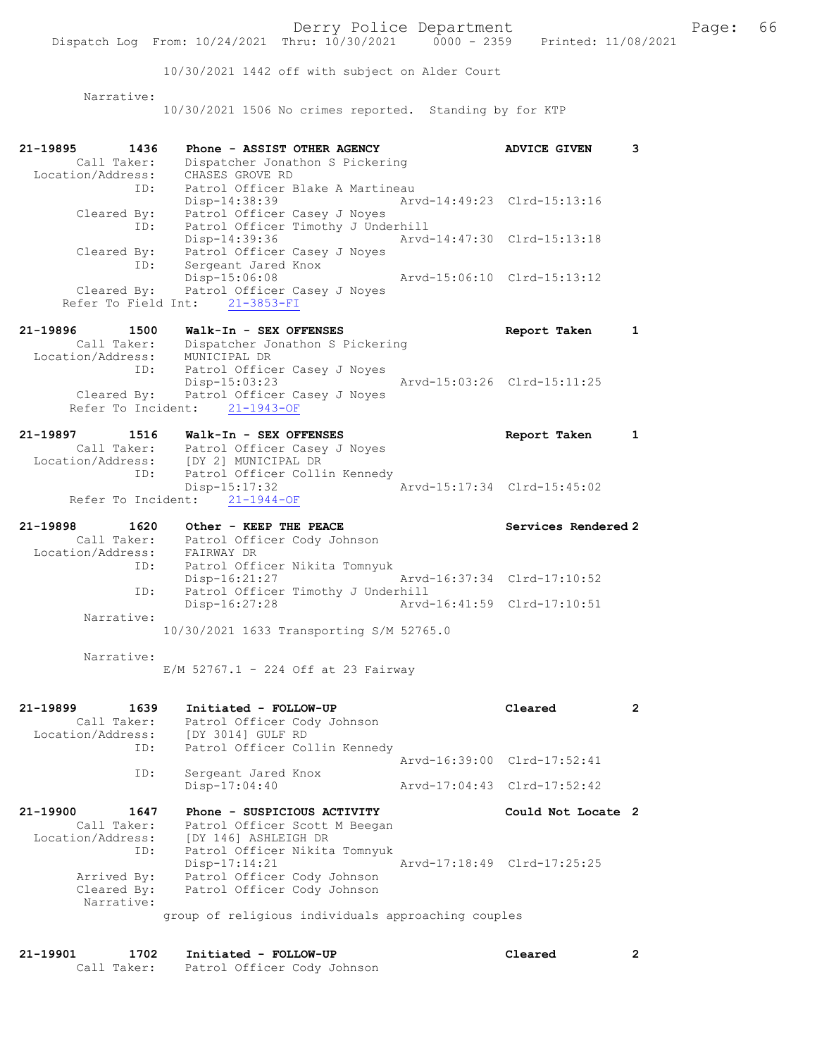```
                10/30/2021 1442 off with subject on Alder Court

        Narrative:
                10/30/2021 1506 No crimes reported.  Standing by for KTP


21-19895        1436    Phone - ASSIST OTHER AGENCY                   ADVICE GIVEN      3
        Call Taker:     Dispatcher Jonathon S Pickering
  Location/Address:     CHASES GROVE RD
                ID:     Patrol Officer Blake A Martineau
                        Disp-14:38:39                 Arvd-14:49:23  Clrd-15:13:16
        Cleared By:     Patrol Officer Casey J Noyes
                ID:     Patrol Officer Timothy J Underhill
                        Disp-14:39:36                 Arvd-14:47:30  Clrd-15:13:18
        Cleared By:     Patrol Officer Casey J Noyes
                ID:     Sergeant Jared Knox
                        Disp-15:06:08                 Arvd-15:06:10  Clrd-15:13:12
        Cleared By:     Patrol Officer Casey J Noyes
    Refer To Field Int:     21-3853-FI

21-19896        1500    Walk-In - SEX OFFENSES                        Report Taken      1
        Call Taker:     Dispatcher Jonathon S Pickering
  Location/Address:     MUNICIPAL DR
                ID:     Patrol Officer Casey J Noyes
                        Disp-15:03:23                 Arvd-15:03:26  Clrd-15:11:25
        Cleared By:     Patrol Officer Casey J Noyes
     Refer To Incident:     21-1943-OF

21-19897        1516    Walk-In - SEX OFFENSES                        Report Taken      1
        Call Taker:     Patrol Officer Casey J Noyes
  Location/Address:     [DY 2] MUNICIPAL DR
                ID:     Patrol Officer Collin Kennedy
                        Disp-15:17:32                 Arvd-15:17:34  Clrd-15:45:02
     Refer To Incident:     21-1944-OF

21-19898        1620    Other - KEEP THE PEACE                        Services Rendered 2
        Call Taker:     Patrol Officer Cody Johnson
  Location/Address:     FAIRWAY DR
                ID:     Patrol Officer Nikita Tomnyuk
                        Disp-16:21:27                 Arvd-16:37:34  Clrd-17:10:52
                ID:     Patrol Officer Timothy J Underhill
                        Disp-16:27:28                 Arvd-16:41:59  Clrd-17:10:51
        Narrative:
                10/30/2021 1633 Transporting S/M 52765.0

        Narrative:
                E/M 52767.1 - 224 Off at 23 Fairway


21-19899        1639    Initiated - FOLLOW-UP                         Cleared           2
        Call Taker:     Patrol Officer Cody Johnson
  Location/Address:     [DY 3014] GULF RD
                ID:     Patrol Officer Collin Kennedy
                                                      Arvd-16:39:00  Clrd-17:52:41
                ID:     Sergeant Jared Knox
                        Disp-17:04:40                 Arvd-17:04:43  Clrd-17:52:42

21-19900        1647    Phone - SUSPICIOUS ACTIVITY                   Could Not Locate  2
        Call Taker:     Patrol Officer Scott M Beegan
  Location/Address:     [DY 146] ASHLEIGH DR
                ID:     Patrol Officer Nikita Tomnyuk
                        Disp-17:14:21                 Arvd-17:18:49  Clrd-17:25:25
        Arrived By:     Patrol Officer Cody Johnson
        Cleared By:     Patrol Officer Cody Johnson
        Narrative:
                group of religious individuals approaching couples


21-19901        1702    Initiated - FOLLOW-UP                         Cleared           2
        Call Taker:     Patrol Officer Cody Johnson
```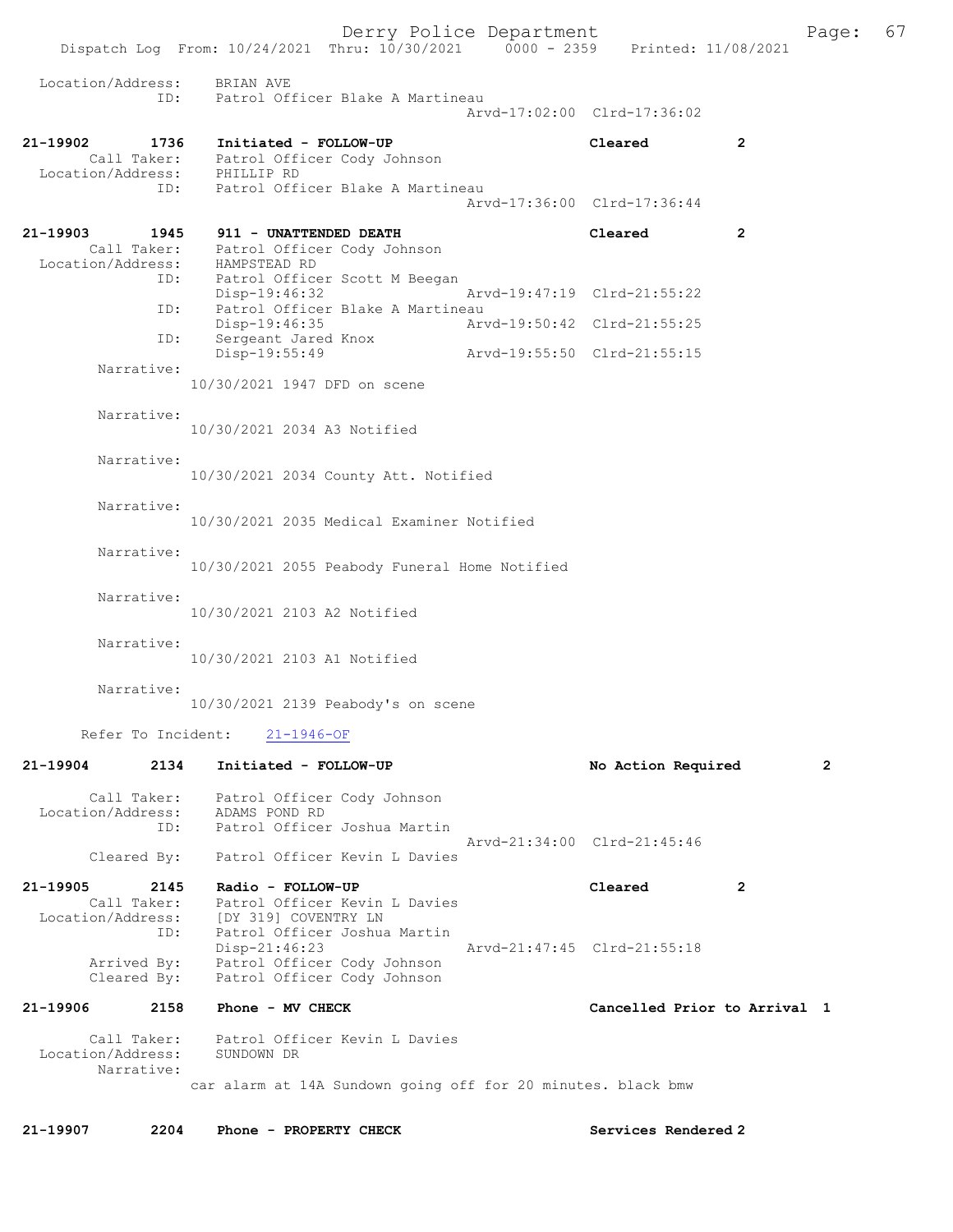```
Location/Address:    BRIAN AVE
              ID:    Patrol Officer Blake A Martineau
                                                  Arvd-17:02:00  Clrd-17:36:02

21-19902        1736    Initiated - FOLLOW-UP                         Cleared          2
        Call Taker:    Patrol Officer Cody Johnson
  Location/Address:    PHILLIP RD
              ID:    Patrol Officer Blake A Martineau
                                                  Arvd-17:36:00  Clrd-17:36:44

21-19903        1945    911 - UNATTENDED DEATH                        Cleared          2
        Call Taker:    Patrol Officer Cody Johnson
  Location/Address:    HAMPSTEAD RD
              ID:    Patrol Officer Scott M Beegan
                     Disp-19:46:32               Arvd-19:47:19  Clrd-21:55:22
              ID:    Patrol Officer Blake A Martineau
                     Disp-19:46:35               Arvd-19:50:42  Clrd-21:55:25
              ID:    Sergeant Jared Knox
                     Disp-19:55:49               Arvd-19:55:50  Clrd-21:55:15
         Narrative:
                   10/30/2021 1947 DFD on scene

         Narrative:
                   10/30/2021 2034 A3 Notified

         Narrative:
                   10/30/2021 2034 County Att. Notified

         Narrative:
                   10/30/2021 2035 Medical Examiner Notified

         Narrative:
                   10/30/2021 2055 Peabody Funeral Home Notified

         Narrative:
                   10/30/2021 2103 A2 Notified

         Narrative:
                   10/30/2021 2103 A1 Notified

         Narrative:
                   10/30/2021 2139 Peabody's on scene

       Refer To Incident:    21-1946-OF

21-19904        2134    Initiated - FOLLOW-UP                         No Action Required      2

        Call Taker:    Patrol Officer Cody Johnson
  Location/Address:    ADAMS POND RD
              ID:    Patrol Officer Joshua Martin
                                                  Arvd-21:34:00  Clrd-21:45:46
        Cleared By:    Patrol Officer Kevin L Davies

21-19905        2145    Radio - FOLLOW-UP                             Cleared          2
        Call Taker:    Patrol Officer Kevin L Davies
  Location/Address:    [DY 319] COVENTRY LN
              ID:    Patrol Officer Joshua Martin
                     Disp-21:46:23               Arvd-21:47:45  Clrd-21:55:18
        Arrived By:    Patrol Officer Cody Johnson
        Cleared By:    Patrol Officer Cody Johnson

21-19906        2158    Phone - MV CHECK                              Cancelled Prior to Arrival  1

        Call Taker:    Patrol Officer Kevin L Davies
  Location/Address:    SUNDOWN DR
         Narrative:
                   car alarm at 14A Sundown going off for 20 minutes. black bmw

21-19907        2204    Phone - PROPERTY CHECK                        Services Rendered 2
```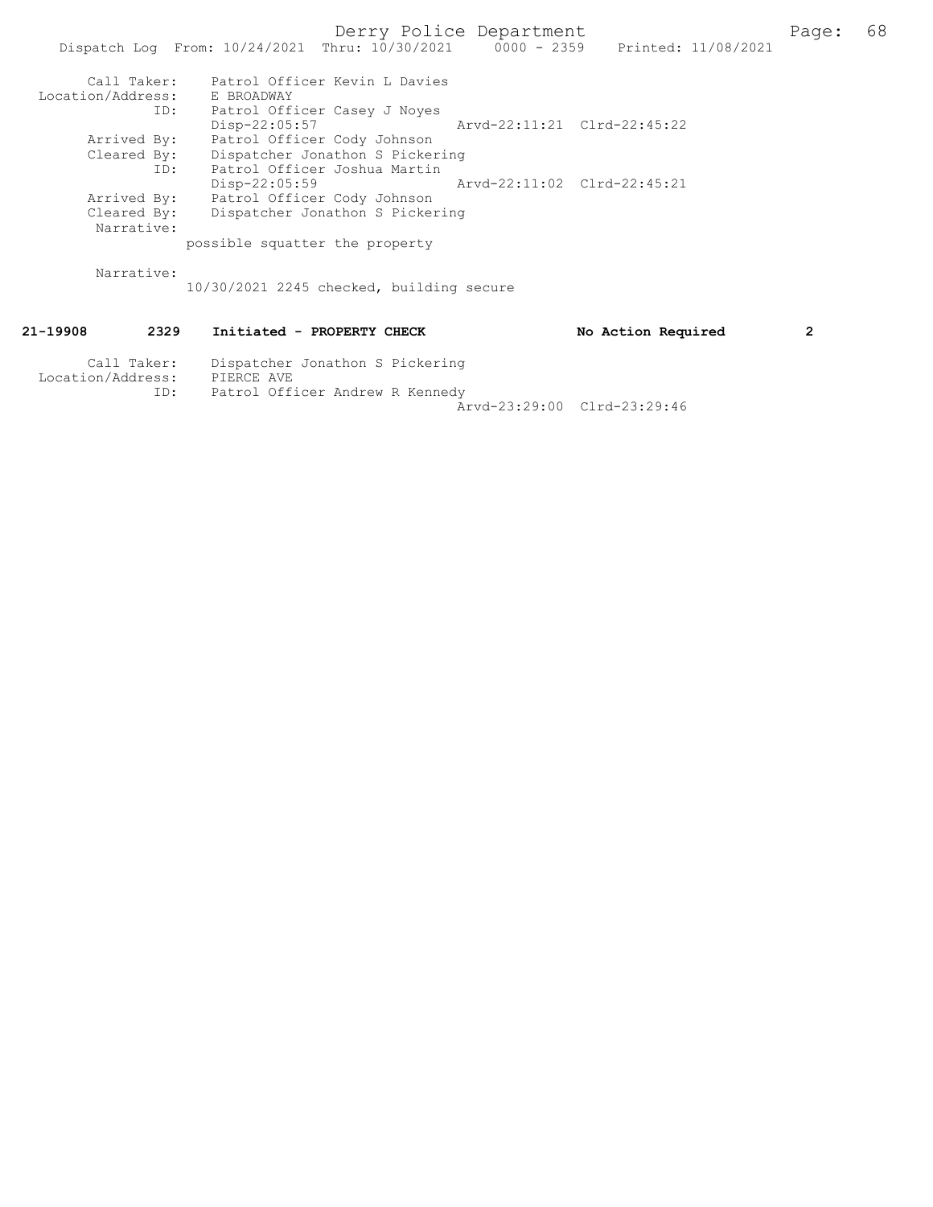Call Taker: Patrol Officer Kevin L Davies
Location/Address: E BROADWAY
ID: Patrol Officer Casey J Noyes
Disp-22:05:57 Arvd-22:11:21 Clrd-22:45:22
Arrived By: Patrol Officer Cody Johnson
Cleared By: Dispatcher Jonathon S Pickering
ID: Patrol Officer Joshua Martin
Disp-22:05:59 Arvd-22:11:02 Clrd-22:45:21
Arrived By: Patrol Officer Cody Johnson
Cleared By: Dispatcher Jonathon S Pickering
Narrative:
possible squatter the property

Narrative:
10/30/2021 2245 checked, building secure

**21-19908 2329 Initiated - PROPERTY CHECK No Action Required 2**

Call Taker: Dispatcher Jonathon S Pickering
Location/Address: PIERCE AVE
ID: Patrol Officer Andrew R Kennedy
Arvd-23:29:00 Clrd-23:29:46